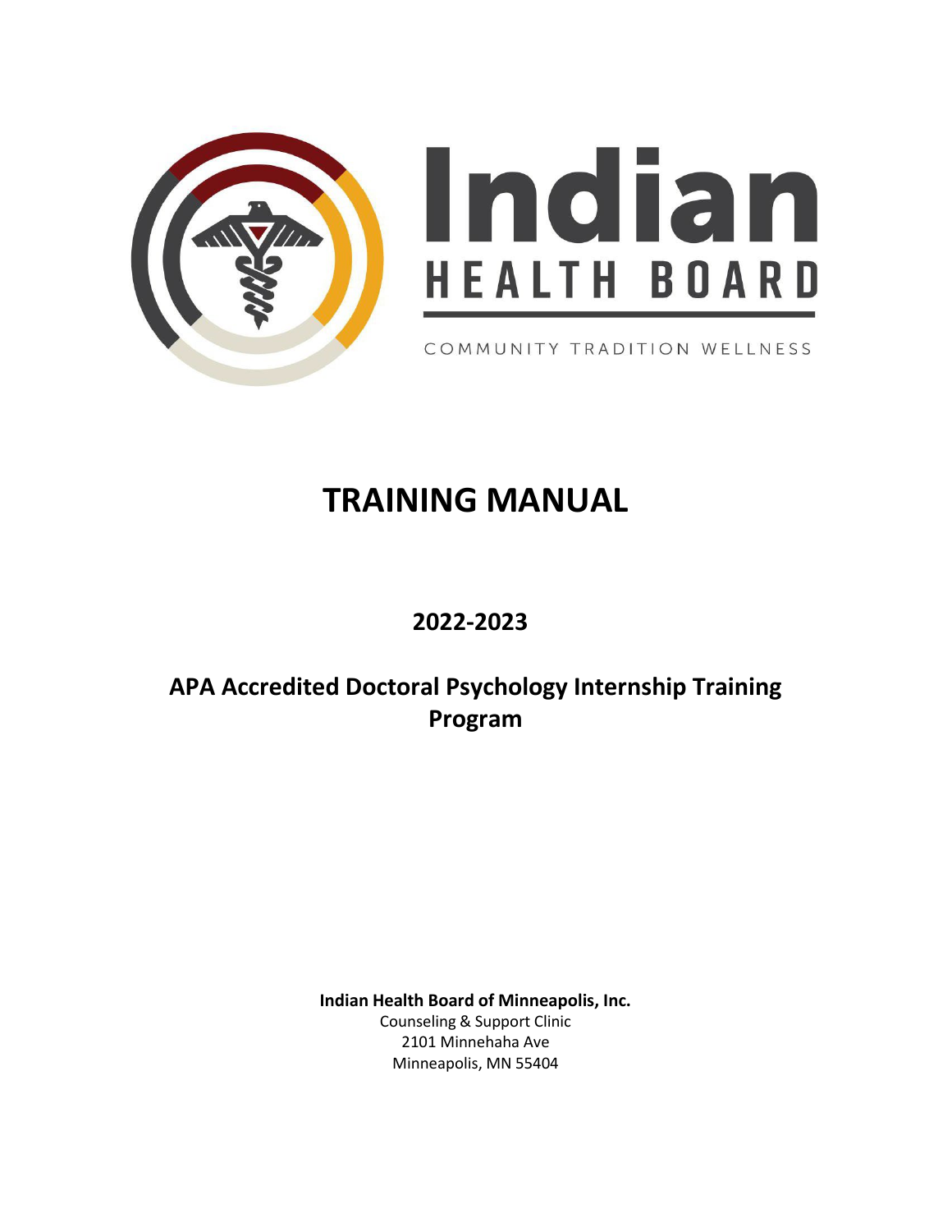Indian

HEALTH BOARD

COMMUNITY TRADITION WELLNESS

# TRAINING MANUAL

## 2022-2023

## APA Accredited Doctoral Psychology Internship Training Program

**Indian Health Board of Minneapolis, Inc.**
Counseling & Support Clinic
2101 Minnehaha Ave
Minneapolis, MN 55404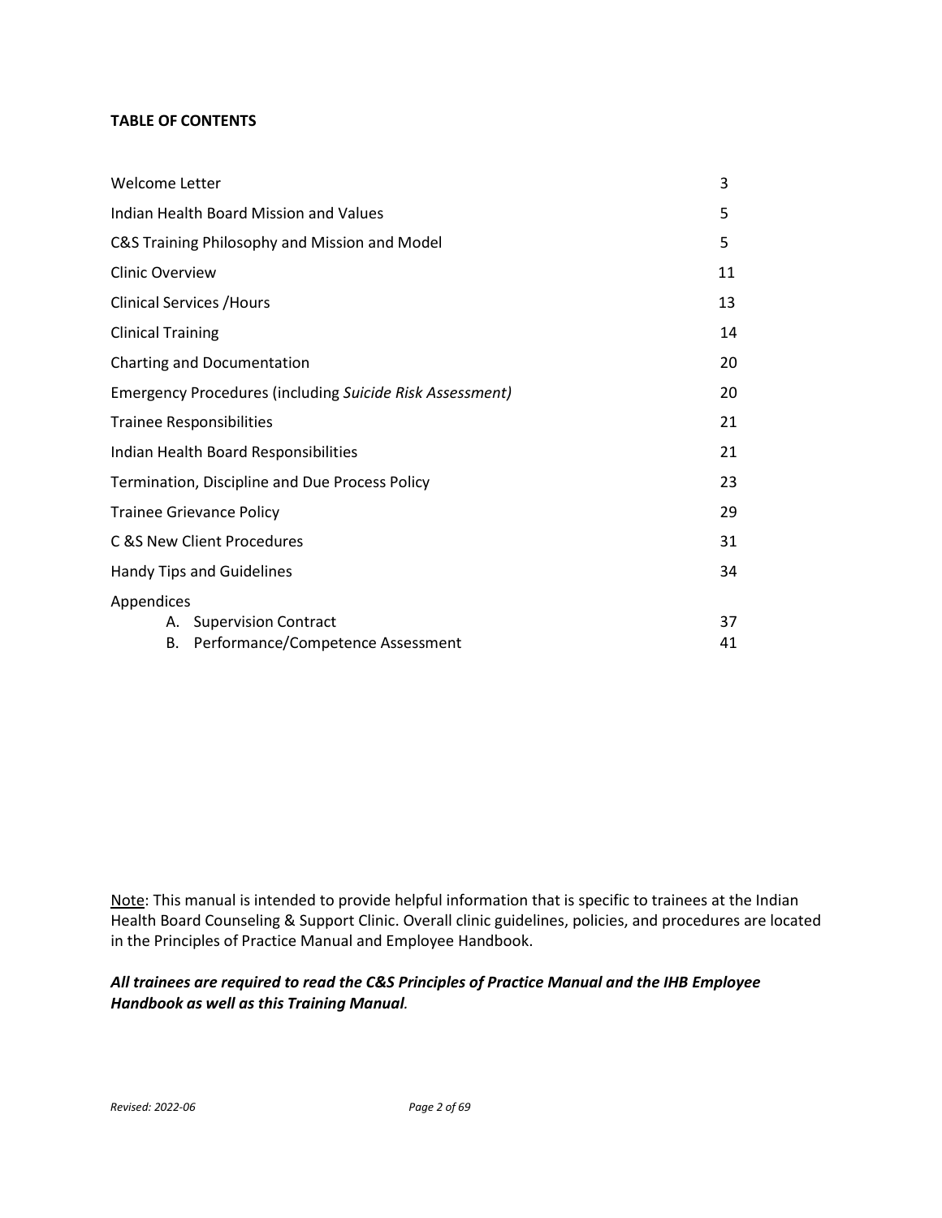**TABLE OF CONTENTS**

| | |
|---|---|
| Welcome Letter | 3 |
| Indian Health Board Mission and Values | 5 |
| C&S Training Philosophy and Mission and Model | 5 |
| Clinic Overview | 11 |
| Clinical Services /Hours | 13 |
| Clinical Training | 14 |
| Charting and Documentation | 20 |
| Emergency Procedures (including *Suicide Risk Assessment)* | 20 |
| Trainee Responsibilities | 21 |
| Indian Health Board Responsibilities | 21 |
| Termination, Discipline and Due Process Policy | 23 |
| Trainee Grievance Policy | 29 |
| C &S New Client Procedures | 31 |
| Handy Tips and Guidelines | 34 |
| Appendices | |
| A. Supervision Contract | 37 |
| B. Performance/Competence Assessment | 41 |

Note: This manual is intended to provide helpful information that is specific to trainees at the Indian Health Board Counseling & Support Clinic. Overall clinic guidelines, policies, and procedures are located in the Principles of Practice Manual and Employee Handbook.

***All trainees are required to read the C&S Principles of Practice Manual and the IHB Employee Handbook as well as this Training Manual*.**

*Revised: 2022-06*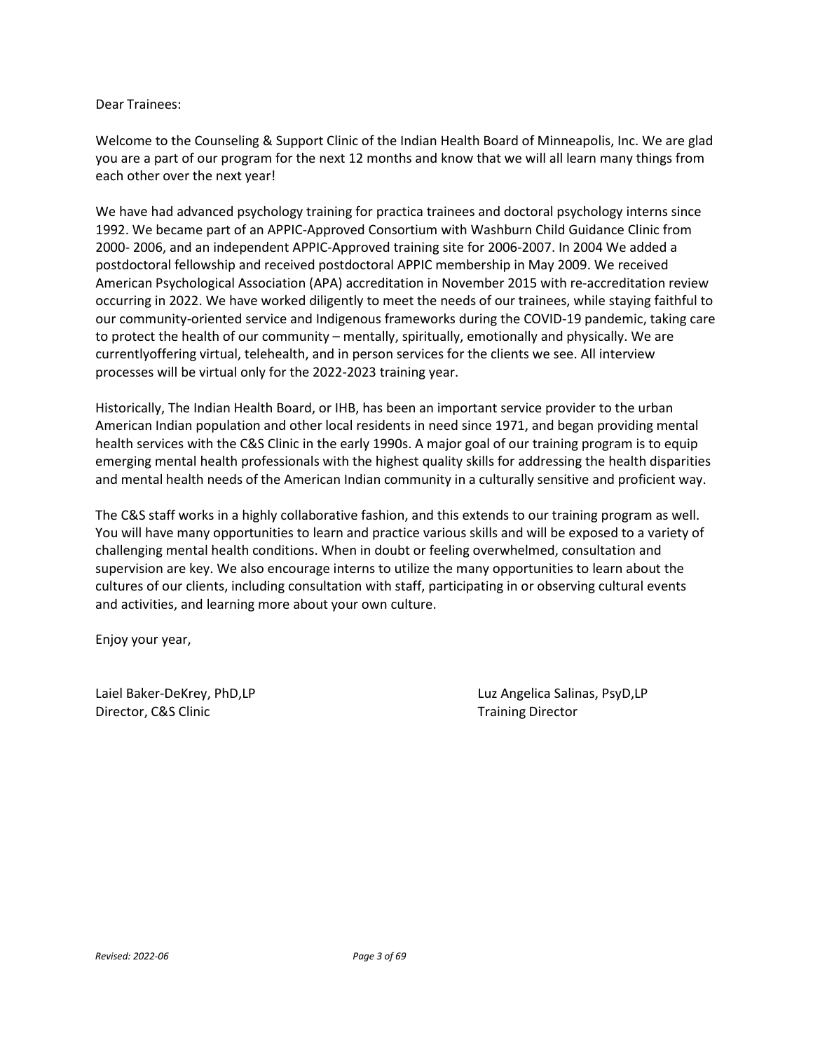Dear Trainees:

Welcome to the Counseling & Support Clinic of the Indian Health Board of Minneapolis, Inc. We are glad you are a part of our program for the next 12 months and know that we will all learn many things from each other over the next year!

We have had advanced psychology training for practica trainees and doctoral psychology interns since 1992. We became part of an APPIC-Approved Consortium with Washburn Child Guidance Clinic from 2000- 2006, and an independent APPIC-Approved training site for 2006-2007. In 2004 We added a postdoctoral fellowship and received postdoctoral APPIC membership in May 2009. We received American Psychological Association (APA) accreditation in November 2015 with re-accreditation review occurring in 2022. We have worked diligently to meet the needs of our trainees, while staying faithful to our community-oriented service and Indigenous frameworks during the COVID-19 pandemic, taking care to protect the health of our community – mentally, spiritually, emotionally and physically. We are currentlyoffering virtual, telehealth, and in person services for the clients we see. All interview processes will be virtual only for the 2022-2023 training year.

Historically, The Indian Health Board, or IHB, has been an important service provider to the urban American Indian population and other local residents in need since 1971, and began providing mental health services with the C&S Clinic in the early 1990s. A major goal of our training program is to equip emerging mental health professionals with the highest quality skills for addressing the health disparities and mental health needs of the American Indian community in a culturally sensitive and proficient way.

The C&S staff works in a highly collaborative fashion, and this extends to our training program as well. You will have many opportunities to learn and practice various skills and will be exposed to a variety of challenging mental health conditions. When in doubt or feeling overwhelmed, consultation and supervision are key. We also encourage interns to utilize the many opportunities to learn about the cultures of our clients, including consultation with staff, participating in or observing cultural events and activities, and learning more about your own culture.

Enjoy your year,

Laiel Baker-DeKrey, PhD,LP
Director, C&S Clinic

Luz Angelica Salinas, PsyD,LP
Training Director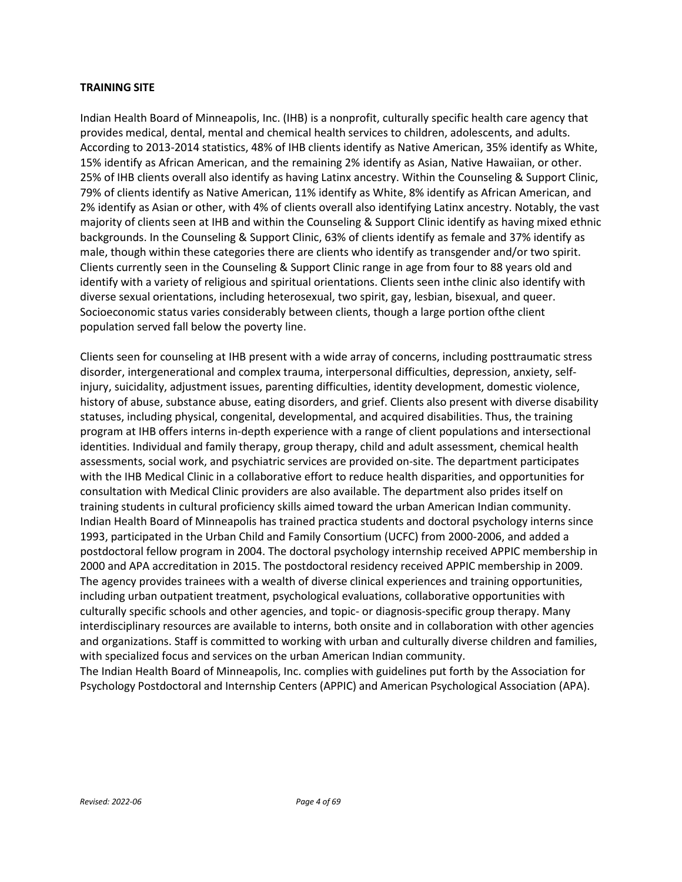**TRAINING SITE**

Indian Health Board of Minneapolis, Inc. (IHB) is a nonprofit, culturally specific health care agency that provides medical, dental, mental and chemical health services to children, adolescents, and adults. According to 2013-2014 statistics, 48% of IHB clients identify as Native American, 35% identify as White, 15% identify as African American, and the remaining 2% identify as Asian, Native Hawaiian, or other. 25% of IHB clients overall also identify as having Latinx ancestry. Within the Counseling & Support Clinic, 79% of clients identify as Native American, 11% identify as White, 8% identify as African American, and 2% identify as Asian or other, with 4% of clients overall also identifying Latinx ancestry. Notably, the vast majority of clients seen at IHB and within the Counseling & Support Clinic identify as having mixed ethnic backgrounds. In the Counseling & Support Clinic, 63% of clients identify as female and 37% identify as male, though within these categories there are clients who identify as transgender and/or two spirit. Clients currently seen in the Counseling & Support Clinic range in age from four to 88 years old and identify with a variety of religious and spiritual orientations. Clients seen inthe clinic also identify with diverse sexual orientations, including heterosexual, two spirit, gay, lesbian, bisexual, and queer. Socioeconomic status varies considerably between clients, though a large portion ofthe client population served fall below the poverty line.

Clients seen for counseling at IHB present with a wide array of concerns, including posttraumatic stress disorder, intergenerational and complex trauma, interpersonal difficulties, depression, anxiety, self-injury, suicidality, adjustment issues, parenting difficulties, identity development, domestic violence, history of abuse, substance abuse, eating disorders, and grief. Clients also present with diverse disability statuses, including physical, congenital, developmental, and acquired disabilities. Thus, the training program at IHB offers interns in-depth experience with a range of client populations and intersectional identities. Individual and family therapy, group therapy, child and adult assessment, chemical health assessments, social work, and psychiatric services are provided on-site. The department participates with the IHB Medical Clinic in a collaborative effort to reduce health disparities, and opportunities for consultation with Medical Clinic providers are also available. The department also prides itself on training students in cultural proficiency skills aimed toward the urban American Indian community. Indian Health Board of Minneapolis has trained practica students and doctoral psychology interns since 1993, participated in the Urban Child and Family Consortium (UCFC) from 2000-2006, and added a postdoctoral fellow program in 2004. The doctoral psychology internship received APPIC membership in 2000 and APA accreditation in 2015. The postdoctoral residency received APPIC membership in 2009. The agency provides trainees with a wealth of diverse clinical experiences and training opportunities, including urban outpatient treatment, psychological evaluations, collaborative opportunities with culturally specific schools and other agencies, and topic- or diagnosis-specific group therapy. Many interdisciplinary resources are available to interns, both onsite and in collaboration with other agencies and organizations. Staff is committed to working with urban and culturally diverse children and families, with specialized focus and services on the urban American Indian community.

The Indian Health Board of Minneapolis, Inc. complies with guidelines put forth by the Association for Psychology Postdoctoral and Internship Centers (APPIC) and American Psychological Association (APA).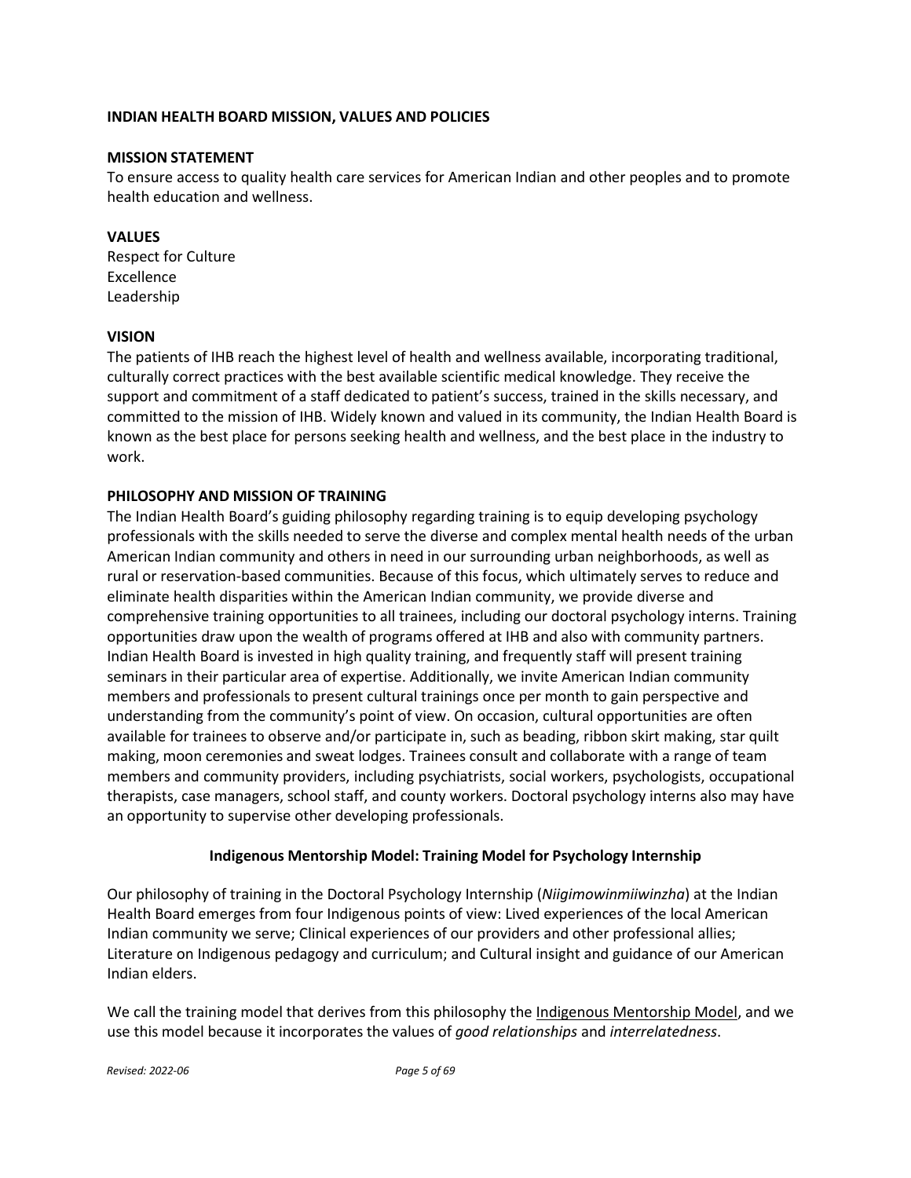## INDIAN HEALTH BOARD MISSION, VALUES AND POLICIES

### MISSION STATEMENT

To ensure access to quality health care services for American Indian and other peoples and to promote health education and wellness.

### VALUES

Respect for Culture
Excellence
Leadership

### VISION

The patients of IHB reach the highest level of health and wellness available, incorporating traditional, culturally correct practices with the best available scientific medical knowledge. They receive the support and commitment of a staff dedicated to patient's success, trained in the skills necessary, and committed to the mission of IHB. Widely known and valued in its community, the Indian Health Board is known as the best place for persons seeking health and wellness, and the best place in the industry to work.

### PHILOSOPHY AND MISSION OF TRAINING

The Indian Health Board's guiding philosophy regarding training is to equip developing psychology professionals with the skills needed to serve the diverse and complex mental health needs of the urban American Indian community and others in need in our surrounding urban neighborhoods, as well as rural or reservation-based communities. Because of this focus, which ultimately serves to reduce and eliminate health disparities within the American Indian community, we provide diverse and comprehensive training opportunities to all trainees, including our doctoral psychology interns. Training opportunities draw upon the wealth of programs offered at IHB and also with community partners. Indian Health Board is invested in high quality training, and frequently staff will present training seminars in their particular area of expertise. Additionally, we invite American Indian community members and professionals to present cultural trainings once per month to gain perspective and understanding from the community's point of view. On occasion, cultural opportunities are often available for trainees to observe and/or participate in, such as beading, ribbon skirt making, star quilt making, moon ceremonies and sweat lodges. Trainees consult and collaborate with a range of team members and community providers, including psychiatrists, social workers, psychologists, occupational therapists, case managers, school staff, and county workers. Doctoral psychology interns also may have an opportunity to supervise other developing professionals.

### Indigenous Mentorship Model: Training Model for Psychology Internship

Our philosophy of training in the Doctoral Psychology Internship (*Niigimowinmiiwinzha*) at the Indian Health Board emerges from four Indigenous points of view: Lived experiences of the local American Indian community we serve; Clinical experiences of our providers and other professional allies; Literature on Indigenous pedagogy and curriculum; and Cultural insight and guidance of our American Indian elders.

We call the training model that derives from this philosophy the Indigenous Mentorship Model, and we use this model because it incorporates the values of *good relationships* and *interrelatedness*.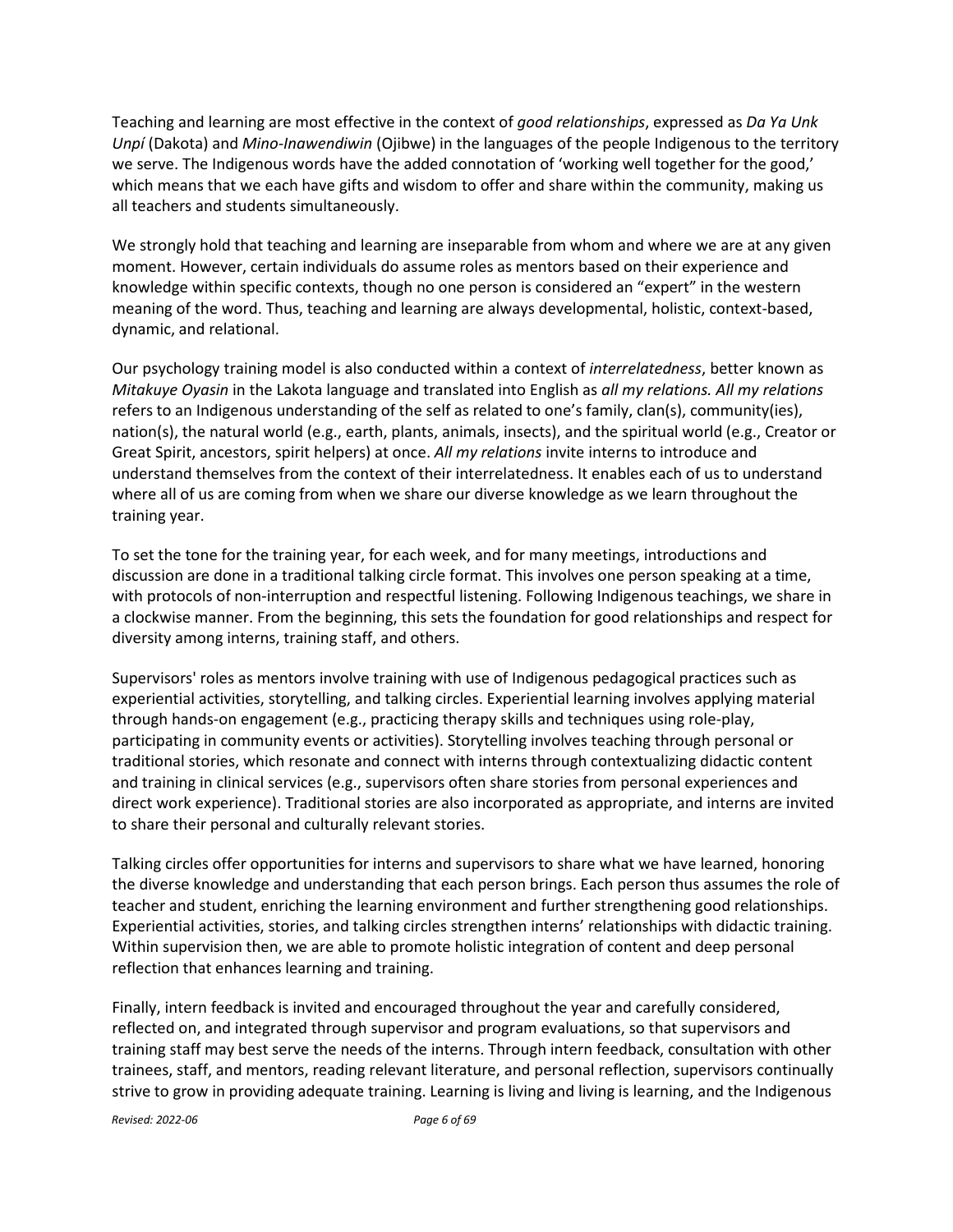Teaching and learning are most effective in the context of *good relationships*, expressed as *Da Ya Unk Unpí* (Dakota) and *Mino-Inawendiwin* (Ojibwe) in the languages of the people Indigenous to the territory we serve. The Indigenous words have the added connotation of 'working well together for the good,' which means that we each have gifts and wisdom to offer and share within the community, making us all teachers and students simultaneously.

We strongly hold that teaching and learning are inseparable from whom and where we are at any given moment. However, certain individuals do assume roles as mentors based on their experience and knowledge within specific contexts, though no one person is considered an "expert" in the western meaning of the word. Thus, teaching and learning are always developmental, holistic, context-based, dynamic, and relational.

Our psychology training model is also conducted within a context of *interrelatedness*, better known as *Mitakuye Oyasin* in the Lakota language and translated into English as *all my relations. All my relations* refers to an Indigenous understanding of the self as related to one's family, clan(s), community(ies), nation(s), the natural world (e.g., earth, plants, animals, insects), and the spiritual world (e.g., Creator or Great Spirit, ancestors, spirit helpers) at once. *All my relations* invite interns to introduce and understand themselves from the context of their interrelatedness. It enables each of us to understand where all of us are coming from when we share our diverse knowledge as we learn throughout the training year.

To set the tone for the training year, for each week, and for many meetings, introductions and discussion are done in a traditional talking circle format. This involves one person speaking at a time, with protocols of non-interruption and respectful listening. Following Indigenous teachings, we share in a clockwise manner. From the beginning, this sets the foundation for good relationships and respect for diversity among interns, training staff, and others.

Supervisors' roles as mentors involve training with use of Indigenous pedagogical practices such as experiential activities, storytelling, and talking circles. Experiential learning involves applying material through hands-on engagement (e.g., practicing therapy skills and techniques using role-play, participating in community events or activities). Storytelling involves teaching through personal or traditional stories, which resonate and connect with interns through contextualizing didactic content and training in clinical services (e.g., supervisors often share stories from personal experiences and direct work experience). Traditional stories are also incorporated as appropriate, and interns are invited to share their personal and culturally relevant stories.

Talking circles offer opportunities for interns and supervisors to share what we have learned, honoring the diverse knowledge and understanding that each person brings. Each person thus assumes the role of teacher and student, enriching the learning environment and further strengthening good relationships. Experiential activities, stories, and talking circles strengthen interns' relationships with didactic training. Within supervision then, we are able to promote holistic integration of content and deep personal reflection that enhances learning and training.

Finally, intern feedback is invited and encouraged throughout the year and carefully considered, reflected on, and integrated through supervisor and program evaluations, so that supervisors and training staff may best serve the needs of the interns. Through intern feedback, consultation with other trainees, staff, and mentors, reading relevant literature, and personal reflection, supervisors continually strive to grow in providing adequate training. Learning is living and living is learning, and the Indigenous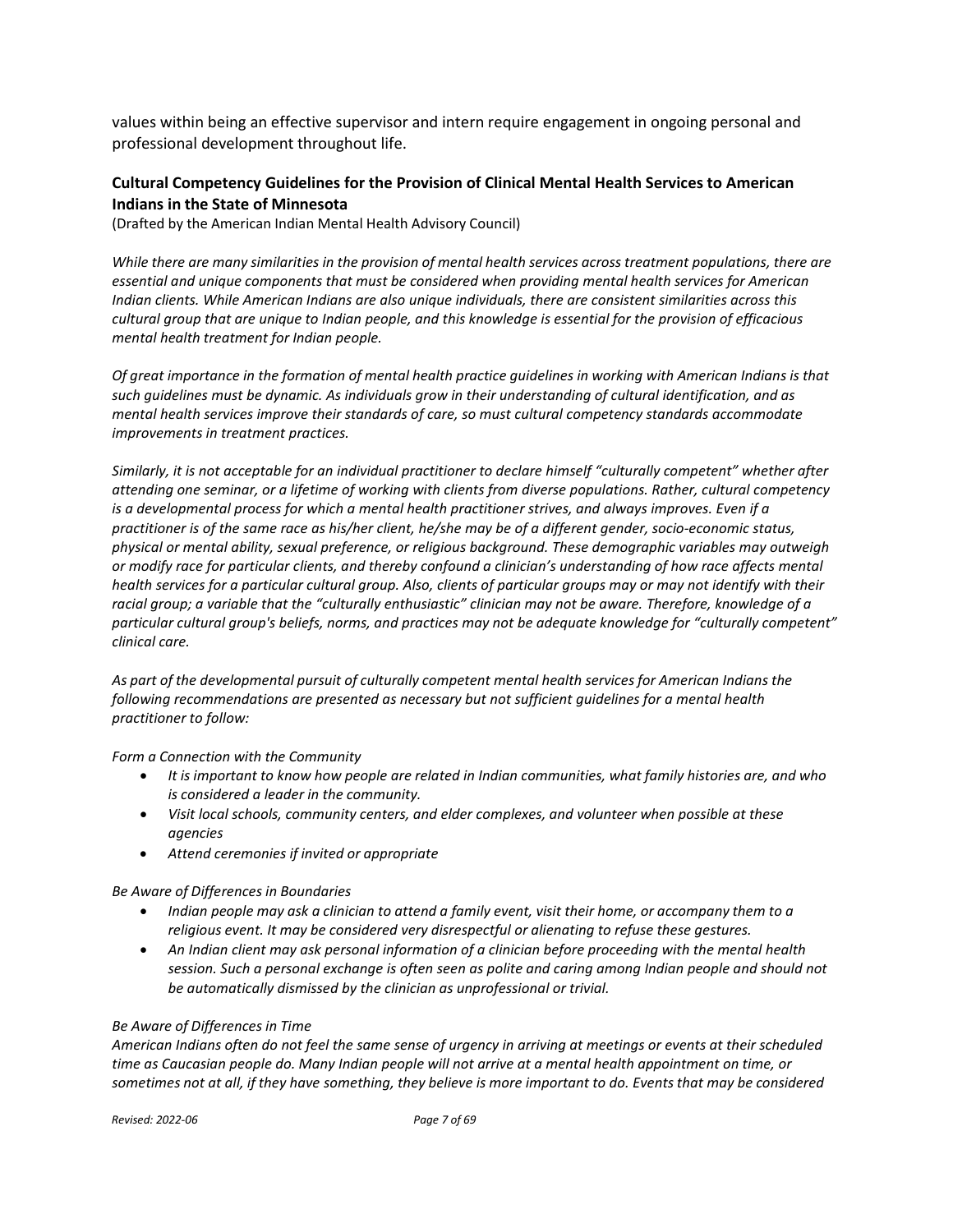values within being an effective supervisor and intern require engagement in ongoing personal and professional development throughout life.

### Cultural Competency Guidelines for the Provision of Clinical Mental Health Services to American Indians in the State of Minnesota

(Drafted by the American Indian Mental Health Advisory Council)

*While there are many similarities in the provision of mental health services across treatment populations, there are essential and unique components that must be considered when providing mental health services for American Indian clients. While American Indians are also unique individuals, there are consistent similarities across this cultural group that are unique to Indian people, and this knowledge is essential for the provision of efficacious mental health treatment for Indian people.*

*Of great importance in the formation of mental health practice guidelines in working with American Indians is that such guidelines must be dynamic. As individuals grow in their understanding of cultural identification, and as mental health services improve their standards of care, so must cultural competency standards accommodate improvements in treatment practices.*

*Similarly, it is not acceptable for an individual practitioner to declare himself "culturally competent" whether after attending one seminar, or a lifetime of working with clients from diverse populations. Rather, cultural competency is a developmental process for which a mental health practitioner strives, and always improves. Even if a practitioner is of the same race as his/her client, he/she may be of a different gender, socio-economic status, physical or mental ability, sexual preference, or religious background. These demographic variables may outweigh or modify race for particular clients, and thereby confound a clinician's understanding of how race affects mental health services for a particular cultural group. Also, clients of particular groups may or may not identify with their racial group; a variable that the "culturally enthusiastic" clinician may not be aware. Therefore, knowledge of a particular cultural group's beliefs, norms, and practices may not be adequate knowledge for "culturally competent" clinical care.*

*As part of the developmental pursuit of culturally competent mental health services for American Indians the following recommendations are presented as necessary but not sufficient guidelines for a mental health practitioner to follow:*

*Form a Connection with the Community*

- *It is important to know how people are related in Indian communities, what family histories are, and who is considered a leader in the community.*
- *Visit local schools, community centers, and elder complexes, and volunteer when possible at these agencies*
- *Attend ceremonies if invited or appropriate*

*Be Aware of Differences in Boundaries*

- *Indian people may ask a clinician to attend a family event, visit their home, or accompany them to a religious event. It may be considered very disrespectful or alienating to refuse these gestures.*
- *An Indian client may ask personal information of a clinician before proceeding with the mental health session. Such a personal exchange is often seen as polite and caring among Indian people and should not be automatically dismissed by the clinician as unprofessional or trivial.*

*Be Aware of Differences in Time*

*American Indians often do not feel the same sense of urgency in arriving at meetings or events at their scheduled time as Caucasian people do. Many Indian people will not arrive at a mental health appointment on time, or sometimes not at all, if they have something, they believe is more important to do. Events that may be considered*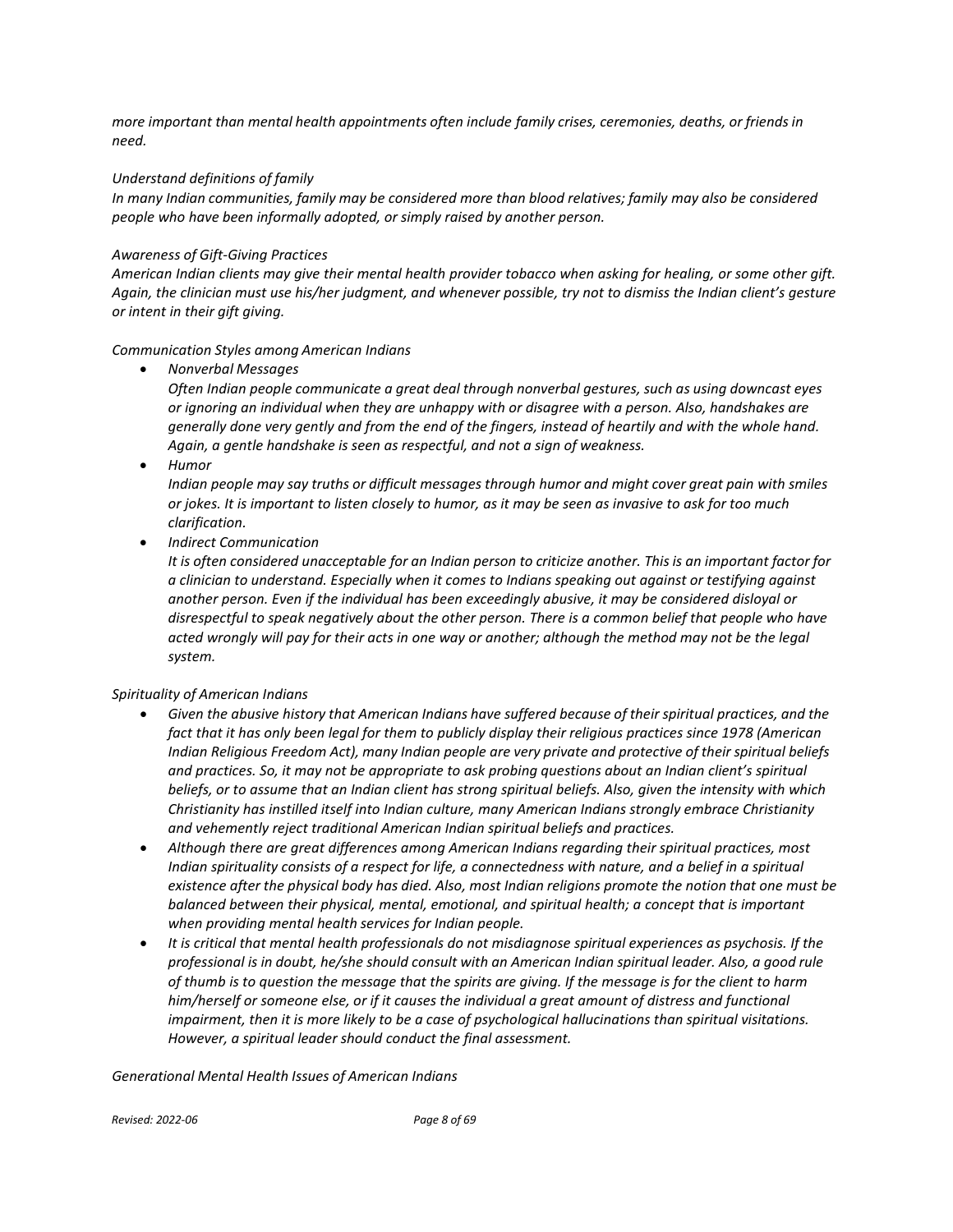*more important than mental health appointments often include family crises, ceremonies, deaths, or friends in need.*

*Understand definitions of family*
*In many Indian communities, family may be considered more than blood relatives; family may also be considered people who have been informally adopted, or simply raised by another person.*

*Awareness of Gift-Giving Practices*
*American Indian clients may give their mental health provider tobacco when asking for healing, or some other gift. Again, the clinician must use his/her judgment, and whenever possible, try not to dismiss the Indian client's gesture or intent in their gift giving.*

*Communication Styles among American Indians*

- *Nonverbal Messages*
  *Often Indian people communicate a great deal through nonverbal gestures, such as using downcast eyes or ignoring an individual when they are unhappy with or disagree with a person. Also, handshakes are generally done very gently and from the end of the fingers, instead of heartily and with the whole hand. Again, a gentle handshake is seen as respectful, and not a sign of weakness.*
- *Humor*
  *Indian people may say truths or difficult messages through humor and might cover great pain with smiles or jokes. It is important to listen closely to humor, as it may be seen as invasive to ask for too much clarification.*
- *Indirect Communication*
  *It is often considered unacceptable for an Indian person to criticize another. This is an important factor for a clinician to understand. Especially when it comes to Indians speaking out against or testifying against another person. Even if the individual has been exceedingly abusive, it may be considered disloyal or disrespectful to speak negatively about the other person. There is a common belief that people who have acted wrongly will pay for their acts in one way or another; although the method may not be the legal system.*

*Spirituality of American Indians*

- *Given the abusive history that American Indians have suffered because of their spiritual practices, and the fact that it has only been legal for them to publicly display their religious practices since 1978 (American Indian Religious Freedom Act), many Indian people are very private and protective of their spiritual beliefs and practices. So, it may not be appropriate to ask probing questions about an Indian client's spiritual beliefs, or to assume that an Indian client has strong spiritual beliefs. Also, given the intensity with which Christianity has instilled itself into Indian culture, many American Indians strongly embrace Christianity and vehemently reject traditional American Indian spiritual beliefs and practices.*
- *Although there are great differences among American Indians regarding their spiritual practices, most Indian spirituality consists of a respect for life, a connectedness with nature, and a belief in a spiritual existence after the physical body has died. Also, most Indian religions promote the notion that one must be balanced between their physical, mental, emotional, and spiritual health; a concept that is important when providing mental health services for Indian people.*
- *It is critical that mental health professionals do not misdiagnose spiritual experiences as psychosis. If the professional is in doubt, he/she should consult with an American Indian spiritual leader. Also, a good rule of thumb is to question the message that the spirits are giving. If the message is for the client to harm him/herself or someone else, or if it causes the individual a great amount of distress and functional impairment, then it is more likely to be a case of psychological hallucinations than spiritual visitations. However, a spiritual leader should conduct the final assessment.*

*Generational Mental Health Issues of American Indians*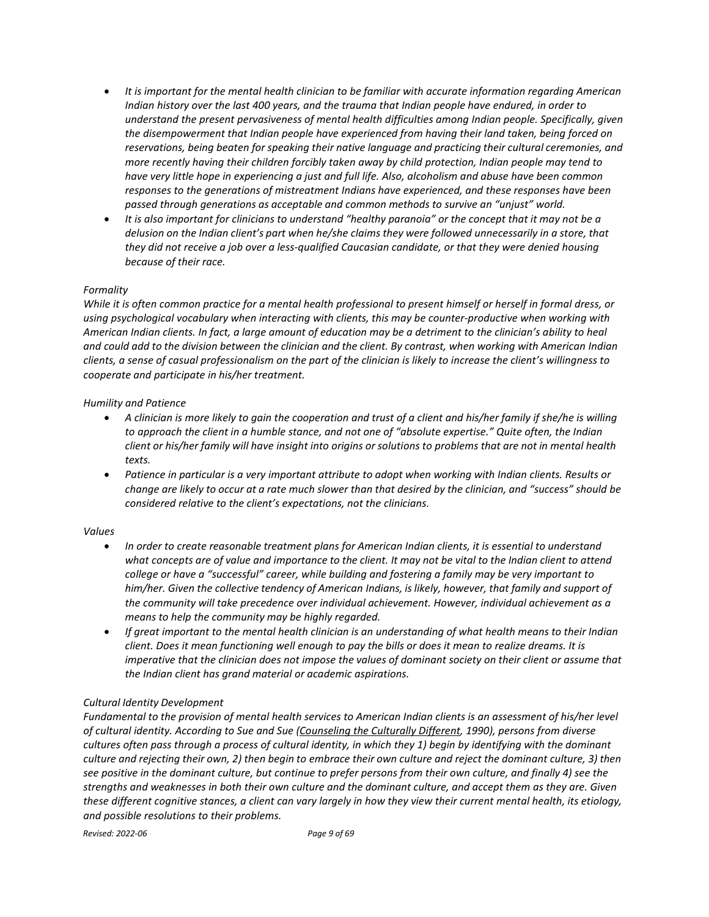- *It is important for the mental health clinician to be familiar with accurate information regarding American Indian history over the last 400 years, and the trauma that Indian people have endured, in order to understand the present pervasiveness of mental health difficulties among Indian people. Specifically, given the disempowerment that Indian people have experienced from having their land taken, being forced on reservations, being beaten for speaking their native language and practicing their cultural ceremonies, and more recently having their children forcibly taken away by child protection, Indian people may tend to have very little hope in experiencing a just and full life. Also, alcoholism and abuse have been common responses to the generations of mistreatment Indians have experienced, and these responses have been passed through generations as acceptable and common methods to survive an "unjust" world.*
- *It is also important for clinicians to understand "healthy paranoia" or the concept that it may not be a delusion on the Indian client's part when he/she claims they were followed unnecessarily in a store, that they did not receive a job over a less-qualified Caucasian candidate, or that they were denied housing because of their race.*

*Formality*

*While it is often common practice for a mental health professional to present himself or herself in formal dress, or using psychological vocabulary when interacting with clients, this may be counter-productive when working with American Indian clients. In fact, a large amount of education may be a detriment to the clinician's ability to heal and could add to the division between the clinician and the client. By contrast, when working with American Indian clients, a sense of casual professionalism on the part of the clinician is likely to increase the client's willingness to cooperate and participate in his/her treatment.*

*Humility and Patience*

- *A clinician is more likely to gain the cooperation and trust of a client and his/her family if she/he is willing to approach the client in a humble stance, and not one of "absolute expertise." Quite often, the Indian client or his/her family will have insight into origins or solutions to problems that are not in mental health texts.*
- *Patience in particular is a very important attribute to adopt when working with Indian clients. Results or change are likely to occur at a rate much slower than that desired by the clinician, and "success" should be considered relative to the client's expectations, not the clinicians.*

*Values*

- *In order to create reasonable treatment plans for American Indian clients, it is essential to understand what concepts are of value and importance to the client. It may not be vital to the Indian client to attend college or have a "successful" career, while building and fostering a family may be very important to him/her. Given the collective tendency of American Indians, is likely, however, that family and support of the community will take precedence over individual achievement. However, individual achievement as a means to help the community may be highly regarded.*
- *If great important to the mental health clinician is an understanding of what health means to their Indian client. Does it mean functioning well enough to pay the bills or does it mean to realize dreams. It is imperative that the clinician does not impose the values of dominant society on their client or assume that the Indian client has grand material or academic aspirations.*

*Cultural Identity Development*

*Fundamental to the provision of mental health services to American Indian clients is an assessment of his/her level of cultural identity. According to Sue and Sue (Counseling the Culturally Different, 1990), persons from diverse cultures often pass through a process of cultural identity, in which they 1) begin by identifying with the dominant culture and rejecting their own, 2) then begin to embrace their own culture and reject the dominant culture, 3) then see positive in the dominant culture, but continue to prefer persons from their own culture, and finally 4) see the strengths and weaknesses in both their own culture and the dominant culture, and accept them as they are. Given these different cognitive stances, a client can vary largely in how they view their current mental health, its etiology, and possible resolutions to their problems.*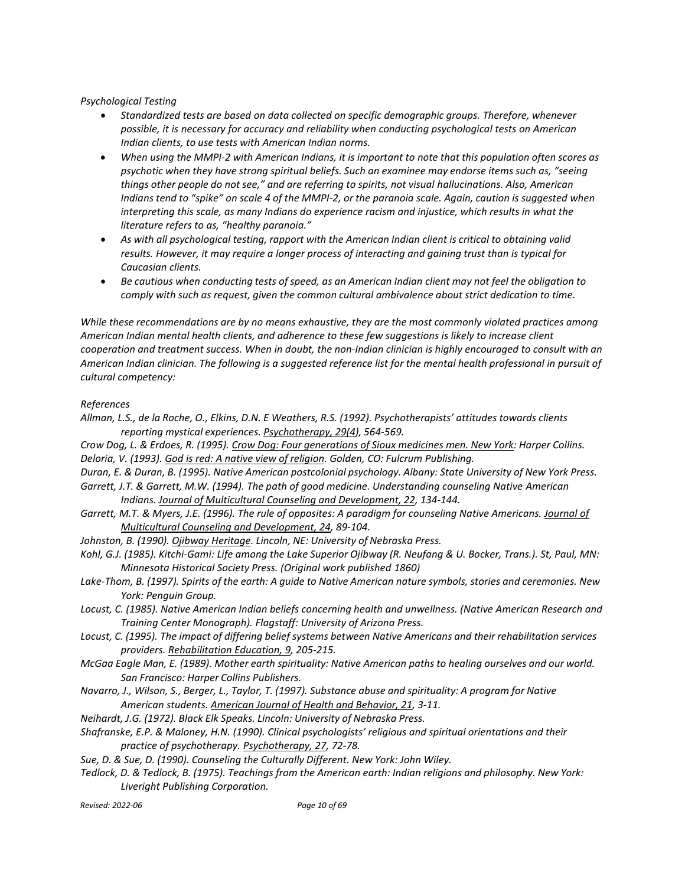*Psychological Testing*

- *Standardized tests are based on data collected on specific demographic groups. Therefore, whenever possible, it is necessary for accuracy and reliability when conducting psychological tests on American Indian clients, to use tests with American Indian norms.*
- *When using the MMPI-2 with American Indians, it is important to note that this population often scores as psychotic when they have strong spiritual beliefs. Such an examinee may endorse items such as, "seeing things other people do not see," and are referring to spirits, not visual hallucinations. Also, American Indians tend to "spike" on scale 4 of the MMPI-2, or the paranoia scale. Again, caution is suggested when interpreting this scale, as many Indians do experience racism and injustice, which results in what the literature refers to as, "healthy paranoia."*
- *As with all psychological testing, rapport with the American Indian client is critical to obtaining valid results. However, it may require a longer process of interacting and gaining trust than is typical for Caucasian clients.*
- *Be cautious when conducting tests of speed, as an American Indian client may not feel the obligation to comply with such as request, given the common cultural ambivalence about strict dedication to time.*

*While these recommendations are by no means exhaustive, they are the most commonly violated practices among American Indian mental health clients, and adherence to these few suggestions is likely to increase client cooperation and treatment success. When in doubt, the non-Indian clinician is highly encouraged to consult with an American Indian clinician. The following is a suggested reference list for the mental health professional in pursuit of cultural competency:*

*References*

*Allman, L.S., de la Roche, O., Elkins, D.N. E Weathers, R.S. (1992). Psychotherapists' attitudes towards clients reporting mystical experiences. Psychotherapy, 29(4), 564-569.*

*Crow Dog, L. & Erdoes, R. (1995). Crow Dog: Four generations of Sioux medicines men. New York: Harper Collins.*

*Deloria, V. (1993). God is red: A native view of religion. Golden, CO: Fulcrum Publishing.*

*Duran, E. & Duran, B. (1995). Native American postcolonial psychology. Albany: State University of New York Press.*

*Garrett, J.T. & Garrett, M.W. (1994). The path of good medicine. Understanding counseling Native American Indians. Journal of Multicultural Counseling and Development, 22, 134-144.*

*Garrett, M.T. & Myers, J.E. (1996). The rule of opposites: A paradigm for counseling Native Americans. Journal of Multicultural Counseling and Development, 24, 89-104.*

*Johnston, B. (1990). Ojibway Heritage. Lincoln, NE: University of Nebraska Press.*

*Kohl, G.J. (1985). Kitchi-Gami: Life among the Lake Superior Ojibway (R. Neufang & U. Bocker, Trans.). St, Paul, MN: Minnesota Historical Society Press. (Original work published 1860)*

*Lake-Thom, B. (1997). Spirits of the earth: A guide to Native American nature symbols, stories and ceremonies. New York: Penguin Group.*

*Locust, C. (1985). Native American Indian beliefs concerning health and unwellness. (Native American Research and Training Center Monograph). Flagstaff: University of Arizona Press.*

*Locust, C. (1995). The impact of differing belief systems between Native Americans and their rehabilitation services providers. Rehabilitation Education, 9, 205-215.*

*McGaa Eagle Man, E. (1989). Mother earth spirituality: Native American paths to healing ourselves and our world. San Francisco: Harper Collins Publishers.*

*Navarro, J., Wilson, S., Berger, L., Taylor, T. (1997). Substance abuse and spirituality: A program for Native American students. American Journal of Health and Behavior, 21, 3-11.*

*Neihardt, J.G. (1972). Black Elk Speaks. Lincoln: University of Nebraska Press.*

*Shafranske, E.P. & Maloney, H.N. (1990). Clinical psychologists' religious and spiritual orientations and their practice of psychotherapy. Psychotherapy, 27, 72-78.*

*Sue, D. & Sue, D. (1990). Counseling the Culturally Different. New York: John Wiley.*

*Tedlock, D. & Tedlock, B. (1975). Teachings from the American earth: Indian religions and philosophy. New York: Liveright Publishing Corporation.*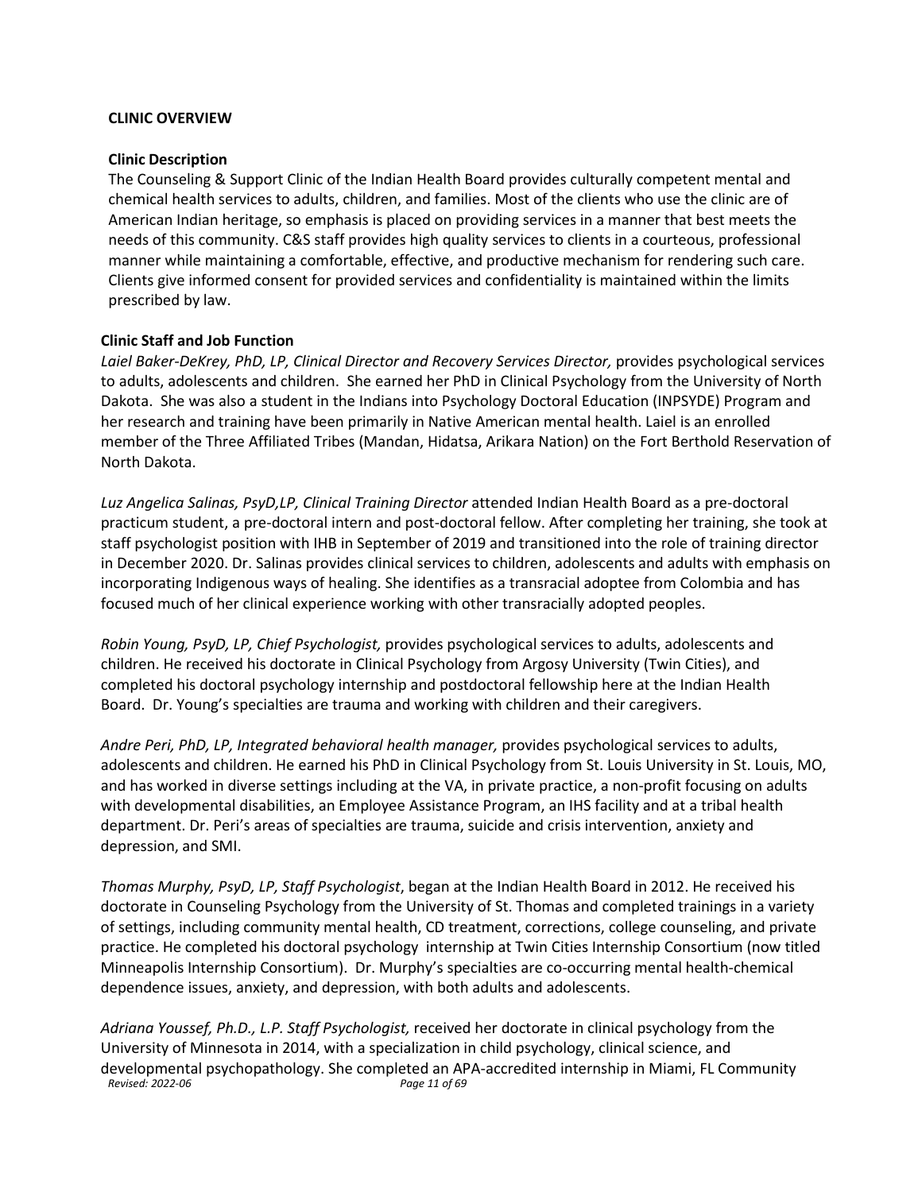## CLINIC OVERVIEW

### Clinic Description

The Counseling & Support Clinic of the Indian Health Board provides culturally competent mental and chemical health services to adults, children, and families. Most of the clients who use the clinic are of American Indian heritage, so emphasis is placed on providing services in a manner that best meets the needs of this community. C&S staff provides high quality services to clients in a courteous, professional manner while maintaining a comfortable, effective, and productive mechanism for rendering such care. Clients give informed consent for provided services and confidentiality is maintained within the limits prescribed by law.

### Clinic Staff and Job Function

*Laiel Baker-DeKrey, PhD, LP, Clinical Director and Recovery Services Director,* provides psychological services to adults, adolescents and children. She earned her PhD in Clinical Psychology from the University of North Dakota. She was also a student in the Indians into Psychology Doctoral Education (INPSYDE) Program and her research and training have been primarily in Native American mental health. Laiel is an enrolled member of the Three Affiliated Tribes (Mandan, Hidatsa, Arikara Nation) on the Fort Berthold Reservation of North Dakota.

*Luz Angelica Salinas, PsyD,LP, Clinical Training Director* attended Indian Health Board as a pre-doctoral practicum student, a pre-doctoral intern and post-doctoral fellow. After completing her training, she took at staff psychologist position with IHB in September of 2019 and transitioned into the role of training director in December 2020. Dr. Salinas provides clinical services to children, adolescents and adults with emphasis on incorporating Indigenous ways of healing. She identifies as a transracial adoptee from Colombia and has focused much of her clinical experience working with other transracially adopted peoples.

*Robin Young, PsyD, LP, Chief Psychologist,* provides psychological services to adults, adolescents and children. He received his doctorate in Clinical Psychology from Argosy University (Twin Cities), and completed his doctoral psychology internship and postdoctoral fellowship here at the Indian Health Board. Dr. Young's specialties are trauma and working with children and their caregivers.

*Andre Peri, PhD, LP, Integrated behavioral health manager,* provides psychological services to adults, adolescents and children. He earned his PhD in Clinical Psychology from St. Louis University in St. Louis, MO, and has worked in diverse settings including at the VA, in private practice, a non-profit focusing on adults with developmental disabilities, an Employee Assistance Program, an IHS facility and at a tribal health department. Dr. Peri's areas of specialties are trauma, suicide and crisis intervention, anxiety and depression, and SMI.

*Thomas Murphy, PsyD, LP, Staff Psychologist*, began at the Indian Health Board in 2012. He received his doctorate in Counseling Psychology from the University of St. Thomas and completed trainings in a variety of settings, including community mental health, CD treatment, corrections, college counseling, and private practice. He completed his doctoral psychology internship at Twin Cities Internship Consortium (now titled Minneapolis Internship Consortium). Dr. Murphy's specialties are co-occurring mental health-chemical dependence issues, anxiety, and depression, with both adults and adolescents.

*Adriana Youssef, Ph.D., L.P. Staff Psychologist,* received her doctorate in clinical psychology from the University of Minnesota in 2014, with a specialization in child psychology, clinical science, and developmental psychopathology. She completed an APA-accredited internship in Miami, FL Community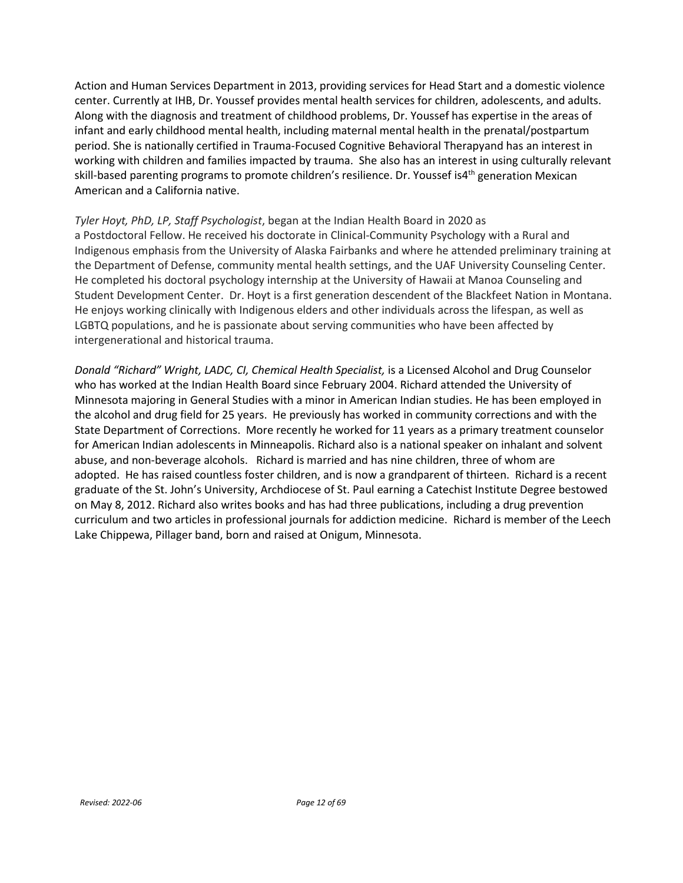Action and Human Services Department in 2013, providing services for Head Start and a domestic violence center. Currently at IHB, Dr. Youssef provides mental health services for children, adolescents, and adults. Along with the diagnosis and treatment of childhood problems, Dr. Youssef has expertise in the areas of infant and early childhood mental health, including maternal mental health in the prenatal/postpartum period. She is nationally certified in Trauma-Focused Cognitive Behavioral Therapyand has an interest in working with children and families impacted by trauma. She also has an interest in using culturally relevant skill-based parenting programs to promote children's resilience. Dr. Youssef is4th generation Mexican American and a California native.

*Tyler Hoyt, PhD, LP, Staff Psychologist*, began at the Indian Health Board in 2020 as a Postdoctoral Fellow. He received his doctorate in Clinical-Community Psychology with a Rural and Indigenous emphasis from the University of Alaska Fairbanks and where he attended preliminary training at the Department of Defense, community mental health settings, and the UAF University Counseling Center. He completed his doctoral psychology internship at the University of Hawaii at Manoa Counseling and Student Development Center. Dr. Hoyt is a first generation descendent of the Blackfeet Nation in Montana. He enjoys working clinically with Indigenous elders and other individuals across the lifespan, as well as LGBTQ populations, and he is passionate about serving communities who have been affected by intergenerational and historical trauma.

*Donald "Richard" Wright, LADC, CI, Chemical Health Specialist,* is a Licensed Alcohol and Drug Counselor who has worked at the Indian Health Board since February 2004. Richard attended the University of Minnesota majoring in General Studies with a minor in American Indian studies. He has been employed in the alcohol and drug field for 25 years. He previously has worked in community corrections and with the State Department of Corrections. More recently he worked for 11 years as a primary treatment counselor for American Indian adolescents in Minneapolis. Richard also is a national speaker on inhalant and solvent abuse, and non-beverage alcohols. Richard is married and has nine children, three of whom are adopted. He has raised countless foster children, and is now a grandparent of thirteen. Richard is a recent graduate of the St. John's University, Archdiocese of St. Paul earning a Catechist Institute Degree bestowed on May 8, 2012. Richard also writes books and has had three publications, including a drug prevention curriculum and two articles in professional journals for addiction medicine. Richard is member of the Leech Lake Chippewa, Pillager band, born and raised at Onigum, Minnesota.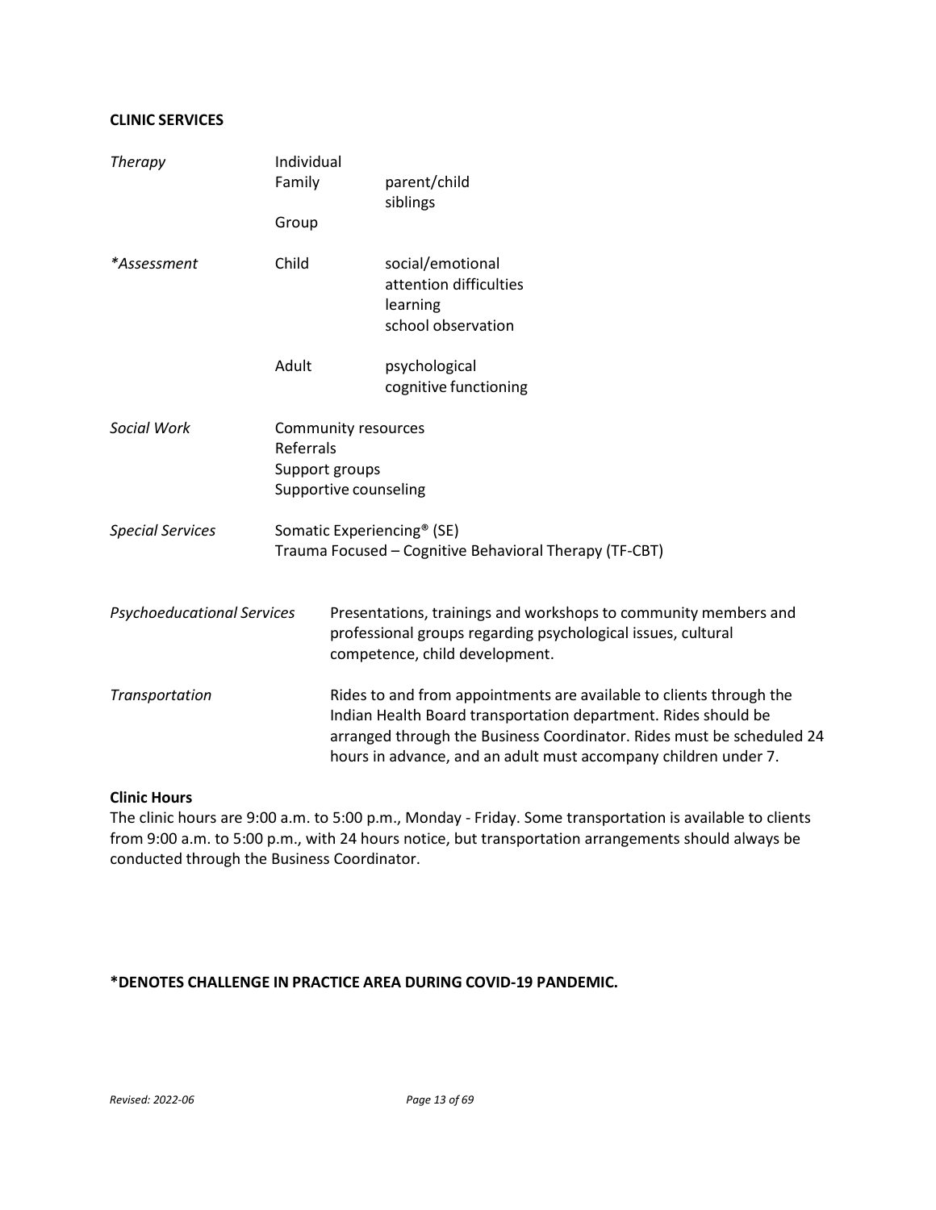**CLINIC SERVICES**

| | | |
|---|---|---|
| *Therapy* | Individual | |
| | Family | parent/child<br>siblings |
| | Group | |
| *\*Assessment* | Child | social/emotional<br>attention difficulties<br>learning<br>school observation |
| | Adult | psychological<br>cognitive functioning |
| *Social Work* | Community resources<br>Referrals<br>Support groups<br>Supportive counseling | |
| *Special Services* | Somatic Experiencing® (SE)<br>Trauma Focused – Cognitive Behavioral Therapy (TF-CBT) | |

*Psychoeducational Services* — Presentations, trainings and workshops to community members and professional groups regarding psychological issues, cultural competence, child development.

*Transportation* — Rides to and from appointments are available to clients through the Indian Health Board transportation department. Rides should be arranged through the Business Coordinator. Rides must be scheduled 24 hours in advance, and an adult must accompany children under 7.

**Clinic Hours**

The clinic hours are 9:00 a.m. to 5:00 p.m., Monday - Friday. Some transportation is available to clients from 9:00 a.m. to 5:00 p.m., with 24 hours notice, but transportation arrangements should always be conducted through the Business Coordinator.

**\*DENOTES CHALLENGE IN PRACTICE AREA DURING COVID-19 PANDEMIC.**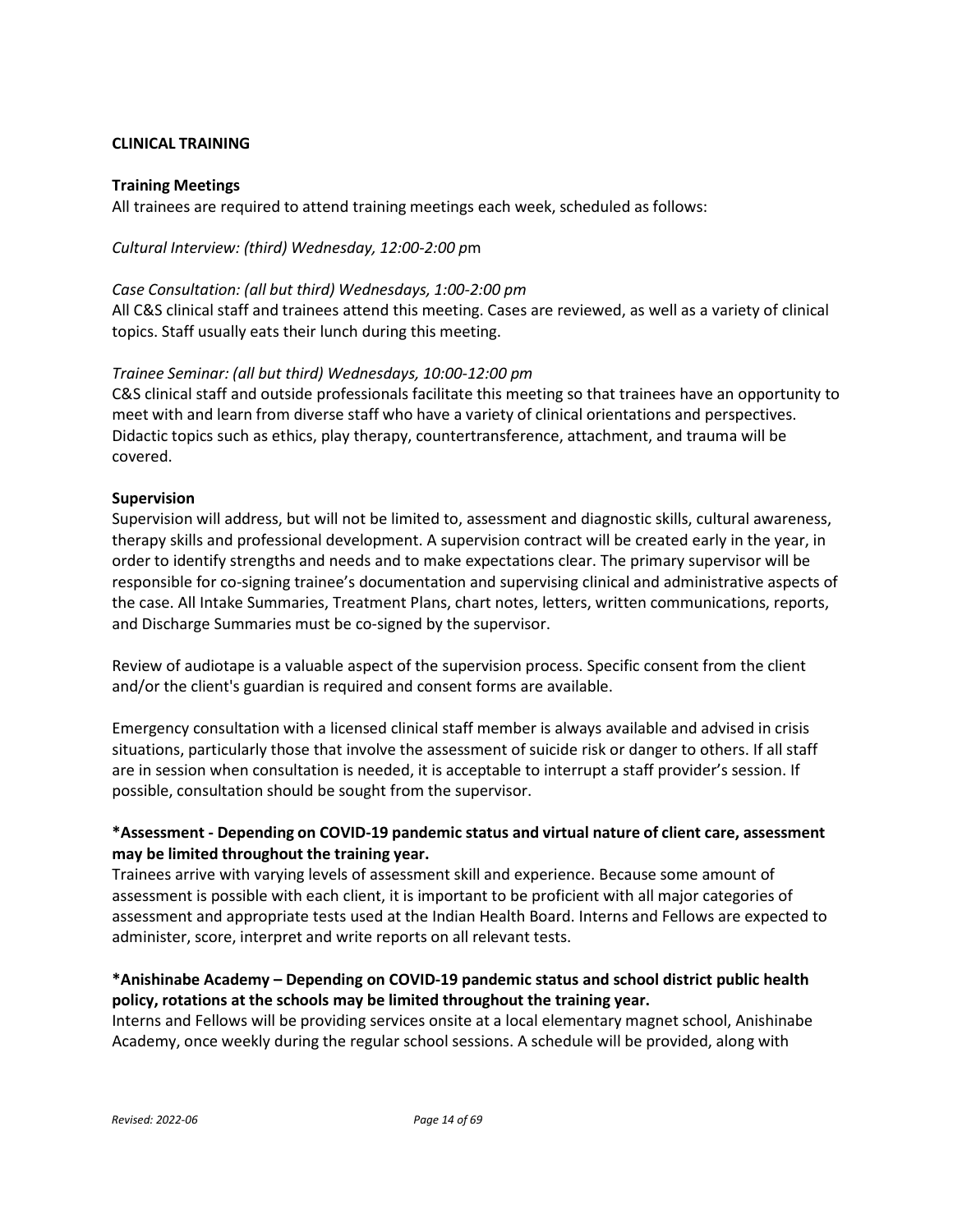**CLINICAL TRAINING**

**Training Meetings**

All trainees are required to attend training meetings each week, scheduled as follows:

*Cultural Interview: (third) Wednesday, 12:00-2:00 p*m

*Case Consultation: (all but third) Wednesdays, 1:00-2:00 pm*

All C&S clinical staff and trainees attend this meeting. Cases are reviewed, as well as a variety of clinical topics. Staff usually eats their lunch during this meeting.

*Trainee Seminar: (all but third) Wednesdays, 10:00-12:00 pm*

C&S clinical staff and outside professionals facilitate this meeting so that trainees have an opportunity to meet with and learn from diverse staff who have a variety of clinical orientations and perspectives. Didactic topics such as ethics, play therapy, countertransference, attachment, and trauma will be covered.

**Supervision**

Supervision will address, but will not be limited to, assessment and diagnostic skills, cultural awareness, therapy skills and professional development. A supervision contract will be created early in the year, in order to identify strengths and needs and to make expectations clear. The primary supervisor will be responsible for co-signing trainee's documentation and supervising clinical and administrative aspects of the case. All Intake Summaries, Treatment Plans, chart notes, letters, written communications, reports, and Discharge Summaries must be co-signed by the supervisor.

Review of audiotape is a valuable aspect of the supervision process. Specific consent from the client and/or the client's guardian is required and consent forms are available.

Emergency consultation with a licensed clinical staff member is always available and advised in crisis situations, particularly those that involve the assessment of suicide risk or danger to others. If all staff are in session when consultation is needed, it is acceptable to interrupt a staff provider's session. If possible, consultation should be sought from the supervisor.

**\*Assessment - Depending on COVID-19 pandemic status and virtual nature of client care, assessment may be limited throughout the training year.**

Trainees arrive with varying levels of assessment skill and experience. Because some amount of assessment is possible with each client, it is important to be proficient with all major categories of assessment and appropriate tests used at the Indian Health Board. Interns and Fellows are expected to administer, score, interpret and write reports on all relevant tests.

**\*Anishinabe Academy – Depending on COVID-19 pandemic status and school district public health policy, rotations at the schools may be limited throughout the training year.**

Interns and Fellows will be providing services onsite at a local elementary magnet school, Anishinabe Academy, once weekly during the regular school sessions. A schedule will be provided, along with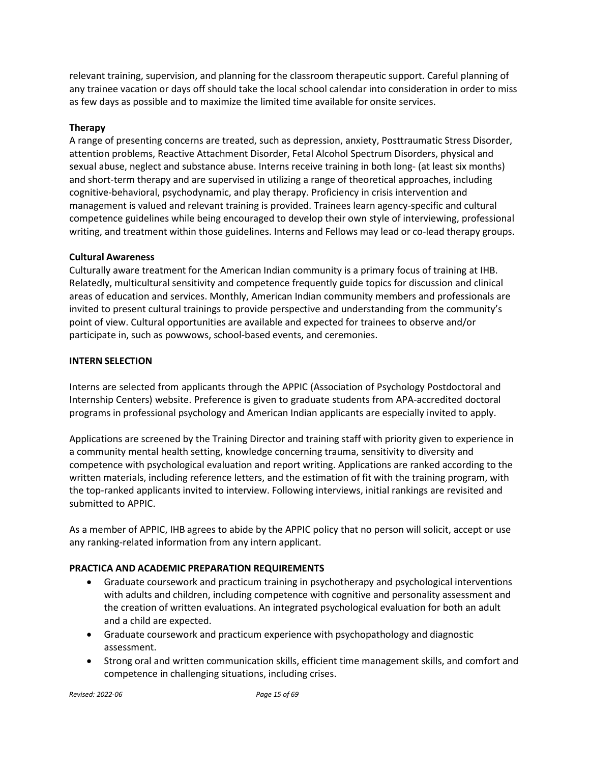relevant training, supervision, and planning for the classroom therapeutic support. Careful planning of any trainee vacation or days off should take the local school calendar into consideration in order to miss as few days as possible and to maximize the limited time available for onsite services.

**Therapy**

A range of presenting concerns are treated, such as depression, anxiety, Posttraumatic Stress Disorder, attention problems, Reactive Attachment Disorder, Fetal Alcohol Spectrum Disorders, physical and sexual abuse, neglect and substance abuse. Interns receive training in both long- (at least six months) and short-term therapy and are supervised in utilizing a range of theoretical approaches, including cognitive-behavioral, psychodynamic, and play therapy. Proficiency in crisis intervention and management is valued and relevant training is provided. Trainees learn agency-specific and cultural competence guidelines while being encouraged to develop their own style of interviewing, professional writing, and treatment within those guidelines. Interns and Fellows may lead or co-lead therapy groups.

**Cultural Awareness**

Culturally aware treatment for the American Indian community is a primary focus of training at IHB. Relatedly, multicultural sensitivity and competence frequently guide topics for discussion and clinical areas of education and services. Monthly, American Indian community members and professionals are invited to present cultural trainings to provide perspective and understanding from the community's point of view. Cultural opportunities are available and expected for trainees to observe and/or participate in, such as powwows, school-based events, and ceremonies.

## INTERN SELECTION

Interns are selected from applicants through the APPIC (Association of Psychology Postdoctoral and Internship Centers) website. Preference is given to graduate students from APA-accredited doctoral programs in professional psychology and American Indian applicants are especially invited to apply.

Applications are screened by the Training Director and training staff with priority given to experience in a community mental health setting, knowledge concerning trauma, sensitivity to diversity and competence with psychological evaluation and report writing. Applications are ranked according to the written materials, including reference letters, and the estimation of fit with the training program, with the top-ranked applicants invited to interview. Following interviews, initial rankings are revisited and submitted to APPIC.

As a member of APPIC, IHB agrees to abide by the APPIC policy that no person will solicit, accept or use any ranking-related information from any intern applicant.

## PRACTICA AND ACADEMIC PREPARATION REQUIREMENTS

- Graduate coursework and practicum training in psychotherapy and psychological interventions with adults and children, including competence with cognitive and personality assessment and the creation of written evaluations. An integrated psychological evaluation for both an adult and a child are expected.
- Graduate coursework and practicum experience with psychopathology and diagnostic assessment.
- Strong oral and written communication skills, efficient time management skills, and comfort and competence in challenging situations, including crises.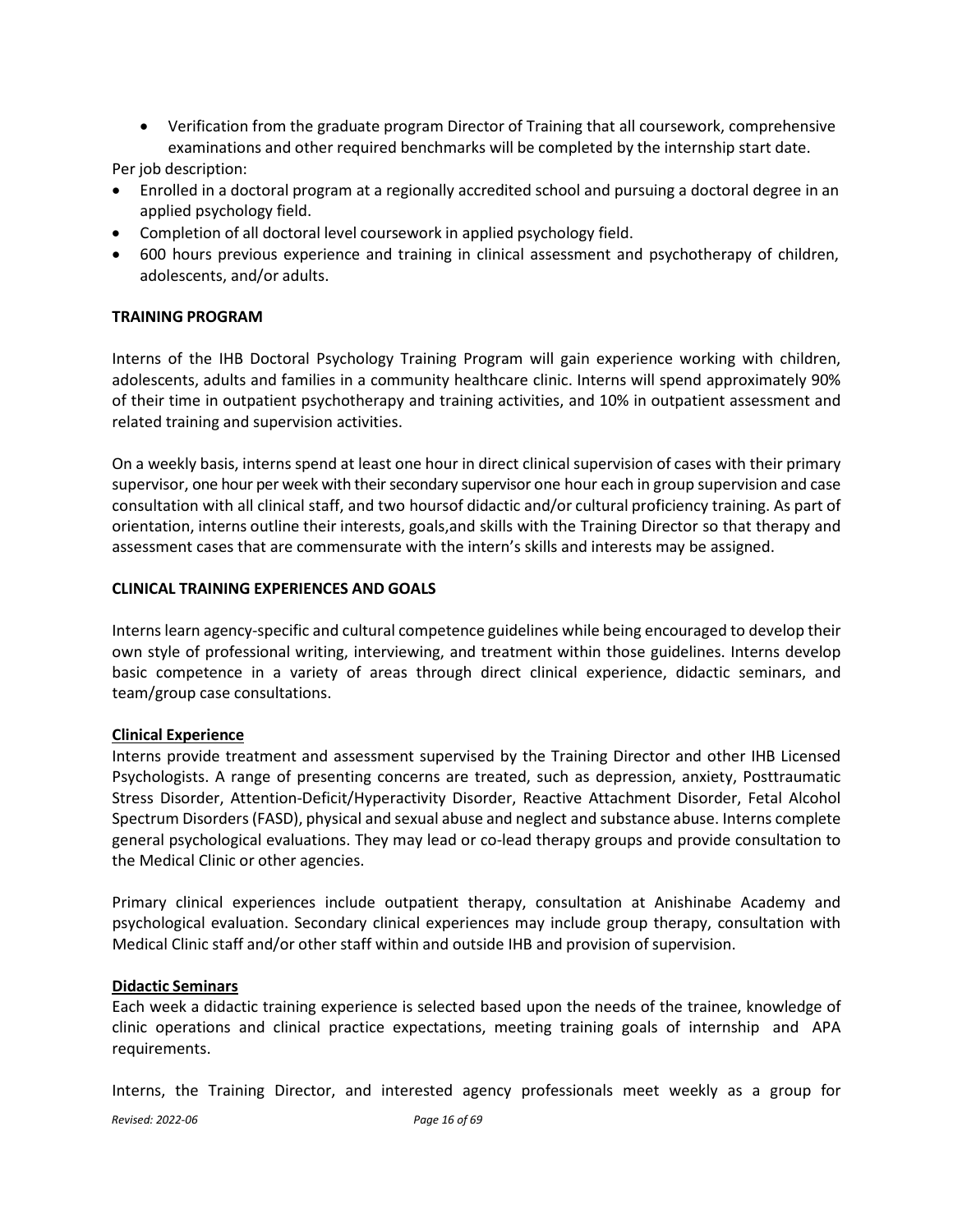- Verification from the graduate program Director of Training that all coursework, comprehensive examinations and other required benchmarks will be completed by the internship start date.

Per job description:

- Enrolled in a doctoral program at a regionally accredited school and pursuing a doctoral degree in an applied psychology field.
- Completion of all doctoral level coursework in applied psychology field.
- 600 hours previous experience and training in clinical assessment and psychotherapy of children, adolescents, and/or adults.

**TRAINING PROGRAM**

Interns of the IHB Doctoral Psychology Training Program will gain experience working with children, adolescents, adults and families in a community healthcare clinic. Interns will spend approximately 90% of their time in outpatient psychotherapy and training activities, and 10% in outpatient assessment and related training and supervision activities.

On a weekly basis, interns spend at least one hour in direct clinical supervision of cases with their primary supervisor, one hour per week with their secondary supervisor one hour each in group supervision and case consultation with all clinical staff, and two hoursof didactic and/or cultural proficiency training. As part of orientation, interns outline their interests, goals,and skills with the Training Director so that therapy and assessment cases that are commensurate with the intern's skills and interests may be assigned.

**CLINICAL TRAINING EXPERIENCES AND GOALS**

Interns learn agency-specific and cultural competence guidelines while being encouraged to develop their own style of professional writing, interviewing, and treatment within those guidelines. Interns develop basic competence in a variety of areas through direct clinical experience, didactic seminars, and team/group case consultations.

**Clinical Experience**

Interns provide treatment and assessment supervised by the Training Director and other IHB Licensed Psychologists. A range of presenting concerns are treated, such as depression, anxiety, Posttraumatic Stress Disorder, Attention-Deficit/Hyperactivity Disorder, Reactive Attachment Disorder, Fetal Alcohol Spectrum Disorders (FASD), physical and sexual abuse and neglect and substance abuse. Interns complete general psychological evaluations. They may lead or co-lead therapy groups and provide consultation to the Medical Clinic or other agencies.

Primary clinical experiences include outpatient therapy, consultation at Anishinabe Academy and psychological evaluation. Secondary clinical experiences may include group therapy, consultation with Medical Clinic staff and/or other staff within and outside IHB and provision of supervision.

**Didactic Seminars**

Each week a didactic training experience is selected based upon the needs of the trainee, knowledge of clinic operations and clinical practice expectations, meeting training goals of internship and APA requirements.

Interns, the Training Director, and interested agency professionals meet weekly as a group for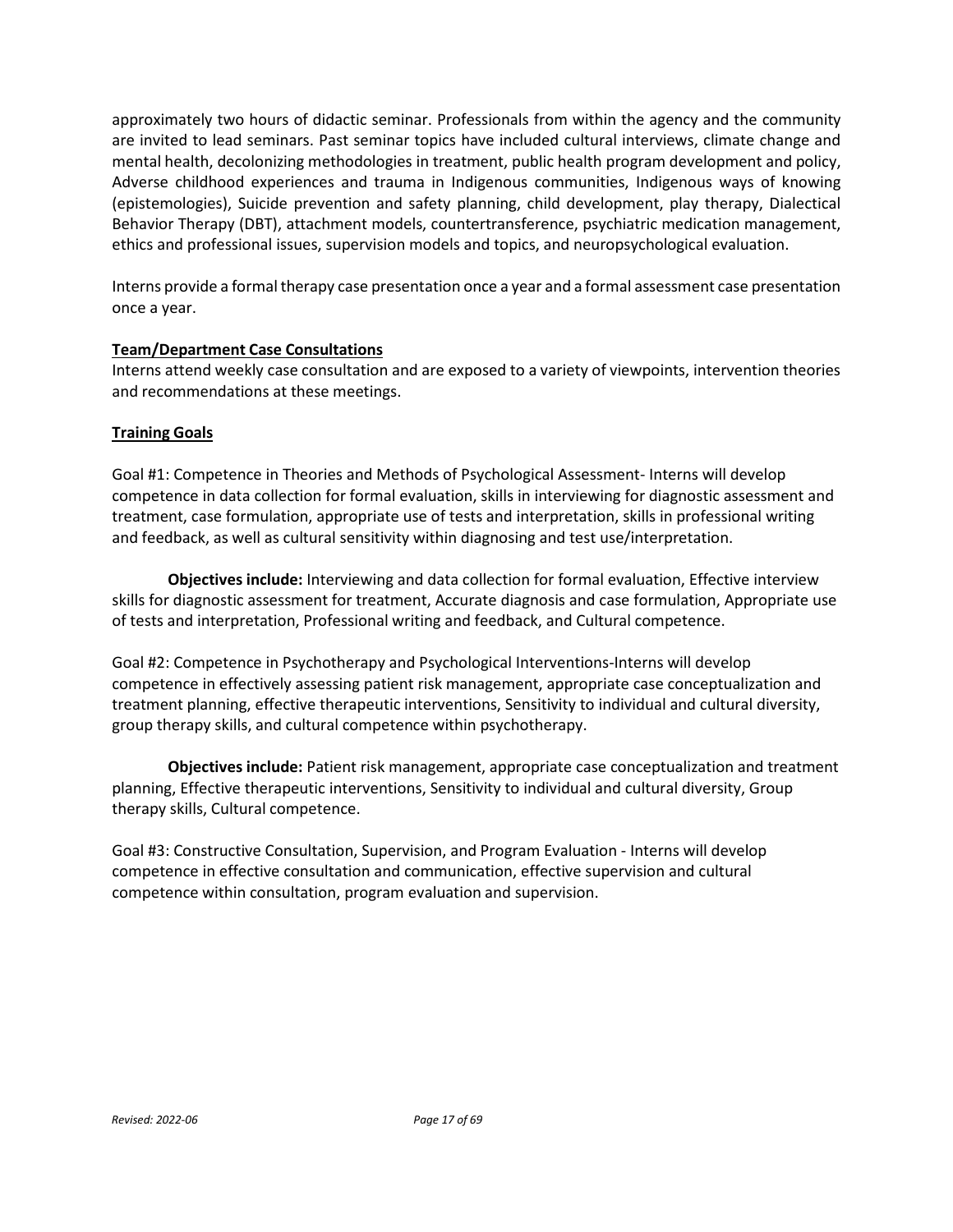approximately two hours of didactic seminar. Professionals from within the agency and the community are invited to lead seminars. Past seminar topics have included cultural interviews, climate change and mental health, decolonizing methodologies in treatment, public health program development and policy, Adverse childhood experiences and trauma in Indigenous communities, Indigenous ways of knowing (epistemologies), Suicide prevention and safety planning, child development, play therapy, Dialectical Behavior Therapy (DBT), attachment models, countertransference, psychiatric medication management, ethics and professional issues, supervision models and topics, and neuropsychological evaluation.

Interns provide a formal therapy case presentation once a year and a formal assessment case presentation once a year.

**Team/Department Case Consultations**

Interns attend weekly case consultation and are exposed to a variety of viewpoints, intervention theories and recommendations at these meetings.

**Training Goals**

Goal #1: Competence in Theories and Methods of Psychological Assessment- Interns will develop competence in data collection for formal evaluation, skills in interviewing for diagnostic assessment and treatment, case formulation, appropriate use of tests and interpretation, skills in professional writing and feedback, as well as cultural sensitivity within diagnosing and test use/interpretation.

**Objectives include:** Interviewing and data collection for formal evaluation, Effective interview skills for diagnostic assessment for treatment, Accurate diagnosis and case formulation, Appropriate use of tests and interpretation, Professional writing and feedback, and Cultural competence.

Goal #2: Competence in Psychotherapy and Psychological Interventions-Interns will develop competence in effectively assessing patient risk management, appropriate case conceptualization and treatment planning, effective therapeutic interventions, Sensitivity to individual and cultural diversity, group therapy skills, and cultural competence within psychotherapy.

**Objectives include:** Patient risk management, appropriate case conceptualization and treatment planning, Effective therapeutic interventions, Sensitivity to individual and cultural diversity, Group therapy skills, Cultural competence.

Goal #3: Constructive Consultation, Supervision, and Program Evaluation - Interns will develop competence in effective consultation and communication, effective supervision and cultural competence within consultation, program evaluation and supervision.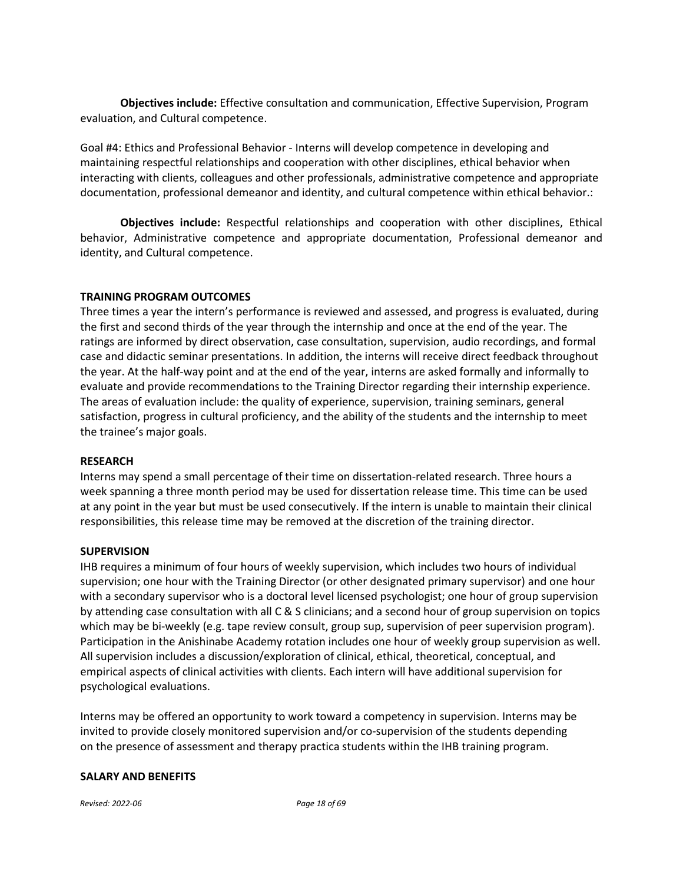**Objectives include:** Effective consultation and communication, Effective Supervision, Program evaluation, and Cultural competence.

Goal #4: Ethics and Professional Behavior - Interns will develop competence in developing and maintaining respectful relationships and cooperation with other disciplines, ethical behavior when interacting with clients, colleagues and other professionals, administrative competence and appropriate documentation, professional demeanor and identity, and cultural competence within ethical behavior.:

**Objectives include:** Respectful relationships and cooperation with other disciplines, Ethical behavior, Administrative competence and appropriate documentation, Professional demeanor and identity, and Cultural competence.

## TRAINING PROGRAM OUTCOMES

Three times a year the intern's performance is reviewed and assessed, and progress is evaluated, during the first and second thirds of the year through the internship and once at the end of the year. The ratings are informed by direct observation, case consultation, supervision, audio recordings, and formal case and didactic seminar presentations. In addition, the interns will receive direct feedback throughout the year. At the half-way point and at the end of the year, interns are asked formally and informally to evaluate and provide recommendations to the Training Director regarding their internship experience. The areas of evaluation include: the quality of experience, supervision, training seminars, general satisfaction, progress in cultural proficiency, and the ability of the students and the internship to meet the trainee's major goals.

## RESEARCH

Interns may spend a small percentage of their time on dissertation-related research. Three hours a week spanning a three month period may be used for dissertation release time. This time can be used at any point in the year but must be used consecutively. If the intern is unable to maintain their clinical responsibilities, this release time may be removed at the discretion of the training director.

## SUPERVISION

IHB requires a minimum of four hours of weekly supervision, which includes two hours of individual supervision; one hour with the Training Director (or other designated primary supervisor) and one hour with a secondary supervisor who is a doctoral level licensed psychologist; one hour of group supervision by attending case consultation with all C & S clinicians; and a second hour of group supervision on topics which may be bi-weekly (e.g. tape review consult, group sup, supervision of peer supervision program). Participation in the Anishinabe Academy rotation includes one hour of weekly group supervision as well. All supervision includes a discussion/exploration of clinical, ethical, theoretical, conceptual, and empirical aspects of clinical activities with clients. Each intern will have additional supervision for psychological evaluations.

Interns may be offered an opportunity to work toward a competency in supervision. Interns may be invited to provide closely monitored supervision and/or co-supervision of the students depending on the presence of assessment and therapy practica students within the IHB training program.

## SALARY AND BENEFITS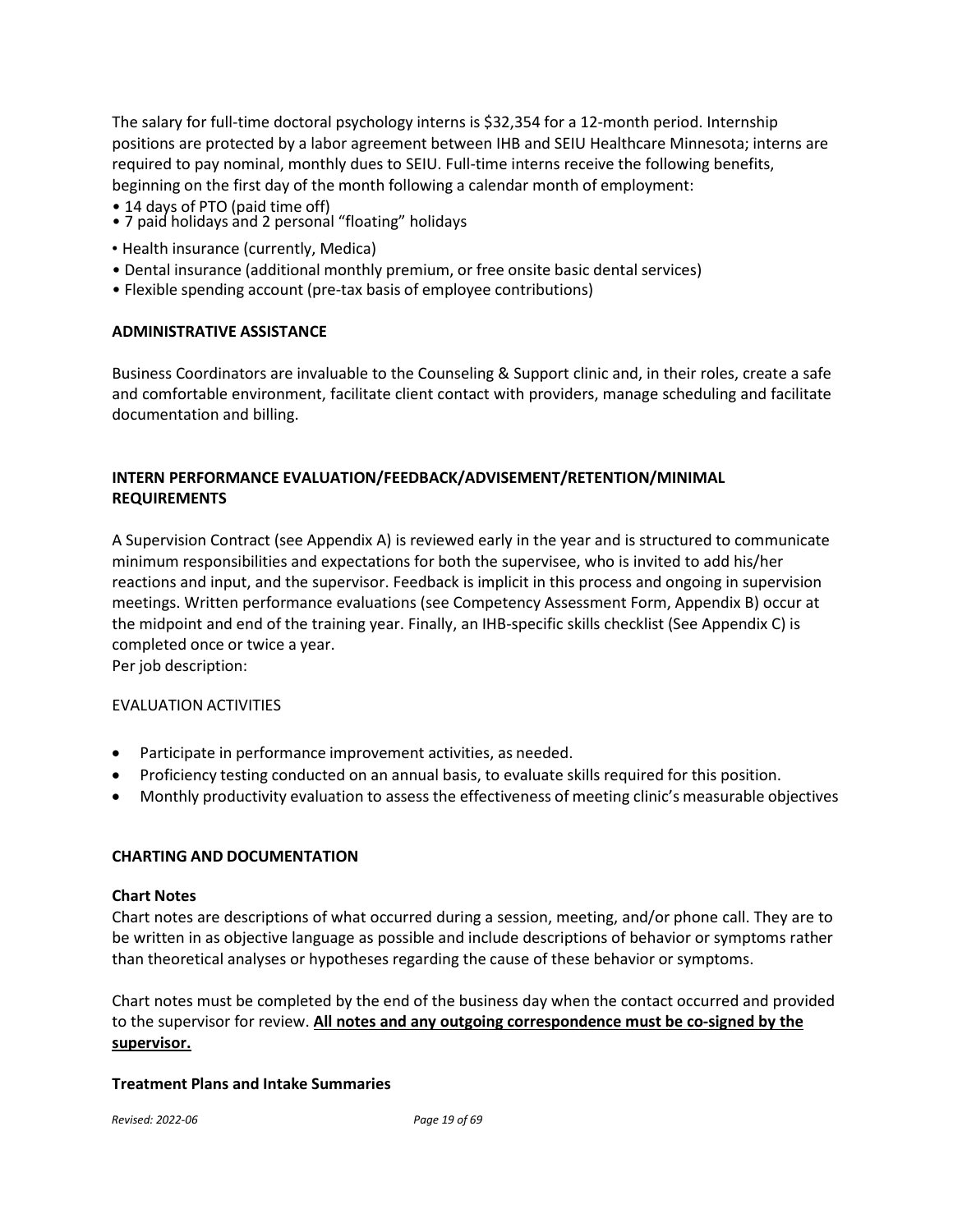The salary for full-time doctoral psychology interns is $32,354 for a 12-month period. Internship positions are protected by a labor agreement between IHB and SEIU Healthcare Minnesota; interns are required to pay nominal, monthly dues to SEIU. Full-time interns receive the following benefits, beginning on the first day of the month following a calendar month of employment:

- 14 days of PTO (paid time off)
- 7 paid holidays and 2 personal "floating" holidays
- Health insurance (currently, Medica)
- Dental insurance (additional monthly premium, or free onsite basic dental services)
- Flexible spending account (pre-tax basis of employee contributions)

## ADMINISTRATIVE ASSISTANCE

Business Coordinators are invaluable to the Counseling & Support clinic and, in their roles, create a safe and comfortable environment, facilitate client contact with providers, manage scheduling and facilitate documentation and billing.

## INTERN PERFORMANCE EVALUATION/FEEDBACK/ADVISEMENT/RETENTION/MINIMAL REQUIREMENTS

A Supervision Contract (see Appendix A) is reviewed early in the year and is structured to communicate minimum responsibilities and expectations for both the supervisee, who is invited to add his/her reactions and input, and the supervisor. Feedback is implicit in this process and ongoing in supervision meetings. Written performance evaluations (see Competency Assessment Form, Appendix B) occur at the midpoint and end of the training year. Finally, an IHB-specific skills checklist (See Appendix C) is completed once or twice a year.
Per job description:

EVALUATION ACTIVITIES

- Participate in performance improvement activities, as needed.
- Proficiency testing conducted on an annual basis, to evaluate skills required for this position.
- Monthly productivity evaluation to assess the effectiveness of meeting clinic's measurable objectives

## CHARTING AND DOCUMENTATION

### Chart Notes

Chart notes are descriptions of what occurred during a session, meeting, and/or phone call. They are to be written in as objective language as possible and include descriptions of behavior or symptoms rather than theoretical analyses or hypotheses regarding the cause of these behavior or symptoms.

Chart notes must be completed by the end of the business day when the contact occurred and provided to the supervisor for review. **<u>All notes and any outgoing correspondence must be co-signed by the supervisor.</u>**

### Treatment Plans and Intake Summaries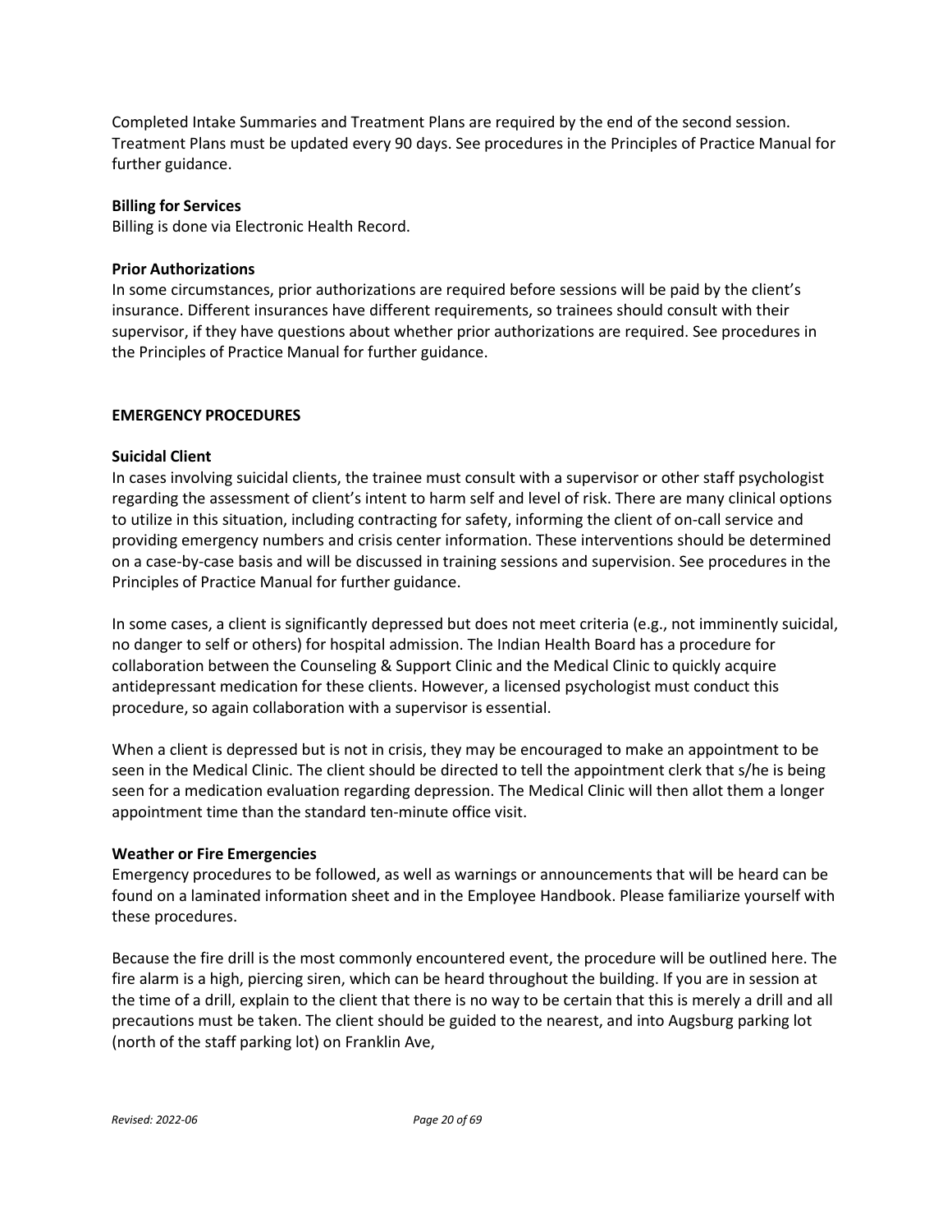Completed Intake Summaries and Treatment Plans are required by the end of the second session. Treatment Plans must be updated every 90 days. See procedures in the Principles of Practice Manual for further guidance.

**Billing for Services**
Billing is done via Electronic Health Record.

**Prior Authorizations**
In some circumstances, prior authorizations are required before sessions will be paid by the client's insurance. Different insurances have different requirements, so trainees should consult with their supervisor, if they have questions about whether prior authorizations are required. See procedures in the Principles of Practice Manual for further guidance.

## EMERGENCY PROCEDURES

**Suicidal Client**
In cases involving suicidal clients, the trainee must consult with a supervisor or other staff psychologist regarding the assessment of client's intent to harm self and level of risk. There are many clinical options to utilize in this situation, including contracting for safety, informing the client of on-call service and providing emergency numbers and crisis center information. These interventions should be determined on a case-by-case basis and will be discussed in training sessions and supervision. See procedures in the Principles of Practice Manual for further guidance.

In some cases, a client is significantly depressed but does not meet criteria (e.g., not imminently suicidal, no danger to self or others) for hospital admission. The Indian Health Board has a procedure for collaboration between the Counseling & Support Clinic and the Medical Clinic to quickly acquire antidepressant medication for these clients. However, a licensed psychologist must conduct this procedure, so again collaboration with a supervisor is essential.

When a client is depressed but is not in crisis, they may be encouraged to make an appointment to be seen in the Medical Clinic. The client should be directed to tell the appointment clerk that s/he is being seen for a medication evaluation regarding depression. The Medical Clinic will then allot them a longer appointment time than the standard ten-minute office visit.

**Weather or Fire Emergencies**
Emergency procedures to be followed, as well as warnings or announcements that will be heard can be found on a laminated information sheet and in the Employee Handbook. Please familiarize yourself with these procedures.

Because the fire drill is the most commonly encountered event, the procedure will be outlined here. The fire alarm is a high, piercing siren, which can be heard throughout the building. If you are in session at the time of a drill, explain to the client that there is no way to be certain that this is merely a drill and all precautions must be taken. The client should be guided to the nearest, and into Augsburg parking lot (north of the staff parking lot) on Franklin Ave,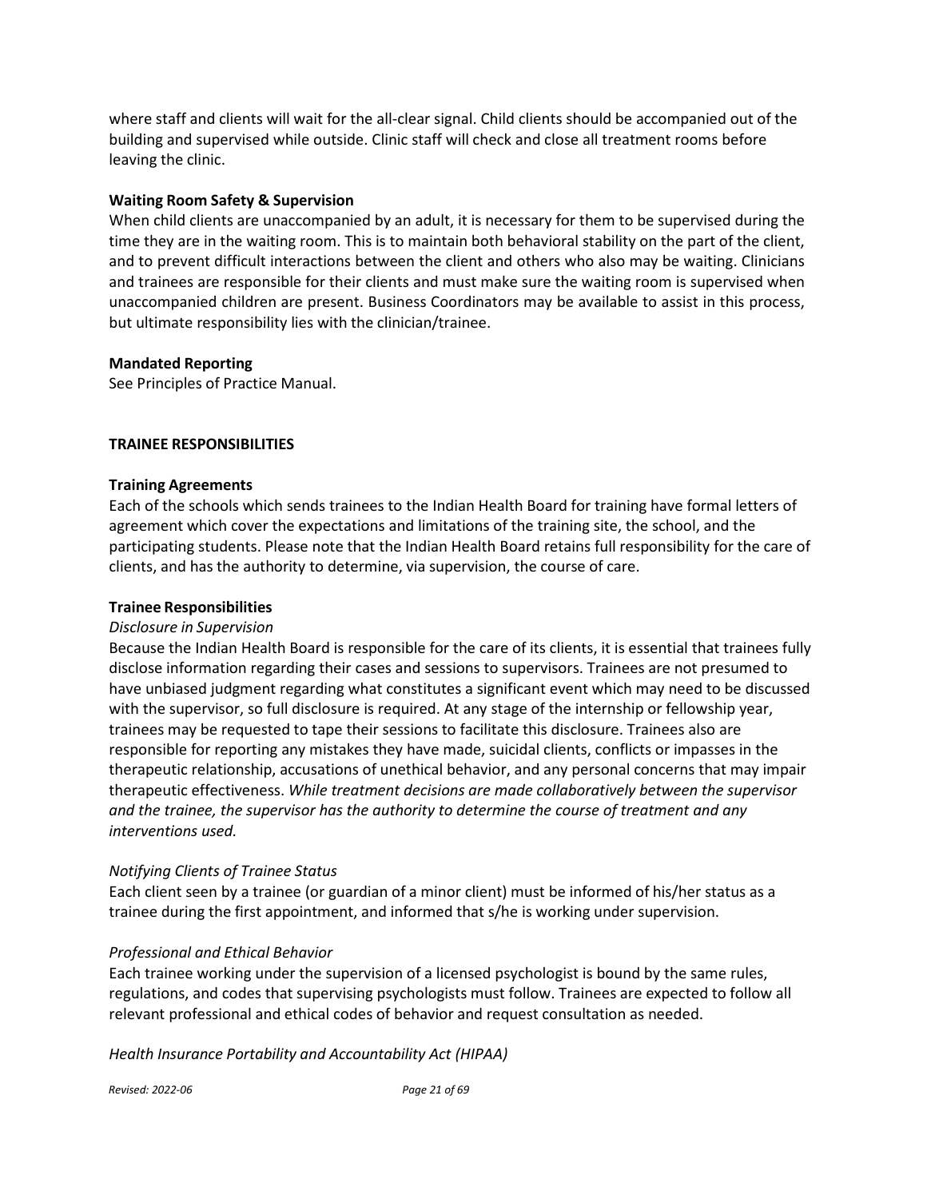where staff and clients will wait for the all-clear signal. Child clients should be accompanied out of the building and supervised while outside. Clinic staff will check and close all treatment rooms before leaving the clinic.

**Waiting Room Safety & Supervision**
When child clients are unaccompanied by an adult, it is necessary for them to be supervised during the time they are in the waiting room. This is to maintain both behavioral stability on the part of the client, and to prevent difficult interactions between the client and others who also may be waiting. Clinicians and trainees are responsible for their clients and must make sure the waiting room is supervised when unaccompanied children are present. Business Coordinators may be available to assist in this process, but ultimate responsibility lies with the clinician/trainee.

**Mandated Reporting**
See Principles of Practice Manual.

## TRAINEE RESPONSIBILITIES

**Training Agreements**
Each of the schools which sends trainees to the Indian Health Board for training have formal letters of agreement which cover the expectations and limitations of the training site, the school, and the participating students. Please note that the Indian Health Board retains full responsibility for the care of clients, and has the authority to determine, via supervision, the course of care.

**Trainee Responsibilities**

*Disclosure in Supervision*
Because the Indian Health Board is responsible for the care of its clients, it is essential that trainees fully disclose information regarding their cases and sessions to supervisors. Trainees are not presumed to have unbiased judgment regarding what constitutes a significant event which may need to be discussed with the supervisor, so full disclosure is required. At any stage of the internship or fellowship year, trainees may be requested to tape their sessions to facilitate this disclosure. Trainees also are responsible for reporting any mistakes they have made, suicidal clients, conflicts or impasses in the therapeutic relationship, accusations of unethical behavior, and any personal concerns that may impair therapeutic effectiveness. *While treatment decisions are made collaboratively between the supervisor and the trainee, the supervisor has the authority to determine the course of treatment and any interventions used.*

*Notifying Clients of Trainee Status*
Each client seen by a trainee (or guardian of a minor client) must be informed of his/her status as a trainee during the first appointment, and informed that s/he is working under supervision.

*Professional and Ethical Behavior*
Each trainee working under the supervision of a licensed psychologist is bound by the same rules, regulations, and codes that supervising psychologists must follow. Trainees are expected to follow all relevant professional and ethical codes of behavior and request consultation as needed.

*Health Insurance Portability and Accountability Act (HIPAA)*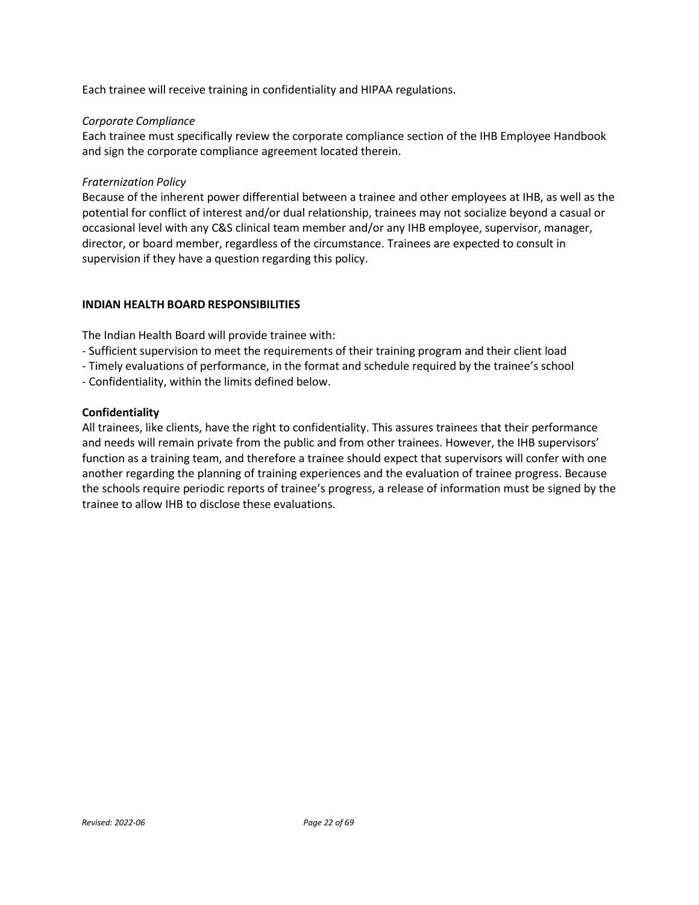Each trainee will receive training in confidentiality and HIPAA regulations.

*Corporate Compliance*

Each trainee must specifically review the corporate compliance section of the IHB Employee Handbook and sign the corporate compliance agreement located therein.

*Fraternization Policy*

Because of the inherent power differential between a trainee and other employees at IHB, as well as the potential for conflict of interest and/or dual relationship, trainees may not socialize beyond a casual or occasional level with any C&S clinical team member and/or any IHB employee, supervisor, manager, director, or board member, regardless of the circumstance. Trainees are expected to consult in supervision if they have a question regarding this policy.

## INDIAN HEALTH BOARD RESPONSIBILITIES

The Indian Health Board will provide trainee with:

- Sufficient supervision to meet the requirements of their training program and their client load
- Timely evaluations of performance, in the format and schedule required by the trainee's school
- Confidentiality, within the limits defined below.

### Confidentiality

All trainees, like clients, have the right to confidentiality. This assures trainees that their performance and needs will remain private from the public and from other trainees. However, the IHB supervisors' function as a training team, and therefore a trainee should expect that supervisors will confer with one another regarding the planning of training experiences and the evaluation of trainee progress. Because the schools require periodic reports of trainee's progress, a release of information must be signed by the trainee to allow IHB to disclose these evaluations.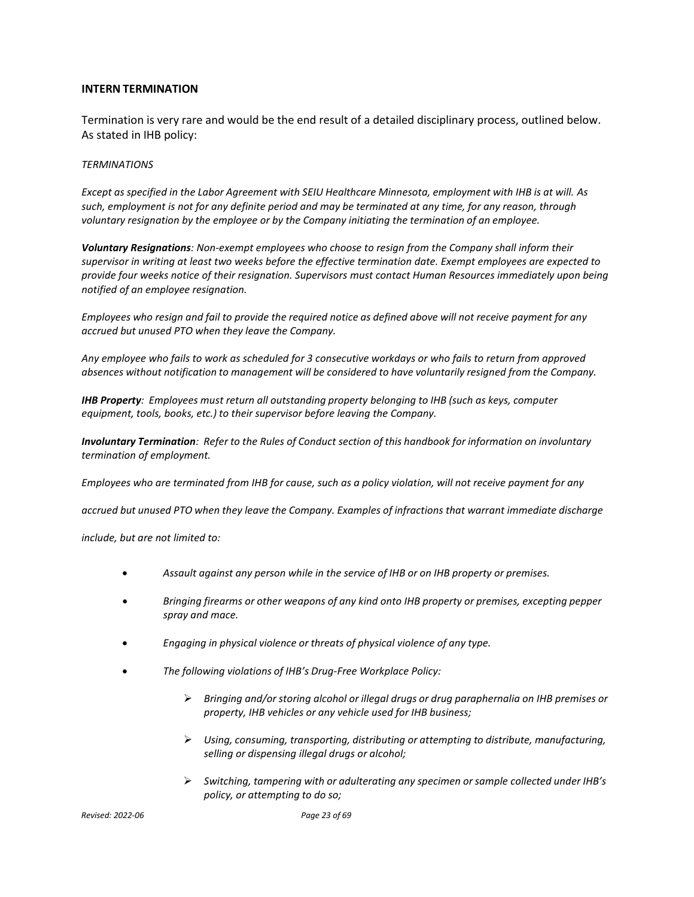## INTERN TERMINATION

Termination is very rare and would be the end result of a detailed disciplinary process, outlined below. As stated in IHB policy:

*TERMINATIONS*

*Except as specified in the Labor Agreement with SEIU Healthcare Minnesota, employment with IHB is at will. As such, employment is not for any definite period and may be terminated at any time, for any reason, through voluntary resignation by the employee or by the Company initiating the termination of an employee.*

***Voluntary Resignations****: Non-exempt employees who choose to resign from the Company shall inform their supervisor in writing at least two weeks before the effective termination date. Exempt employees are expected to provide four weeks notice of their resignation. Supervisors must contact Human Resources immediately upon being notified of an employee resignation.*

*Employees who resign and fail to provide the required notice as defined above will not receive payment for any accrued but unused PTO when they leave the Company.*

*Any employee who fails to work as scheduled for 3 consecutive workdays or who fails to return from approved absences without notification to management will be considered to have voluntarily resigned from the Company.*

***IHB Property****: Employees must return all outstanding property belonging to IHB (such as keys, computer equipment, tools, books, etc.) to their supervisor before leaving the Company.*

***Involuntary Termination****: Refer to the Rules of Conduct section of this handbook for information on involuntary termination of employment.*

*Employees who are terminated from IHB for cause, such as a policy violation, will not receive payment for any accrued but unused PTO when they leave the Company. Examples of infractions that warrant immediate discharge include, but are not limited to:*

- *Assault against any person while in the service of IHB or on IHB property or premises.*
- *Bringing firearms or other weapons of any kind onto IHB property or premises, excepting pepper spray and mace.*
- *Engaging in physical violence or threats of physical violence of any type.*
- *The following violations of IHB's Drug-Free Workplace Policy:*
  - *Bringing and/or storing alcohol or illegal drugs or drug paraphernalia on IHB premises or property, IHB vehicles or any vehicle used for IHB business;*
  - *Using, consuming, transporting, distributing or attempting to distribute, manufacturing, selling or dispensing illegal drugs or alcohol;*
  - *Switching, tampering with or adulterating any specimen or sample collected under IHB's policy, or attempting to do so;*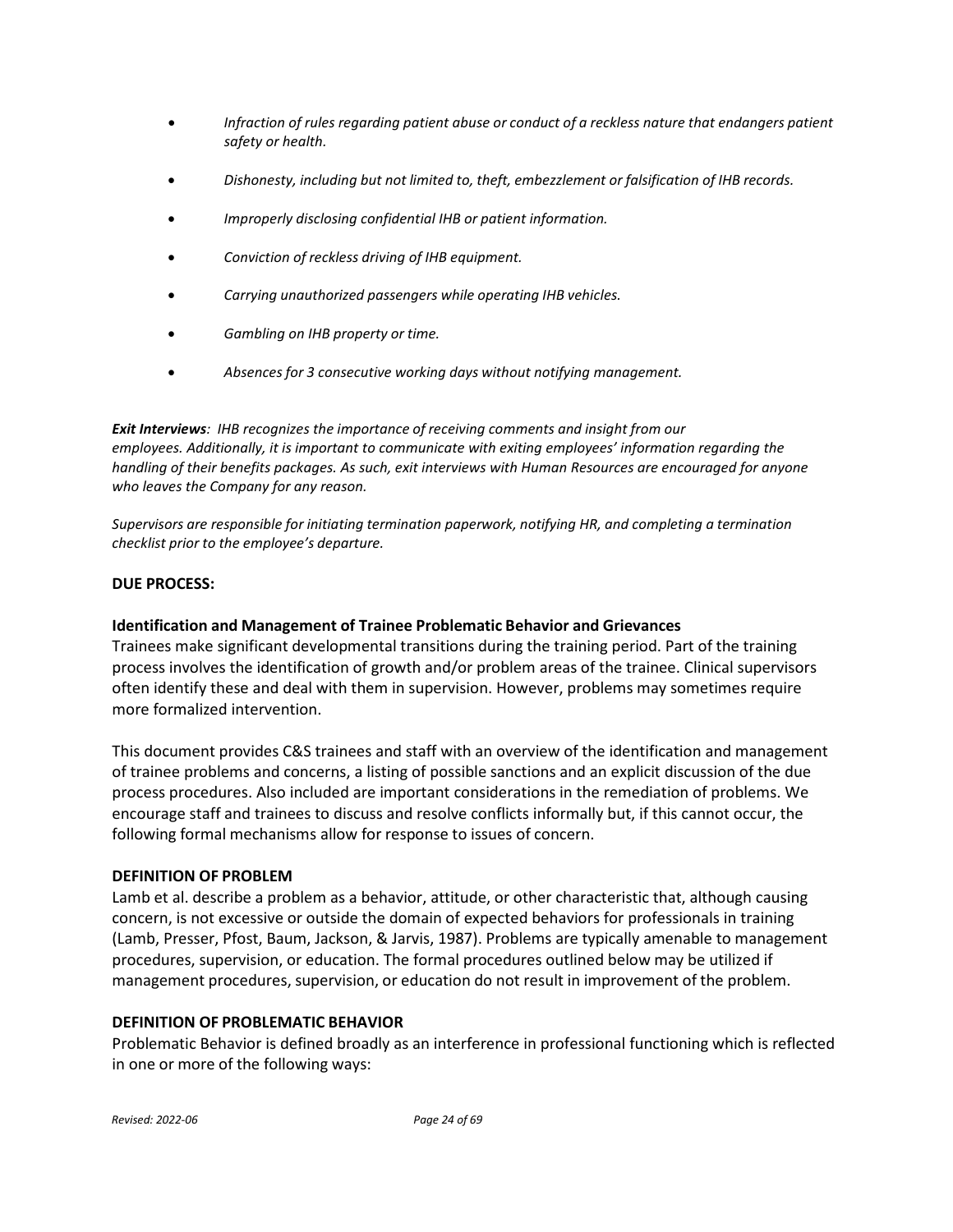- *Infraction of rules regarding patient abuse or conduct of a reckless nature that endangers patient safety or health.*

- *Dishonesty, including but not limited to, theft, embezzlement or falsification of IHB records.*

- *Improperly disclosing confidential IHB or patient information.*

- *Conviction of reckless driving of IHB equipment.*

- *Carrying unauthorized passengers while operating IHB vehicles.*

- *Gambling on IHB property or time.*

- *Absences for 3 consecutive working days without notifying management.*

***Exit Interviews****: IHB recognizes the importance of receiving comments and insight from our employees. Additionally, it is important to communicate with exiting employees' information regarding the handling of their benefits packages. As such, exit interviews with Human Resources are encouraged for anyone who leaves the Company for any reason.*

*Supervisors are responsible for initiating termination paperwork, notifying HR, and completing a termination checklist prior to the employee's departure.*

**DUE PROCESS:**

**Identification and Management of Trainee Problematic Behavior and Grievances**

Trainees make significant developmental transitions during the training period. Part of the training process involves the identification of growth and/or problem areas of the trainee. Clinical supervisors often identify these and deal with them in supervision. However, problems may sometimes require more formalized intervention.

This document provides C&S trainees and staff with an overview of the identification and management of trainee problems and concerns, a listing of possible sanctions and an explicit discussion of the due process procedures. Also included are important considerations in the remediation of problems. We encourage staff and trainees to discuss and resolve conflicts informally but, if this cannot occur, the following formal mechanisms allow for response to issues of concern.

**DEFINITION OF PROBLEM**

Lamb et al. describe a problem as a behavior, attitude, or other characteristic that, although causing concern, is not excessive or outside the domain of expected behaviors for professionals in training (Lamb, Presser, Pfost, Baum, Jackson, & Jarvis, 1987). Problems are typically amenable to management procedures, supervision, or education. The formal procedures outlined below may be utilized if management procedures, supervision, or education do not result in improvement of the problem.

**DEFINITION OF PROBLEMATIC BEHAVIOR**

Problematic Behavior is defined broadly as an interference in professional functioning which is reflected in one or more of the following ways: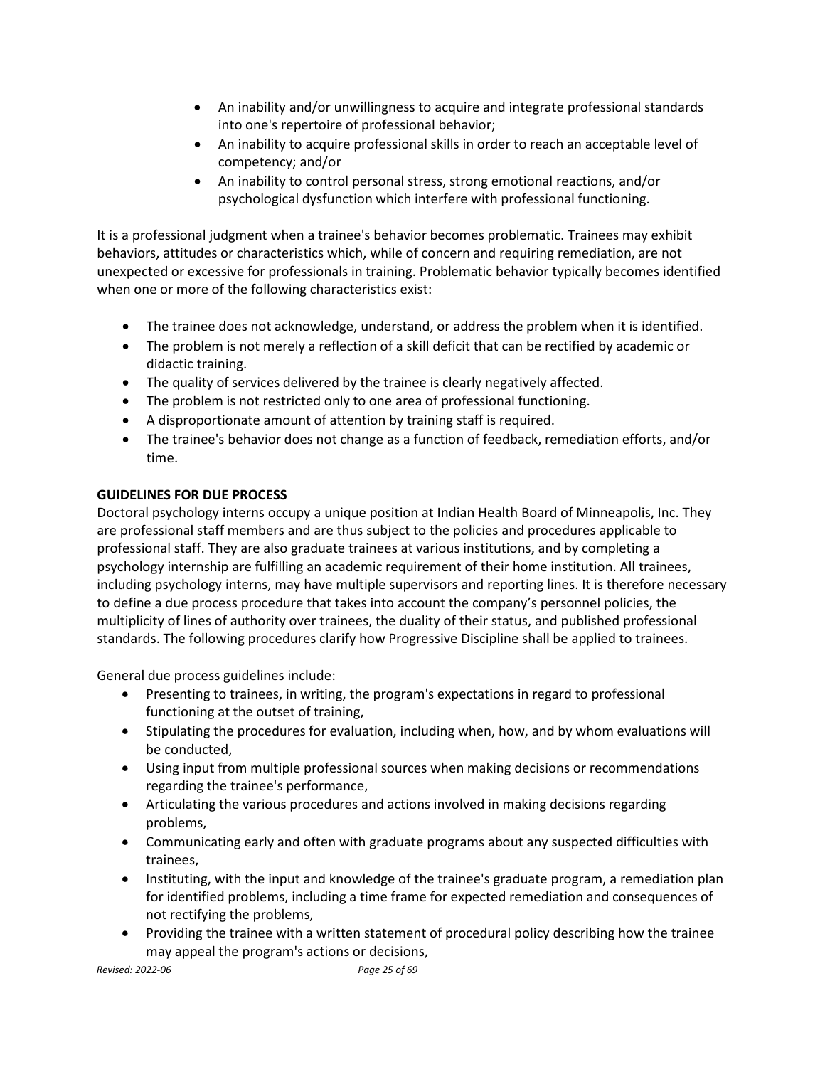- An inability and/or unwillingness to acquire and integrate professional standards into one's repertoire of professional behavior;
- An inability to acquire professional skills in order to reach an acceptable level of competency; and/or
- An inability to control personal stress, strong emotional reactions, and/or psychological dysfunction which interfere with professional functioning.

It is a professional judgment when a trainee's behavior becomes problematic. Trainees may exhibit behaviors, attitudes or characteristics which, while of concern and requiring remediation, are not unexpected or excessive for professionals in training. Problematic behavior typically becomes identified when one or more of the following characteristics exist:

- The trainee does not acknowledge, understand, or address the problem when it is identified.
- The problem is not merely a reflection of a skill deficit that can be rectified by academic or didactic training.
- The quality of services delivered by the trainee is clearly negatively affected.
- The problem is not restricted only to one area of professional functioning.
- A disproportionate amount of attention by training staff is required.
- The trainee's behavior does not change as a function of feedback, remediation efforts, and/or time.

**GUIDELINES FOR DUE PROCESS**

Doctoral psychology interns occupy a unique position at Indian Health Board of Minneapolis, Inc. They are professional staff members and are thus subject to the policies and procedures applicable to professional staff. They are also graduate trainees at various institutions, and by completing a psychology internship are fulfilling an academic requirement of their home institution. All trainees, including psychology interns, may have multiple supervisors and reporting lines. It is therefore necessary to define a due process procedure that takes into account the company's personnel policies, the multiplicity of lines of authority over trainees, the duality of their status, and published professional standards. The following procedures clarify how Progressive Discipline shall be applied to trainees.

General due process guidelines include:

- Presenting to trainees, in writing, the program's expectations in regard to professional functioning at the outset of training,
- Stipulating the procedures for evaluation, including when, how, and by whom evaluations will be conducted,
- Using input from multiple professional sources when making decisions or recommendations regarding the trainee's performance,
- Articulating the various procedures and actions involved in making decisions regarding problems,
- Communicating early and often with graduate programs about any suspected difficulties with trainees,
- Instituting, with the input and knowledge of the trainee's graduate program, a remediation plan for identified problems, including a time frame for expected remediation and consequences of not rectifying the problems,
- Providing the trainee with a written statement of procedural policy describing how the trainee may appeal the program's actions or decisions,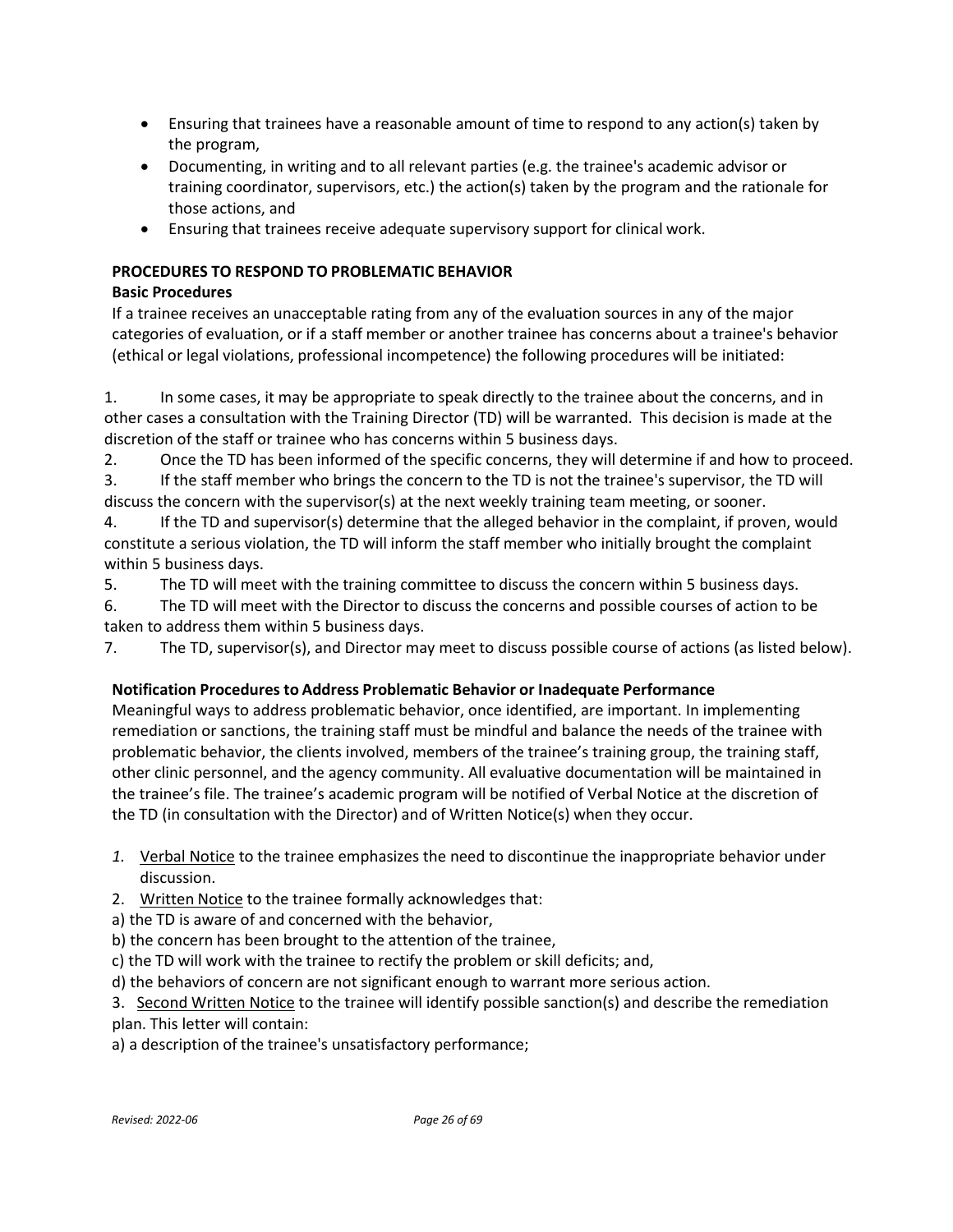- Ensuring that trainees have a reasonable amount of time to respond to any action(s) taken by the program,
- Documenting, in writing and to all relevant parties (e.g. the trainee's academic advisor or training coordinator, supervisors, etc.) the action(s) taken by the program and the rationale for those actions, and
- Ensuring that trainees receive adequate supervisory support for clinical work.

**PROCEDURES TO RESPOND TO PROBLEMATIC BEHAVIOR**

**Basic Procedures**

If a trainee receives an unacceptable rating from any of the evaluation sources in any of the major categories of evaluation, or if a staff member or another trainee has concerns about a trainee's behavior (ethical or legal violations, professional incompetence) the following procedures will be initiated:

1. In some cases, it may be appropriate to speak directly to the trainee about the concerns, and in other cases a consultation with the Training Director (TD) will be warranted. This decision is made at the discretion of the staff or trainee who has concerns within 5 business days.
2. Once the TD has been informed of the specific concerns, they will determine if and how to proceed.
3. If the staff member who brings the concern to the TD is not the trainee's supervisor, the TD will discuss the concern with the supervisor(s) at the next weekly training team meeting, or sooner.
4. If the TD and supervisor(s) determine that the alleged behavior in the complaint, if proven, would constitute a serious violation, the TD will inform the staff member who initially brought the complaint within 5 business days.
5. The TD will meet with the training committee to discuss the concern within 5 business days.
6. The TD will meet with the Director to discuss the concerns and possible courses of action to be taken to address them within 5 business days.
7. The TD, supervisor(s), and Director may meet to discuss possible course of actions (as listed below).

**Notification Procedures to Address Problematic Behavior or Inadequate Performance**

Meaningful ways to address problematic behavior, once identified, are important. In implementing remediation or sanctions, the training staff must be mindful and balance the needs of the trainee with problematic behavior, the clients involved, members of the trainee's training group, the training staff, other clinic personnel, and the agency community. All evaluative documentation will be maintained in the trainee's file. The trainee's academic program will be notified of Verbal Notice at the discretion of the TD (in consultation with the Director) and of Written Notice(s) when they occur.

1. Verbal Notice to the trainee emphasizes the need to discontinue the inappropriate behavior under discussion.
2. Written Notice to the trainee formally acknowledges that:

a) the TD is aware of and concerned with the behavior,

b) the concern has been brought to the attention of the trainee,

c) the TD will work with the trainee to rectify the problem or skill deficits; and,

d) the behaviors of concern are not significant enough to warrant more serious action.

3. Second Written Notice to the trainee will identify possible sanction(s) and describe the remediation plan. This letter will contain:

a) a description of the trainee's unsatisfactory performance;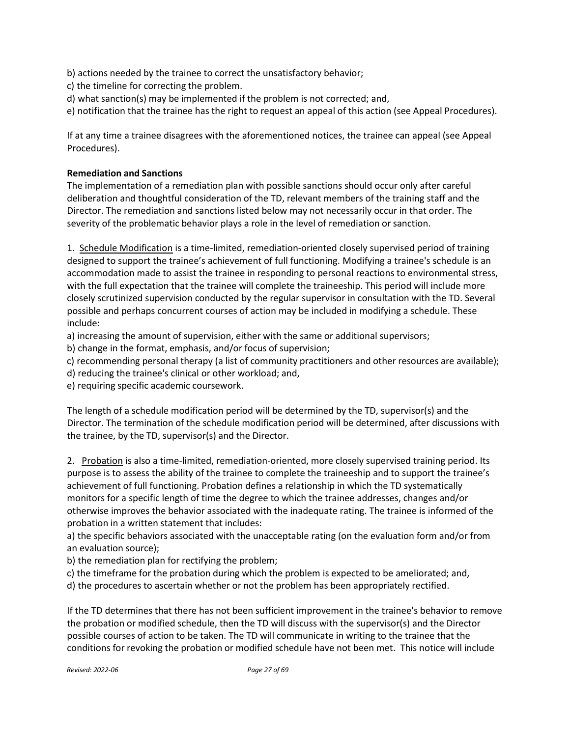b) actions needed by the trainee to correct the unsatisfactory behavior;
c) the timeline for correcting the problem.
d) what sanction(s) may be implemented if the problem is not corrected; and,
e) notification that the trainee has the right to request an appeal of this action (see Appeal Procedures).

If at any time a trainee disagrees with the aforementioned notices, the trainee can appeal (see Appeal Procedures).

**Remediation and Sanctions**
The implementation of a remediation plan with possible sanctions should occur only after careful deliberation and thoughtful consideration of the TD, relevant members of the training staff and the Director. The remediation and sanctions listed below may not necessarily occur in that order. The severity of the problematic behavior plays a role in the level of remediation or sanction.

1. Schedule Modification is a time-limited, remediation-oriented closely supervised period of training designed to support the trainee's achievement of full functioning. Modifying a trainee's schedule is an accommodation made to assist the trainee in responding to personal reactions to environmental stress, with the full expectation that the trainee will complete the traineeship. This period will include more closely scrutinized supervision conducted by the regular supervisor in consultation with the TD. Several possible and perhaps concurrent courses of action may be included in modifying a schedule. These include:
a) increasing the amount of supervision, either with the same or additional supervisors;
b) change in the format, emphasis, and/or focus of supervision;
c) recommending personal therapy (a list of community practitioners and other resources are available);
d) reducing the trainee's clinical or other workload; and,
e) requiring specific academic coursework.

The length of a schedule modification period will be determined by the TD, supervisor(s) and the Director. The termination of the schedule modification period will be determined, after discussions with the trainee, by the TD, supervisor(s) and the Director.

2. Probation is also a time-limited, remediation-oriented, more closely supervised training period. Its purpose is to assess the ability of the trainee to complete the traineeship and to support the trainee's achievement of full functioning. Probation defines a relationship in which the TD systematically monitors for a specific length of time the degree to which the trainee addresses, changes and/or otherwise improves the behavior associated with the inadequate rating. The trainee is informed of the probation in a written statement that includes:
a) the specific behaviors associated with the unacceptable rating (on the evaluation form and/or from an evaluation source);
b) the remediation plan for rectifying the problem;
c) the timeframe for the probation during which the problem is expected to be ameliorated; and,
d) the procedures to ascertain whether or not the problem has been appropriately rectified.

If the TD determines that there has not been sufficient improvement in the trainee's behavior to remove the probation or modified schedule, then the TD will discuss with the supervisor(s) and the Director possible courses of action to be taken. The TD will communicate in writing to the trainee that the conditions for revoking the probation or modified schedule have not been met. This notice will include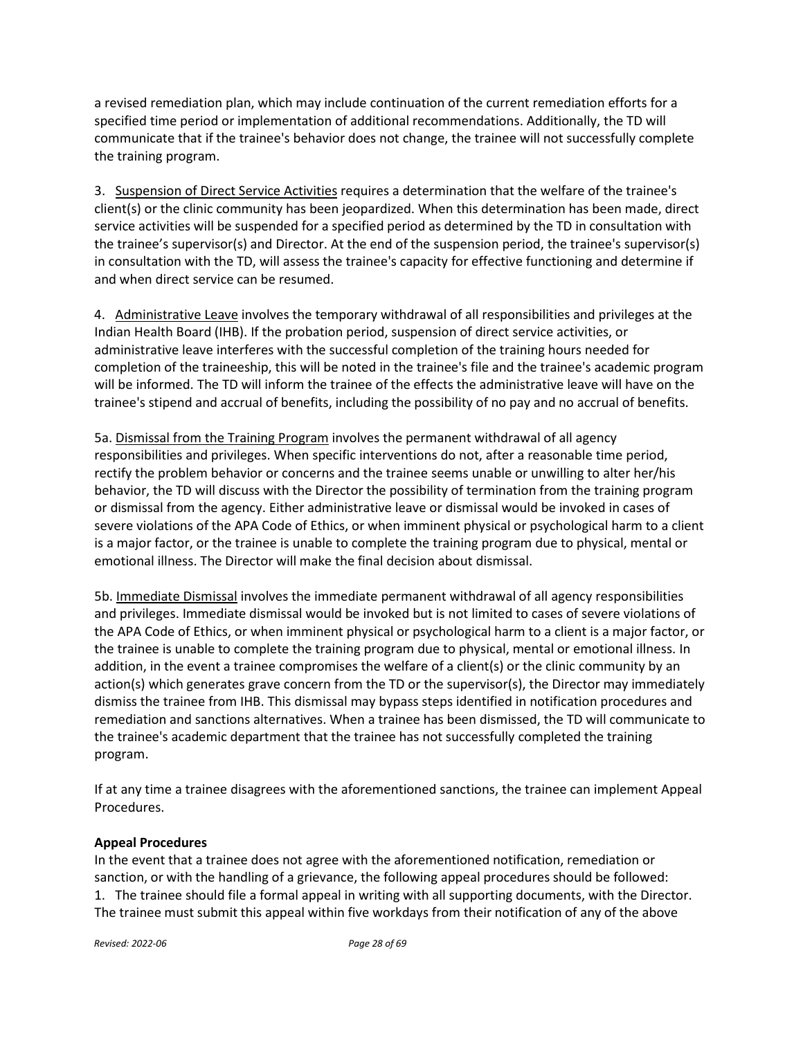a revised remediation plan, which may include continuation of the current remediation efforts for a specified time period or implementation of additional recommendations. Additionally, the TD will communicate that if the trainee's behavior does not change, the trainee will not successfully complete the training program.

3. Suspension of Direct Service Activities requires a determination that the welfare of the trainee's client(s) or the clinic community has been jeopardized. When this determination has been made, direct service activities will be suspended for a specified period as determined by the TD in consultation with the trainee's supervisor(s) and Director. At the end of the suspension period, the trainee's supervisor(s) in consultation with the TD, will assess the trainee's capacity for effective functioning and determine if and when direct service can be resumed.

4. Administrative Leave involves the temporary withdrawal of all responsibilities and privileges at the Indian Health Board (IHB). If the probation period, suspension of direct service activities, or administrative leave interferes with the successful completion of the training hours needed for completion of the traineeship, this will be noted in the trainee's file and the trainee's academic program will be informed. The TD will inform the trainee of the effects the administrative leave will have on the trainee's stipend and accrual of benefits, including the possibility of no pay and no accrual of benefits.

5a. Dismissal from the Training Program involves the permanent withdrawal of all agency responsibilities and privileges. When specific interventions do not, after a reasonable time period, rectify the problem behavior or concerns and the trainee seems unable or unwilling to alter her/his behavior, the TD will discuss with the Director the possibility of termination from the training program or dismissal from the agency. Either administrative leave or dismissal would be invoked in cases of severe violations of the APA Code of Ethics, or when imminent physical or psychological harm to a client is a major factor, or the trainee is unable to complete the training program due to physical, mental or emotional illness. The Director will make the final decision about dismissal.

5b. Immediate Dismissal involves the immediate permanent withdrawal of all agency responsibilities and privileges. Immediate dismissal would be invoked but is not limited to cases of severe violations of the APA Code of Ethics, or when imminent physical or psychological harm to a client is a major factor, or the trainee is unable to complete the training program due to physical, mental or emotional illness. In addition, in the event a trainee compromises the welfare of a client(s) or the clinic community by an action(s) which generates grave concern from the TD or the supervisor(s), the Director may immediately dismiss the trainee from IHB. This dismissal may bypass steps identified in notification procedures and remediation and sanctions alternatives. When a trainee has been dismissed, the TD will communicate to the trainee's academic department that the trainee has not successfully completed the training program.

If at any time a trainee disagrees with the aforementioned sanctions, the trainee can implement Appeal Procedures.

**Appeal Procedures**

In the event that a trainee does not agree with the aforementioned notification, remediation or sanction, or with the handling of a grievance, the following appeal procedures should be followed:

1. The trainee should file a formal appeal in writing with all supporting documents, with the Director. The trainee must submit this appeal within five workdays from their notification of any of the above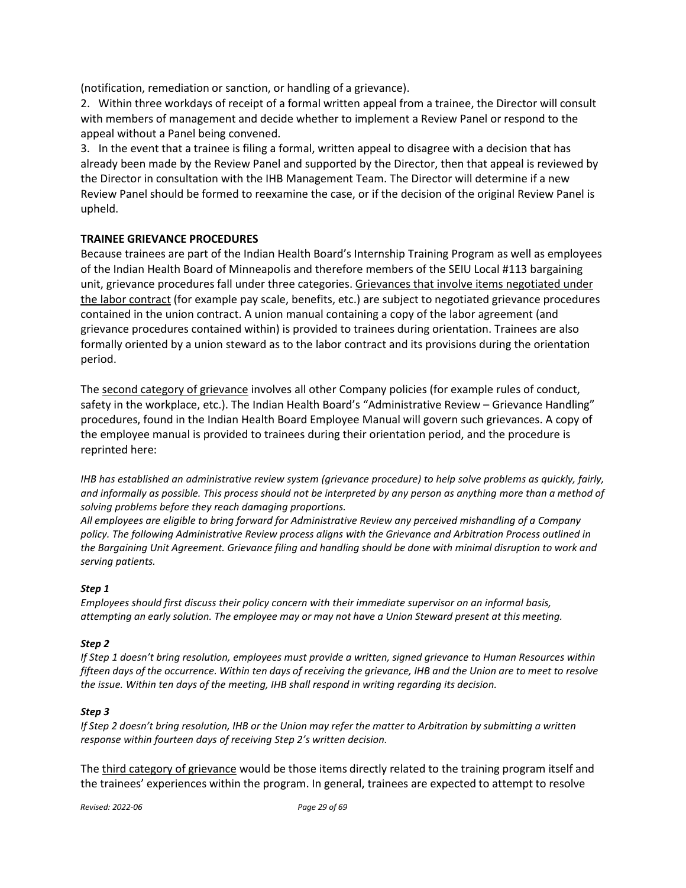(notification, remediation or sanction, or handling of a grievance).

2. Within three workdays of receipt of a formal written appeal from a trainee, the Director will consult with members of management and decide whether to implement a Review Panel or respond to the appeal without a Panel being convened.

3. In the event that a trainee is filing a formal, written appeal to disagree with a decision that has already been made by the Review Panel and supported by the Director, then that appeal is reviewed by the Director in consultation with the IHB Management Team. The Director will determine if a new Review Panel should be formed to reexamine the case, or if the decision of the original Review Panel is upheld.

**TRAINEE GRIEVANCE PROCEDURES**

Because trainees are part of the Indian Health Board's Internship Training Program as well as employees of the Indian Health Board of Minneapolis and therefore members of the SEIU Local #113 bargaining unit, grievance procedures fall under three categories. Grievances that involve items negotiated under the labor contract (for example pay scale, benefits, etc.) are subject to negotiated grievance procedures contained in the union contract. A union manual containing a copy of the labor agreement (and grievance procedures contained within) is provided to trainees during orientation. Trainees are also formally oriented by a union steward as to the labor contract and its provisions during the orientation period.

The second category of grievance involves all other Company policies (for example rules of conduct, safety in the workplace, etc.). The Indian Health Board's "Administrative Review – Grievance Handling" procedures, found in the Indian Health Board Employee Manual will govern such grievances. A copy of the employee manual is provided to trainees during their orientation period, and the procedure is reprinted here:

*IHB has established an administrative review system (grievance procedure) to help solve problems as quickly, fairly, and informally as possible. This process should not be interpreted by any person as anything more than a method of solving problems before they reach damaging proportions.*

*All employees are eligible to bring forward for Administrative Review any perceived mishandling of a Company policy. The following Administrative Review process aligns with the Grievance and Arbitration Process outlined in the Bargaining Unit Agreement. Grievance filing and handling should be done with minimal disruption to work and serving patients.*

***Step 1***

*Employees should first discuss their policy concern with their immediate supervisor on an informal basis, attempting an early solution. The employee may or may not have a Union Steward present at this meeting.*

***Step 2***

*If Step 1 doesn't bring resolution, employees must provide a written, signed grievance to Human Resources within fifteen days of the occurrence. Within ten days of receiving the grievance, IHB and the Union are to meet to resolve the issue. Within ten days of the meeting, IHB shall respond in writing regarding its decision.*

***Step 3***

*If Step 2 doesn't bring resolution, IHB or the Union may refer the matter to Arbitration by submitting a written response within fourteen days of receiving Step 2's written decision.*

The third category of grievance would be those items directly related to the training program itself and the trainees' experiences within the program. In general, trainees are expected to attempt to resolve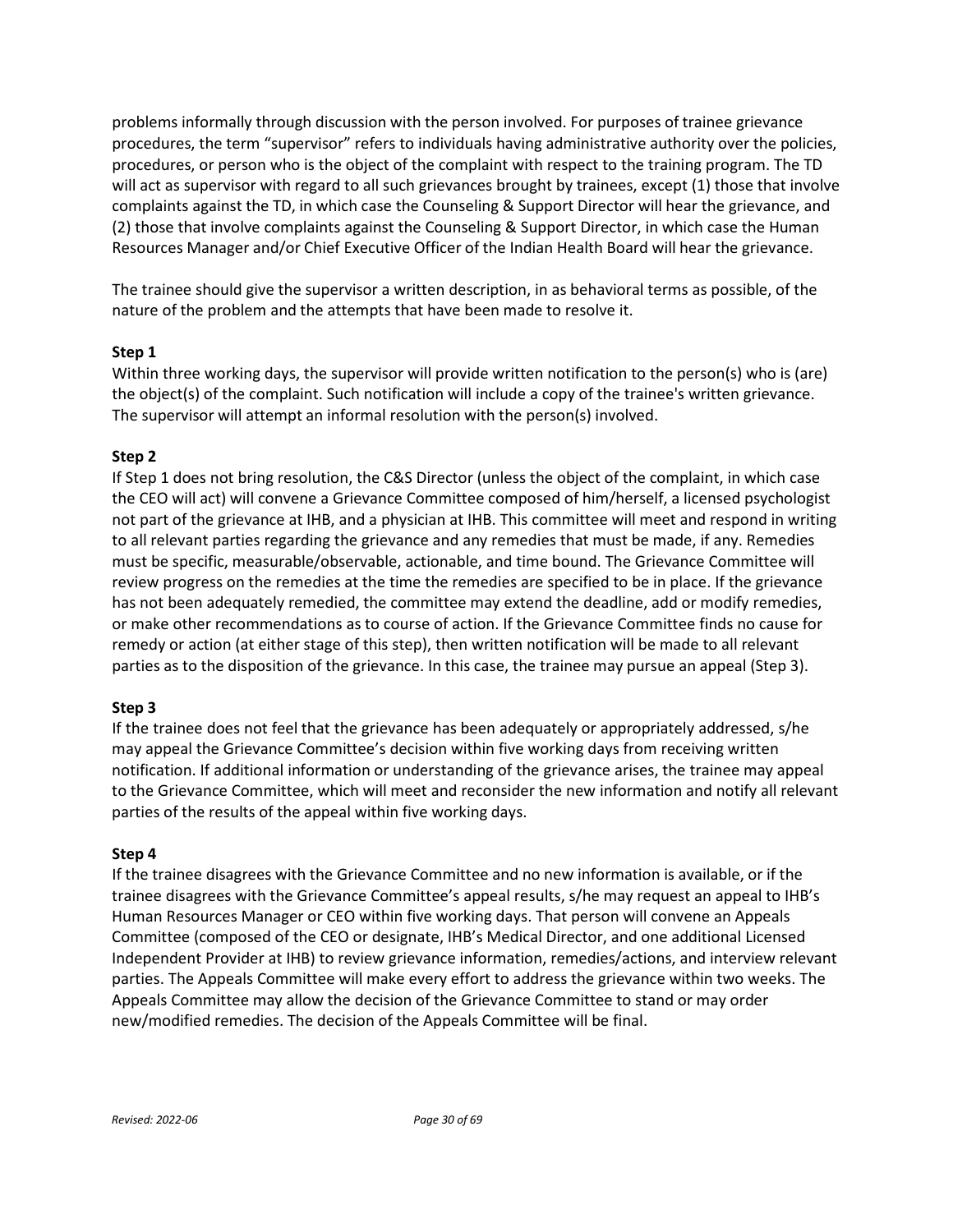problems informally through discussion with the person involved. For purposes of trainee grievance procedures, the term "supervisor" refers to individuals having administrative authority over the policies, procedures, or person who is the object of the complaint with respect to the training program. The TD will act as supervisor with regard to all such grievances brought by trainees, except (1) those that involve complaints against the TD, in which case the Counseling & Support Director will hear the grievance, and (2) those that involve complaints against the Counseling & Support Director, in which case the Human Resources Manager and/or Chief Executive Officer of the Indian Health Board will hear the grievance.

The trainee should give the supervisor a written description, in as behavioral terms as possible, of the nature of the problem and the attempts that have been made to resolve it.

**Step 1**

Within three working days, the supervisor will provide written notification to the person(s) who is (are) the object(s) of the complaint. Such notification will include a copy of the trainee's written grievance. The supervisor will attempt an informal resolution with the person(s) involved.

**Step 2**

If Step 1 does not bring resolution, the C&S Director (unless the object of the complaint, in which case the CEO will act) will convene a Grievance Committee composed of him/herself, a licensed psychologist not part of the grievance at IHB, and a physician at IHB. This committee will meet and respond in writing to all relevant parties regarding the grievance and any remedies that must be made, if any. Remedies must be specific, measurable/observable, actionable, and time bound. The Grievance Committee will review progress on the remedies at the time the remedies are specified to be in place. If the grievance has not been adequately remedied, the committee may extend the deadline, add or modify remedies, or make other recommendations as to course of action. If the Grievance Committee finds no cause for remedy or action (at either stage of this step), then written notification will be made to all relevant parties as to the disposition of the grievance. In this case, the trainee may pursue an appeal (Step 3).

**Step 3**

If the trainee does not feel that the grievance has been adequately or appropriately addressed, s/he may appeal the Grievance Committee's decision within five working days from receiving written notification. If additional information or understanding of the grievance arises, the trainee may appeal to the Grievance Committee, which will meet and reconsider the new information and notify all relevant parties of the results of the appeal within five working days.

**Step 4**

If the trainee disagrees with the Grievance Committee and no new information is available, or if the trainee disagrees with the Grievance Committee's appeal results, s/he may request an appeal to IHB's Human Resources Manager or CEO within five working days. That person will convene an Appeals Committee (composed of the CEO or designate, IHB's Medical Director, and one additional Licensed Independent Provider at IHB) to review grievance information, remedies/actions, and interview relevant parties. The Appeals Committee will make every effort to address the grievance within two weeks. The Appeals Committee may allow the decision of the Grievance Committee to stand or may order new/modified remedies. The decision of the Appeals Committee will be final.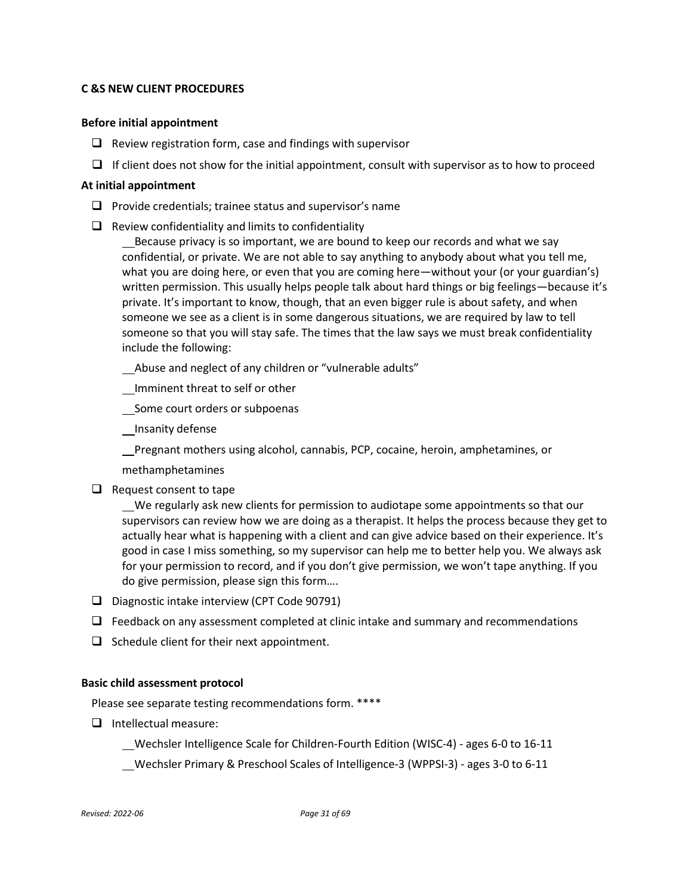**C &S NEW CLIENT PROCEDURES**

**Before initial appointment**

- ❑ Review registration form, case and findings with supervisor
- ❑ If client does not show for the initial appointment, consult with supervisor as to how to proceed

**At initial appointment**

- ❑ Provide credentials; trainee status and supervisor's name
- ❑ Review confidentiality and limits to confidentiality

  __Because privacy is so important, we are bound to keep our records and what we say confidential, or private. We are not able to say anything to anybody about what you tell me, what you are doing here, or even that you are coming here—without your (or your guardian's) written permission. This usually helps people talk about hard things or big feelings—because it's private. It's important to know, though, that an even bigger rule is about safety, and when someone we see as a client is in some dangerous situations, we are required by law to tell someone so that you will stay safe. The times that the law says we must break confidentiality include the following:

  __Abuse and neglect of any children or "vulnerable adults"

  __Imminent threat to self or other

  __Some court orders or subpoenas

  __Insanity defense

  __Pregnant mothers using alcohol, cannabis, PCP, cocaine, heroin, amphetamines, or methamphetamines

- ❑ Request consent to tape

  __We regularly ask new clients for permission to audiotape some appointments so that our supervisors can review how we are doing as a therapist. It helps the process because they get to actually hear what is happening with a client and can give advice based on their experience. It's good in case I miss something, so my supervisor can help me to better help you. We always ask for your permission to record, and if you don't give permission, we won't tape anything. If you do give permission, please sign this form….

- ❑ Diagnostic intake interview (CPT Code 90791)
- ❑ Feedback on any assessment completed at clinic intake and summary and recommendations
- ❑ Schedule client for their next appointment.

**Basic child assessment protocol**

Please see separate testing recommendations form. ****

- ❑ Intellectual measure:

  __Wechsler Intelligence Scale for Children-Fourth Edition (WISC-4) - ages 6-0 to 16-11

  __Wechsler Primary & Preschool Scales of Intelligence-3 (WPPSI-3) - ages 3-0 to 6-11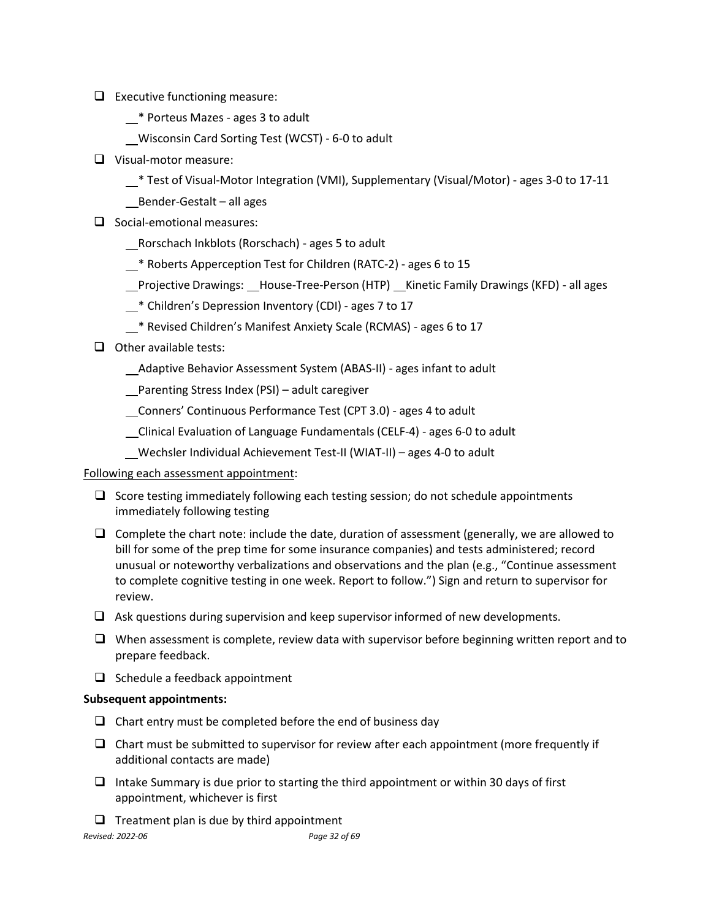- ❑ Executive functioning measure:
  - __* Porteus Mazes - ages 3 to adult
  - __Wisconsin Card Sorting Test (WCST) - 6-0 to adult
- ❑ Visual-motor measure:
  - __* Test of Visual-Motor Integration (VMI), Supplementary (Visual/Motor) - ages 3-0 to 17-11
  - __Bender-Gestalt – all ages
- ❑ Social-emotional measures:
  - __Rorschach Inkblots (Rorschach) - ages 5 to adult
  - __* Roberts Apperception Test for Children (RATC-2) - ages 6 to 15
  - __Projective Drawings: __House-Tree-Person (HTP) __Kinetic Family Drawings (KFD) - all ages
  - __* Children's Depression Inventory (CDI) - ages 7 to 17
  - __* Revised Children's Manifest Anxiety Scale (RCMAS) - ages 6 to 17
- ❑ Other available tests:
  - __Adaptive Behavior Assessment System (ABAS-II) - ages infant to adult
  - __Parenting Stress Index (PSI) – adult caregiver
  - __Conners' Continuous Performance Test (CPT 3.0) - ages 4 to adult
  - __Clinical Evaluation of Language Fundamentals (CELF-4) - ages 6-0 to adult
  - __Wechsler Individual Achievement Test-II (WIAT-II) – ages 4-0 to adult

<u>Following each assessment appointment</u>:

- ❑ Score testing immediately following each testing session; do not schedule appointments immediately following testing
- ❑ Complete the chart note: include the date, duration of assessment (generally, we are allowed to bill for some of the prep time for some insurance companies) and tests administered; record unusual or noteworthy verbalizations and observations and the plan (e.g., "Continue assessment to complete cognitive testing in one week. Report to follow.") Sign and return to supervisor for review.
- ❑ Ask questions during supervision and keep supervisor informed of new developments.
- ❑ When assessment is complete, review data with supervisor before beginning written report and to prepare feedback.
- ❑ Schedule a feedback appointment

**Subsequent appointments:**

- ❑ Chart entry must be completed before the end of business day
- ❑ Chart must be submitted to supervisor for review after each appointment (more frequently if additional contacts are made)
- ❑ Intake Summary is due prior to starting the third appointment or within 30 days of first appointment, whichever is first
- ❑ Treatment plan is due by third appointment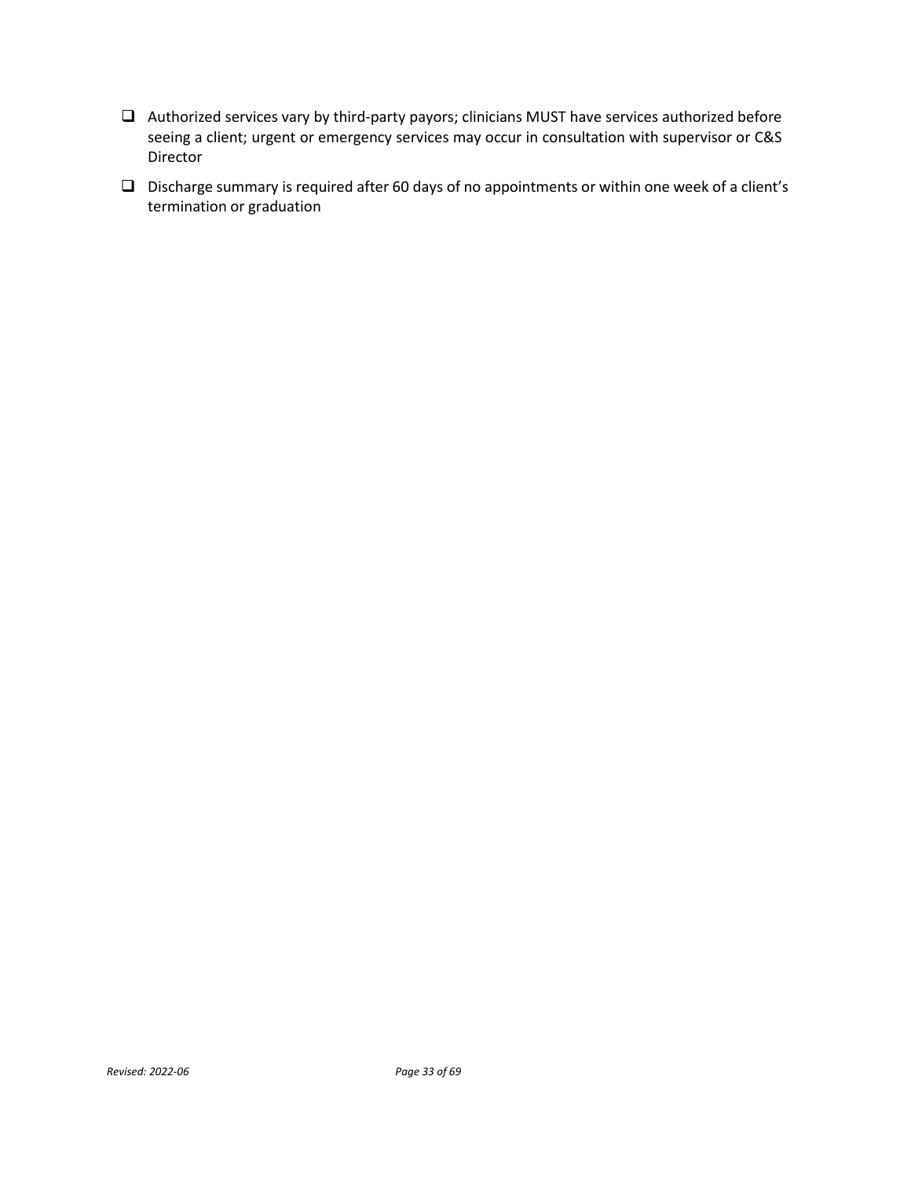- [ ] Authorized services vary by third-party payors; clinicians MUST have services authorized before seeing a client; urgent or emergency services may occur in consultation with supervisor or C&S Director
- [ ] Discharge summary is required after 60 days of no appointments or within one week of a client's termination or graduation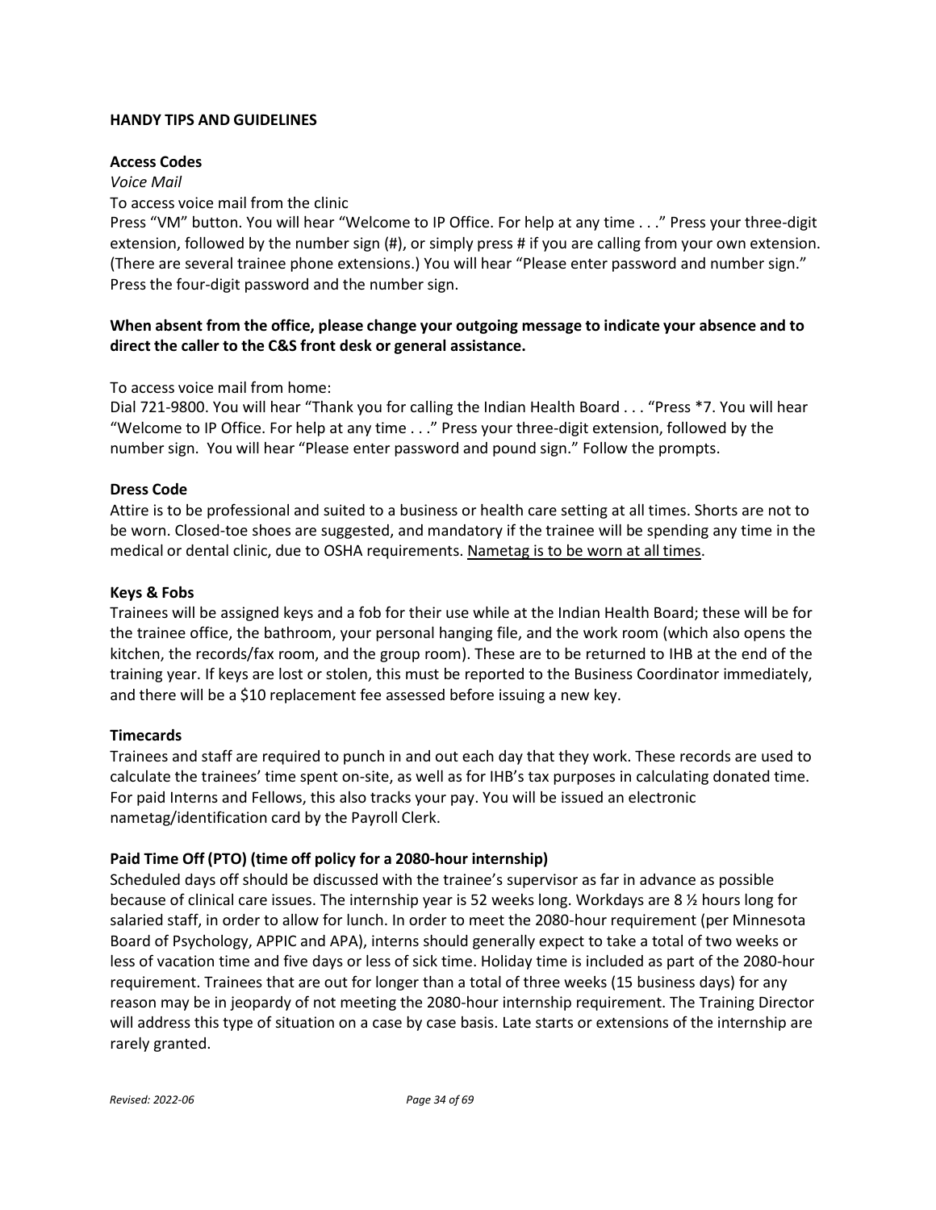## HANDY TIPS AND GUIDELINES

### Access Codes

*Voice Mail*

To access voice mail from the clinic

Press "VM" button. You will hear "Welcome to IP Office. For help at any time . . ." Press your three-digit extension, followed by the number sign (#), or simply press # if you are calling from your own extension. (There are several trainee phone extensions.) You will hear "Please enter password and number sign." Press the four-digit password and the number sign.

**When absent from the office, please change your outgoing message to indicate your absence and to direct the caller to the C&S front desk or general assistance.**

To access voice mail from home:

Dial 721-9800. You will hear "Thank you for calling the Indian Health Board . . . "Press *7. You will hear "Welcome to IP Office. For help at any time . . ." Press your three-digit extension, followed by the number sign. You will hear "Please enter password and pound sign." Follow the prompts.

### Dress Code

Attire is to be professional and suited to a business or health care setting at all times. Shorts are not to be worn. Closed-toe shoes are suggested, and mandatory if the trainee will be spending any time in the medical or dental clinic, due to OSHA requirements. <u>Nametag is to be worn at all times</u>.

### Keys & Fobs

Trainees will be assigned keys and a fob for their use while at the Indian Health Board; these will be for the trainee office, the bathroom, your personal hanging file, and the work room (which also opens the kitchen, the records/fax room, and the group room). These are to be returned to IHB at the end of the training year. If keys are lost or stolen, this must be reported to the Business Coordinator immediately, and there will be a $10 replacement fee assessed before issuing a new key.

### Timecards

Trainees and staff are required to punch in and out each day that they work. These records are used to calculate the trainees' time spent on-site, as well as for IHB's tax purposes in calculating donated time. For paid Interns and Fellows, this also tracks your pay. You will be issued an electronic nametag/identification card by the Payroll Clerk.

### Paid Time Off (PTO) (time off policy for a 2080-hour internship)

Scheduled days off should be discussed with the trainee's supervisor as far in advance as possible because of clinical care issues. The internship year is 52 weeks long. Workdays are 8 ½ hours long for salaried staff, in order to allow for lunch. In order to meet the 2080-hour requirement (per Minnesota Board of Psychology, APPIC and APA), interns should generally expect to take a total of two weeks or less of vacation time and five days or less of sick time. Holiday time is included as part of the 2080-hour requirement. Trainees that are out for longer than a total of three weeks (15 business days) for any reason may be in jeopardy of not meeting the 2080-hour internship requirement. The Training Director will address this type of situation on a case by case basis. Late starts or extensions of the internship are rarely granted.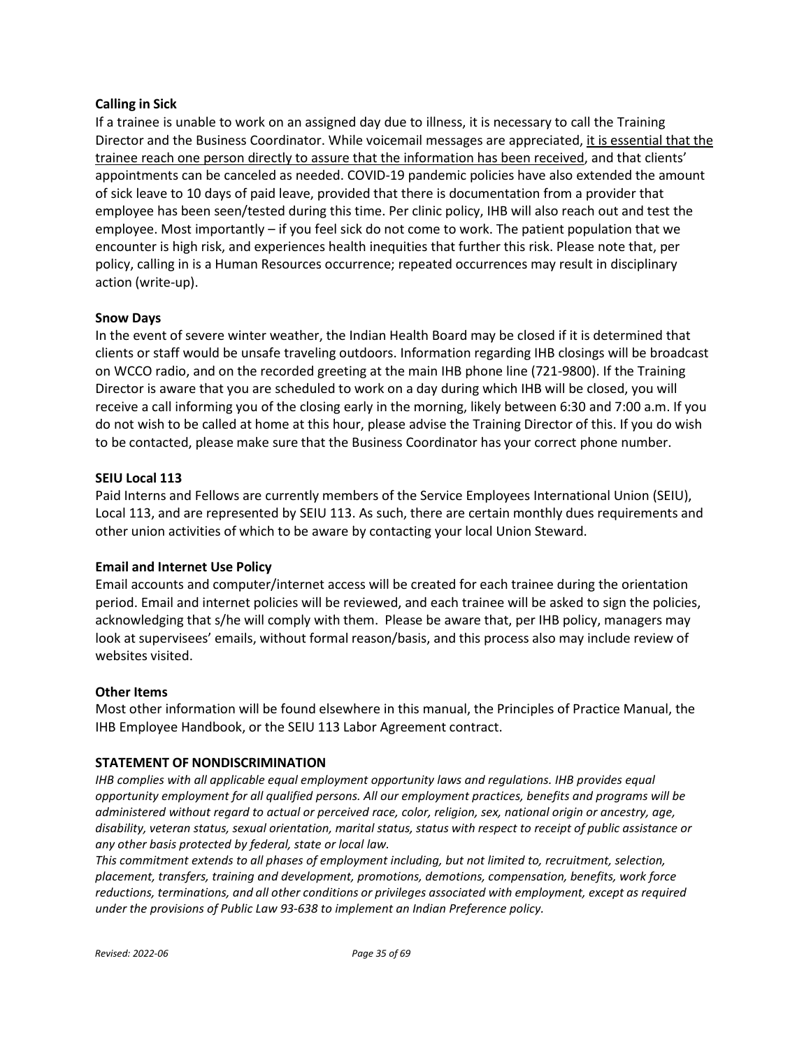**Calling in Sick**

If a trainee is unable to work on an assigned day due to illness, it is necessary to call the Training Director and the Business Coordinator. While voicemail messages are appreciated, it is essential that the trainee reach one person directly to assure that the information has been received, and that clients' appointments can be canceled as needed. COVID-19 pandemic policies have also extended the amount of sick leave to 10 days of paid leave, provided that there is documentation from a provider that employee has been seen/tested during this time. Per clinic policy, IHB will also reach out and test the employee. Most importantly – if you feel sick do not come to work. The patient population that we encounter is high risk, and experiences health inequities that further this risk. Please note that, per policy, calling in is a Human Resources occurrence; repeated occurrences may result in disciplinary action (write-up).

**Snow Days**

In the event of severe winter weather, the Indian Health Board may be closed if it is determined that clients or staff would be unsafe traveling outdoors. Information regarding IHB closings will be broadcast on WCCO radio, and on the recorded greeting at the main IHB phone line (721-9800). If the Training Director is aware that you are scheduled to work on a day during which IHB will be closed, you will receive a call informing you of the closing early in the morning, likely between 6:30 and 7:00 a.m. If you do not wish to be called at home at this hour, please advise the Training Director of this. If you do wish to be contacted, please make sure that the Business Coordinator has your correct phone number.

**SEIU Local 113**

Paid Interns and Fellows are currently members of the Service Employees International Union (SEIU), Local 113, and are represented by SEIU 113. As such, there are certain monthly dues requirements and other union activities of which to be aware by contacting your local Union Steward.

**Email and Internet Use Policy**

Email accounts and computer/internet access will be created for each trainee during the orientation period. Email and internet policies will be reviewed, and each trainee will be asked to sign the policies, acknowledging that s/he will comply with them. Please be aware that, per IHB policy, managers may look at supervisees' emails, without formal reason/basis, and this process also may include review of websites visited.

**Other Items**

Most other information will be found elsewhere in this manual, the Principles of Practice Manual, the IHB Employee Handbook, or the SEIU 113 Labor Agreement contract.

**STATEMENT OF NONDISCRIMINATION**

*IHB complies with all applicable equal employment opportunity laws and regulations. IHB provides equal opportunity employment for all qualified persons. All our employment practices, benefits and programs will be administered without regard to actual or perceived race, color, religion, sex, national origin or ancestry, age, disability, veteran status, sexual orientation, marital status, status with respect to receipt of public assistance or any other basis protected by federal, state or local law.*

*This commitment extends to all phases of employment including, but not limited to, recruitment, selection, placement, transfers, training and development, promotions, demotions, compensation, benefits, work force reductions, terminations, and all other conditions or privileges associated with employment, except as required under the provisions of Public Law 93-638 to implement an Indian Preference policy.*

*Revised: 2022-06*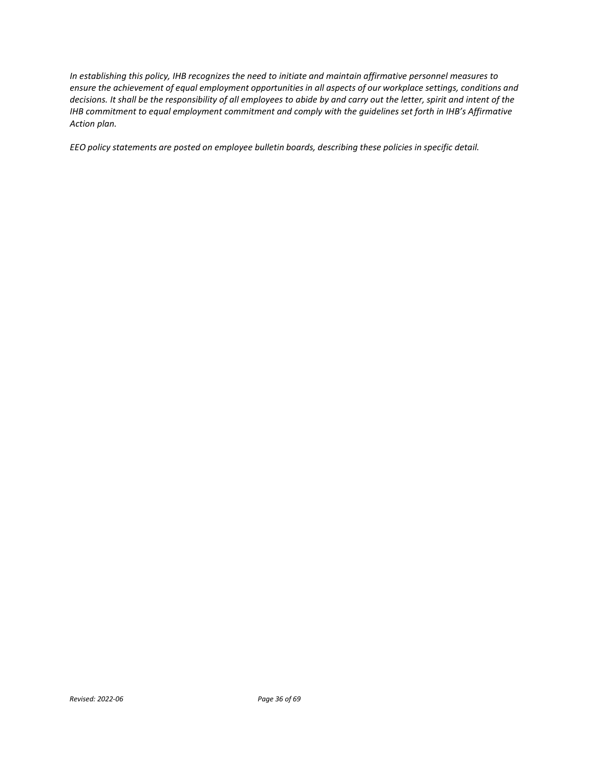*In establishing this policy, IHB recognizes the need to initiate and maintain affirmative personnel measures to ensure the achievement of equal employment opportunities in all aspects of our workplace settings, conditions and decisions. It shall be the responsibility of all employees to abide by and carry out the letter, spirit and intent of the IHB commitment to equal employment commitment and comply with the guidelines set forth in IHB's Affirmative Action plan.*

*EEO policy statements are posted on employee bulletin boards, describing these policies in specific detail.*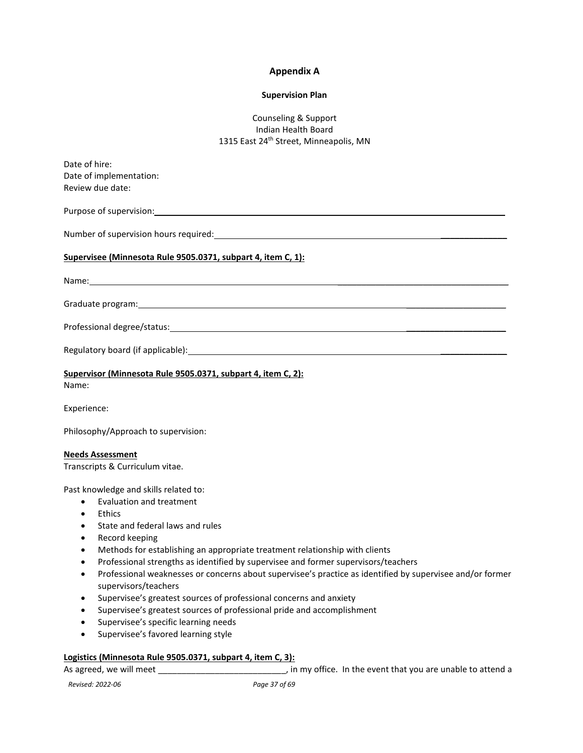## Appendix A

### Supervision Plan

Counseling & Support
Indian Health Board
1315 East 24th Street, Minneapolis, MN

Date of hire:
Date of implementation:
Review due date:

Purpose of supervision: ______________________________________________________________

Number of supervision hours required: ______________________________________________

**Supervisee (Minnesota Rule 9505.0371, subpart 4, item C, 1):**

Name: ___________________________________________________________________________

Graduate program: ________________________________________________________________

Professional degree/status: _________________________________________________________

Regulatory board (if applicable): ____________________________________________________

**Supervisor (Minnesota Rule 9505.0371, subpart 4, item C, 2):**
Name:

Experience:

Philosophy/Approach to supervision:

**Needs Assessment**
Transcripts & Curriculum vitae.

Past knowledge and skills related to:

- Evaluation and treatment
- Ethics
- State and federal laws and rules
- Record keeping
- Methods for establishing an appropriate treatment relationship with clients
- Professional strengths as identified by supervisee and former supervisors/teachers
- Professional weaknesses or concerns about supervisee's practice as identified by supervisee and/or former supervisors/teachers
- Supervisee's greatest sources of professional concerns and anxiety
- Supervisee's greatest sources of professional pride and accomplishment
- Supervisee's specific learning needs
- Supervisee's favored learning style

**Logistics (Minnesota Rule 9505.0371, subpart 4, item C, 3):**
As agreed, we will meet ___________________________, in my office. In the event that you are unable to attend a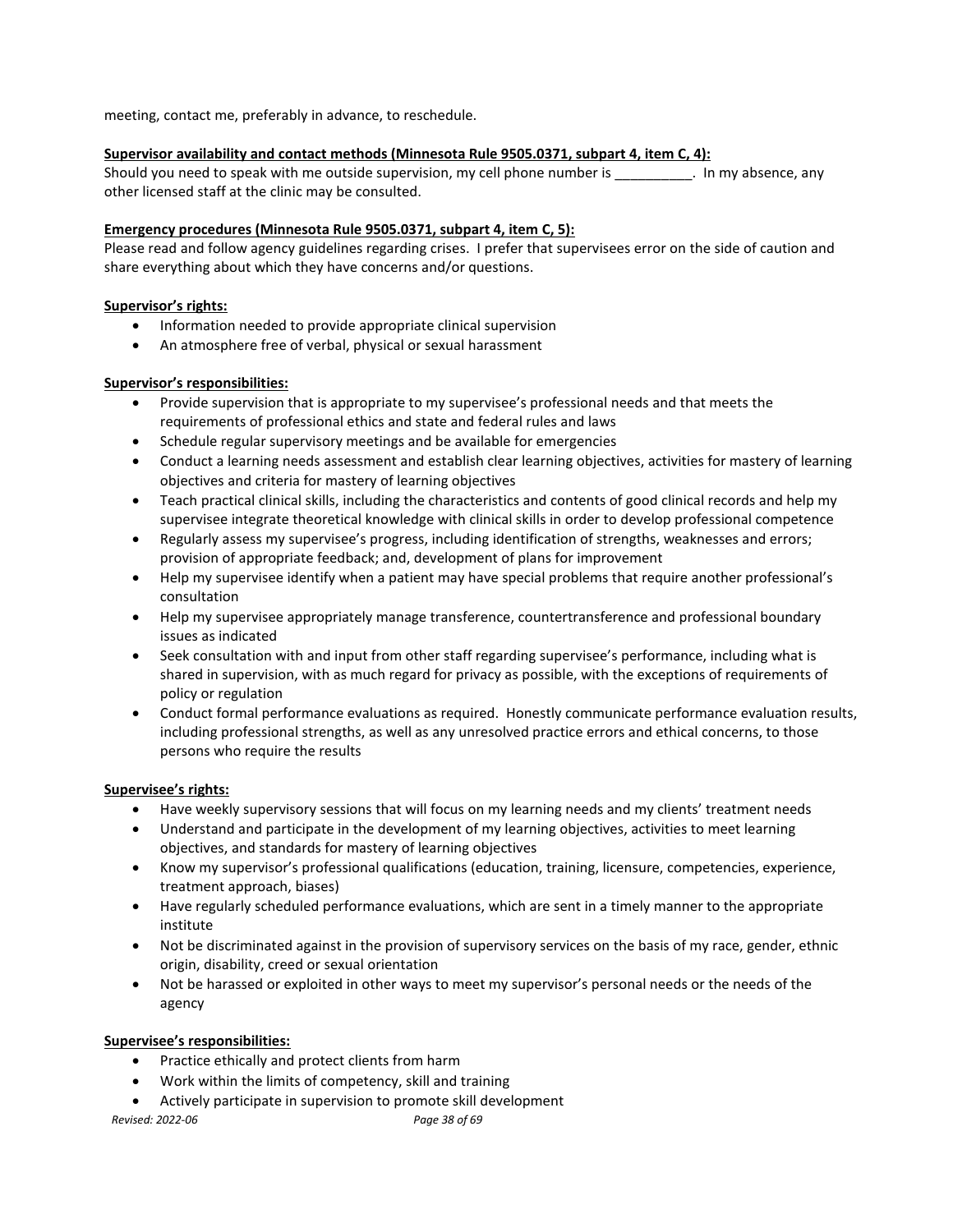meeting, contact me, preferably in advance, to reschedule.

**Supervisor availability and contact methods (Minnesota Rule 9505.0371, subpart 4, item C, 4):**

Should you need to speak with me outside supervision, my cell phone number is __________. In my absence, any other licensed staff at the clinic may be consulted.

**Emergency procedures (Minnesota Rule 9505.0371, subpart 4, item C, 5):**

Please read and follow agency guidelines regarding crises. I prefer that supervisees error on the side of caution and share everything about which they have concerns and/or questions.

**Supervisor's rights:**

- Information needed to provide appropriate clinical supervision
- An atmosphere free of verbal, physical or sexual harassment

**Supervisor's responsibilities:**

- Provide supervision that is appropriate to my supervisee's professional needs and that meets the requirements of professional ethics and state and federal rules and laws
- Schedule regular supervisory meetings and be available for emergencies
- Conduct a learning needs assessment and establish clear learning objectives, activities for mastery of learning objectives and criteria for mastery of learning objectives
- Teach practical clinical skills, including the characteristics and contents of good clinical records and help my supervisee integrate theoretical knowledge with clinical skills in order to develop professional competence
- Regularly assess my supervisee's progress, including identification of strengths, weaknesses and errors; provision of appropriate feedback; and, development of plans for improvement
- Help my supervisee identify when a patient may have special problems that require another professional's consultation
- Help my supervisee appropriately manage transference, countertransference and professional boundary issues as indicated
- Seek consultation with and input from other staff regarding supervisee's performance, including what is shared in supervision, with as much regard for privacy as possible, with the exceptions of requirements of policy or regulation
- Conduct formal performance evaluations as required. Honestly communicate performance evaluation results, including professional strengths, as well as any unresolved practice errors and ethical concerns, to those persons who require the results

**Supervisee's rights:**

- Have weekly supervisory sessions that will focus on my learning needs and my clients' treatment needs
- Understand and participate in the development of my learning objectives, activities to meet learning objectives, and standards for mastery of learning objectives
- Know my supervisor's professional qualifications (education, training, licensure, competencies, experience, treatment approach, biases)
- Have regularly scheduled performance evaluations, which are sent in a timely manner to the appropriate institute
- Not be discriminated against in the provision of supervisory services on the basis of my race, gender, ethnic origin, disability, creed or sexual orientation
- Not be harassed or exploited in other ways to meet my supervisor's personal needs or the needs of the agency

**Supervisee's responsibilities:**

- Practice ethically and protect clients from harm
- Work within the limits of competency, skill and training
- Actively participate in supervision to promote skill development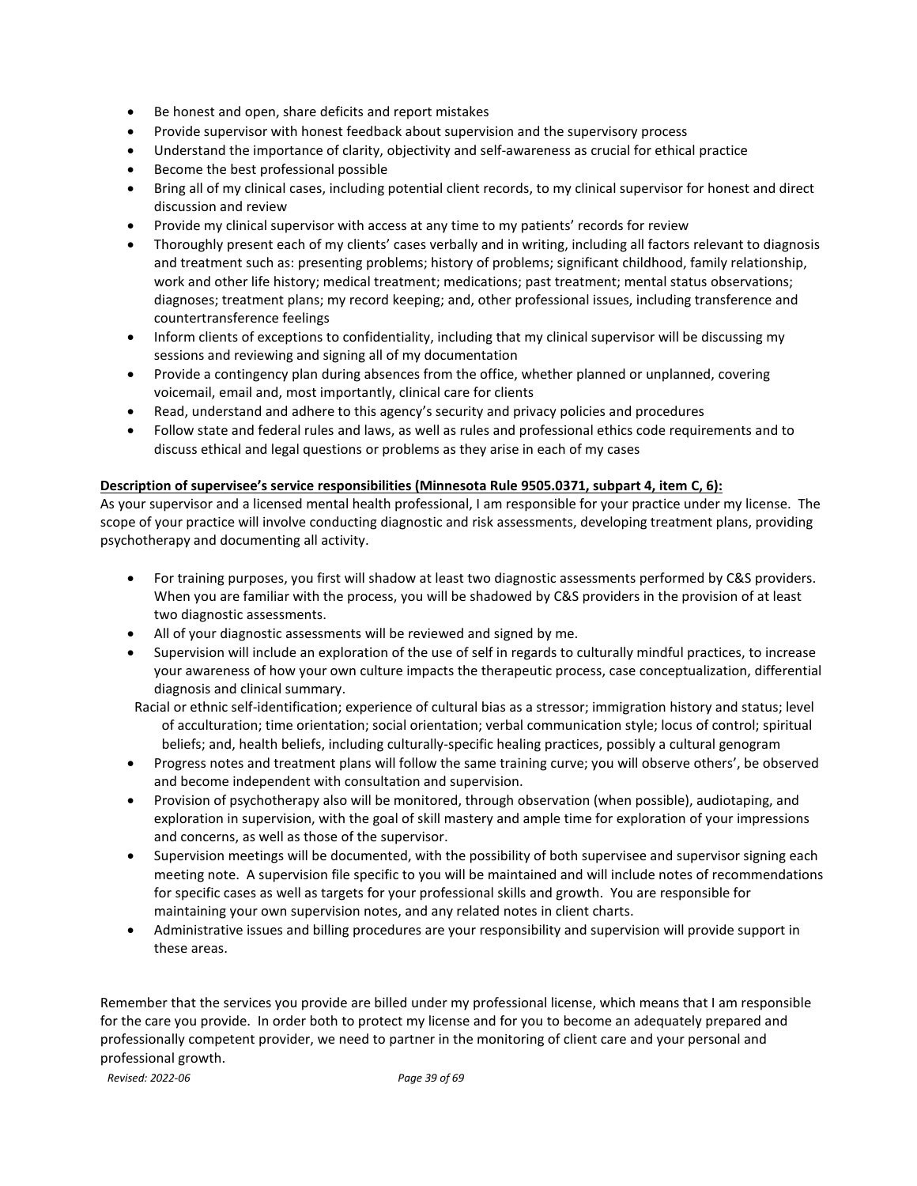- Be honest and open, share deficits and report mistakes
- Provide supervisor with honest feedback about supervision and the supervisory process
- Understand the importance of clarity, objectivity and self-awareness as crucial for ethical practice
- Become the best professional possible
- Bring all of my clinical cases, including potential client records, to my clinical supervisor for honest and direct discussion and review
- Provide my clinical supervisor with access at any time to my patients' records for review
- Thoroughly present each of my clients' cases verbally and in writing, including all factors relevant to diagnosis and treatment such as: presenting problems; history of problems; significant childhood, family relationship, work and other life history; medical treatment; medications; past treatment; mental status observations; diagnoses; treatment plans; my record keeping; and, other professional issues, including transference and countertransference feelings
- Inform clients of exceptions to confidentiality, including that my clinical supervisor will be discussing my sessions and reviewing and signing all of my documentation
- Provide a contingency plan during absences from the office, whether planned or unplanned, covering voicemail, email and, most importantly, clinical care for clients
- Read, understand and adhere to this agency's security and privacy policies and procedures
- Follow state and federal rules and laws, as well as rules and professional ethics code requirements and to discuss ethical and legal questions or problems as they arise in each of my cases

**<u>Description of supervisee's service responsibilities (Minnesota Rule 9505.0371, subpart 4, item C, 6):</u>**

As your supervisor and a licensed mental health professional, I am responsible for your practice under my license. The scope of your practice will involve conducting diagnostic and risk assessments, developing treatment plans, providing psychotherapy and documenting all activity.

- For training purposes, you first will shadow at least two diagnostic assessments performed by C&S providers. When you are familiar with the process, you will be shadowed by C&S providers in the provision of at least two diagnostic assessments.
- All of your diagnostic assessments will be reviewed and signed by me.
- Supervision will include an exploration of the use of self in regards to culturally mindful practices, to increase your awareness of how your own culture impacts the therapeutic process, case conceptualization, differential diagnosis and clinical summary.

  Racial or ethnic self-identification; experience of cultural bias as a stressor; immigration history and status; level of acculturation; time orientation; social orientation; verbal communication style; locus of control; spiritual beliefs; and, health beliefs, including culturally-specific healing practices, possibly a cultural genogram
- Progress notes and treatment plans will follow the same training curve; you will observe others', be observed and become independent with consultation and supervision.
- Provision of psychotherapy also will be monitored, through observation (when possible), audiotaping, and exploration in supervision, with the goal of skill mastery and ample time for exploration of your impressions and concerns, as well as those of the supervisor.
- Supervision meetings will be documented, with the possibility of both supervisee and supervisor signing each meeting note. A supervision file specific to you will be maintained and will include notes of recommendations for specific cases as well as targets for your professional skills and growth. You are responsible for maintaining your own supervision notes, and any related notes in client charts.
- Administrative issues and billing procedures are your responsibility and supervision will provide support in these areas.

Remember that the services you provide are billed under my professional license, which means that I am responsible for the care you provide. In order both to protect my license and for you to become an adequately prepared and professionally competent provider, we need to partner in the monitoring of client care and your personal and professional growth.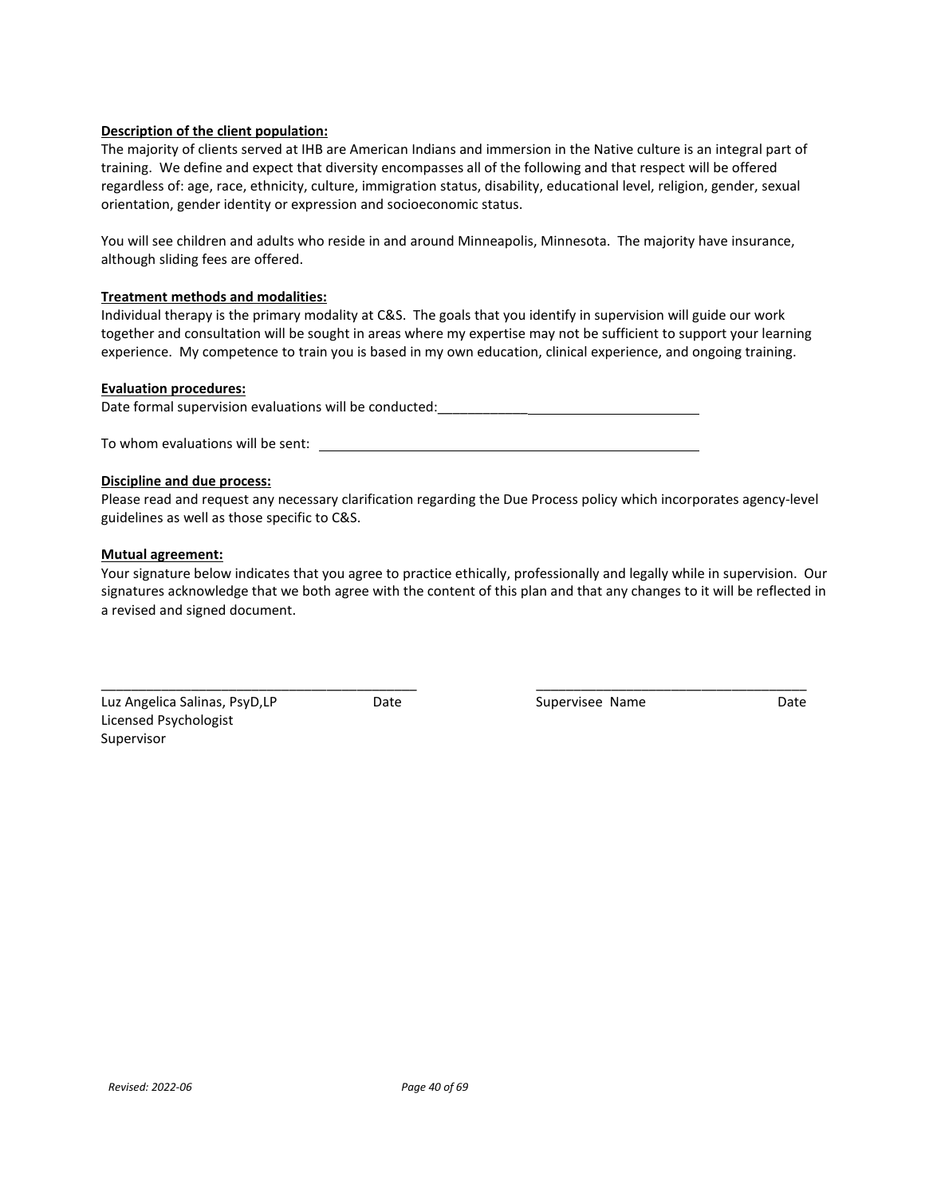**Description of the client population:**

The majority of clients served at IHB are American Indians and immersion in the Native culture is an integral part of training. We define and expect that diversity encompasses all of the following and that respect will be offered regardless of: age, race, ethnicity, culture, immigration status, disability, educational level, religion, gender, sexual orientation, gender identity or expression and socioeconomic status.

You will see children and adults who reside in and around Minneapolis, Minnesota. The majority have insurance, although sliding fees are offered.

**Treatment methods and modalities:**

Individual therapy is the primary modality at C&S. The goals that you identify in supervision will guide our work together and consultation will be sought in areas where my expertise may not be sufficient to support your learning experience. My competence to train you is based in my own education, clinical experience, and ongoing training.

**Evaluation procedures:**

Date formal supervision evaluations will be conducted:____________________________________

To whom evaluations will be sent: ____________________________________________

**Discipline and due process:**

Please read and request any necessary clarification regarding the Due Process policy which incorporates agency-level guidelines as well as those specific to C&S.

**Mutual agreement:**

Your signature below indicates that you agree to practice ethically, professionally and legally while in supervision. Our signatures acknowledge that we both agree with the content of this plan and that any changes to it will be reflected in a revised and signed document.

___________________________________________

Luz Angelica Salinas, PsyD,LP Date
Licensed Psychologist
Supervisor

___________________________________________

Supervisee Name Date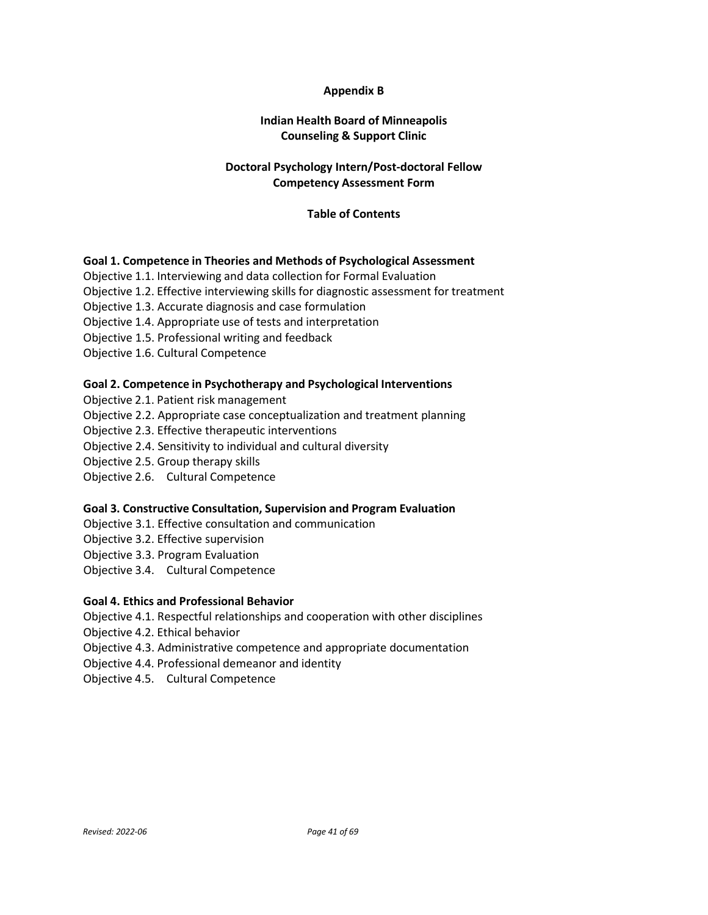# Appendix B

## Indian Health Board of Minneapolis
## Counseling & Support Clinic

## Doctoral Psychology Intern/Post-doctoral Fellow
## Competency Assessment Form

### Table of Contents

**Goal 1. Competence in Theories and Methods of Psychological Assessment**

Objective 1.1. Interviewing and data collection for Formal Evaluation
Objective 1.2. Effective interviewing skills for diagnostic assessment for treatment
Objective 1.3. Accurate diagnosis and case formulation
Objective 1.4. Appropriate use of tests and interpretation
Objective 1.5. Professional writing and feedback
Objective 1.6. Cultural Competence

**Goal 2. Competence in Psychotherapy and Psychological Interventions**

Objective 2.1. Patient risk management
Objective 2.2. Appropriate case conceptualization and treatment planning
Objective 2.3. Effective therapeutic interventions
Objective 2.4. Sensitivity to individual and cultural diversity
Objective 2.5. Group therapy skills
Objective 2.6. Cultural Competence

**Goal 3. Constructive Consultation, Supervision and Program Evaluation**

Objective 3.1. Effective consultation and communication
Objective 3.2. Effective supervision
Objective 3.3. Program Evaluation
Objective 3.4. Cultural Competence

**Goal 4. Ethics and Professional Behavior**

Objective 4.1. Respectful relationships and cooperation with other disciplines
Objective 4.2. Ethical behavior
Objective 4.3. Administrative competence and appropriate documentation
Objective 4.4. Professional demeanor and identity
Objective 4.5. Cultural Competence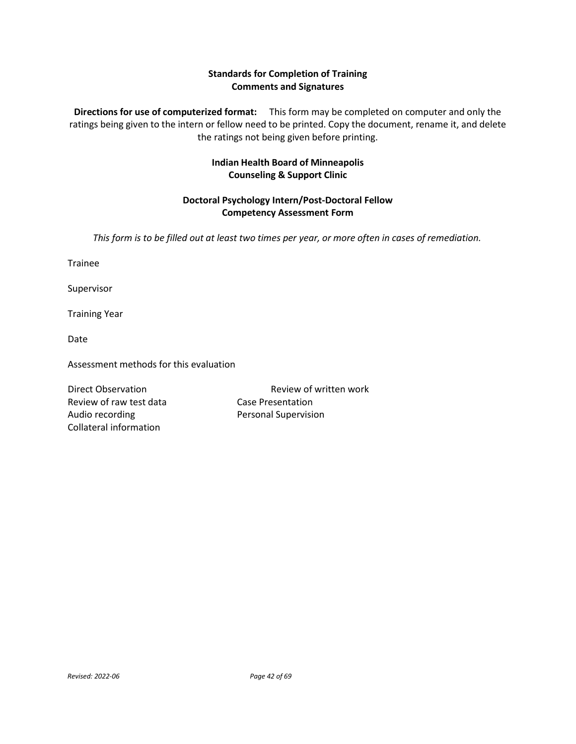**Standards for Completion of Training**
**Comments and Signatures**

**Directions for use of computerized format:** This form may be completed on computer and only the ratings being given to the intern or fellow need to be printed. Copy the document, rename it, and delete the ratings not being given before printing.

**Indian Health Board of Minneapolis**
**Counseling & Support Clinic**

**Doctoral Psychology Intern/Post-Doctoral Fellow**
**Competency Assessment Form**

*This form is to be filled out at least two times per year, or more often in cases of remediation.*

Trainee

Supervisor

Training Year

Date

Assessment methods for this evaluation

Direct Observation
Review of written work
Review of raw test data
Case Presentation
Audio recording
Personal Supervision
Collateral information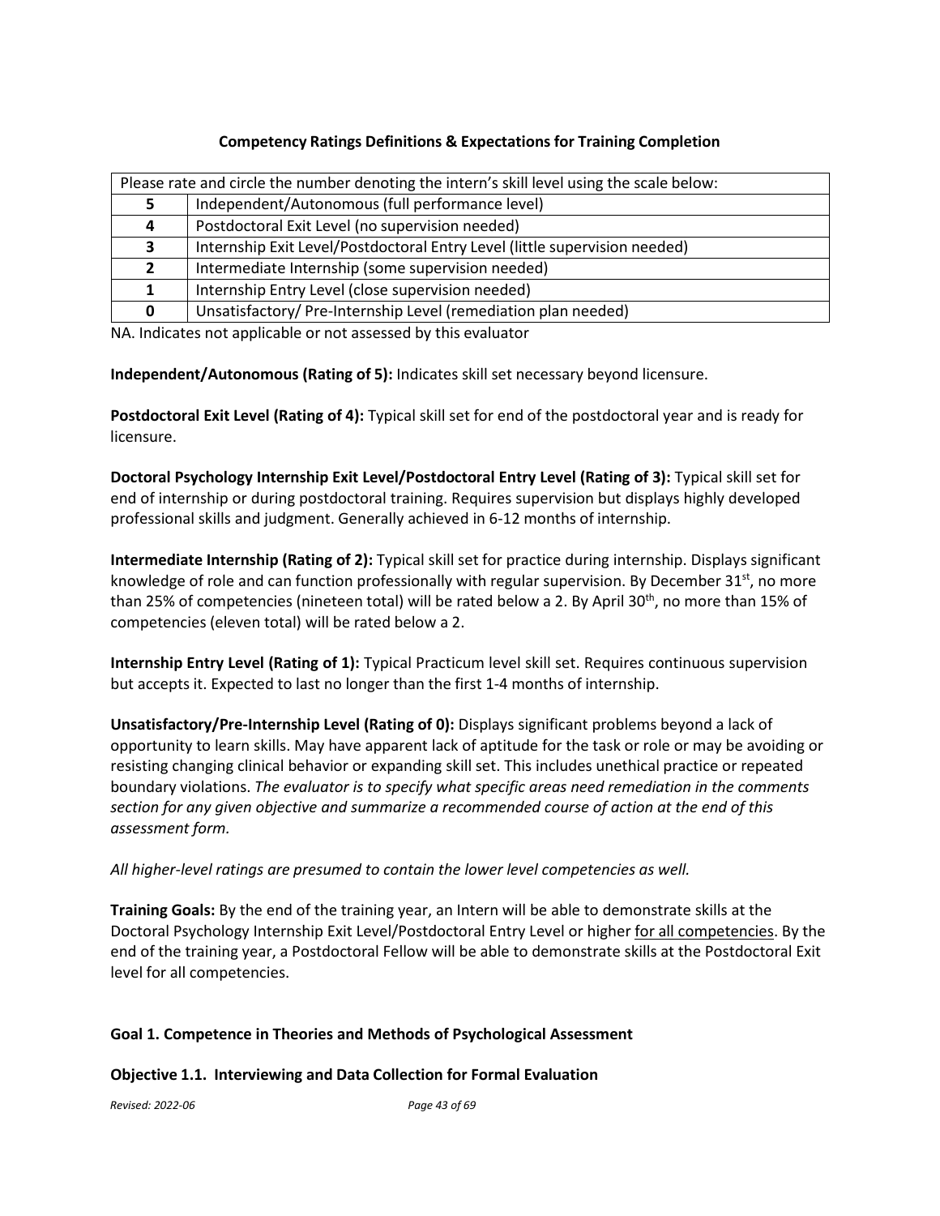### Competency Ratings Definitions & Expectations for Training Completion

| Please rate and circle the number denoting the intern's skill level using the scale below: | |
|---|---|
| **5** | Independent/Autonomous (full performance level) |
| **4** | Postdoctoral Exit Level (no supervision needed) |
| **3** | Internship Exit Level/Postdoctoral Entry Level (little supervision needed) |
| **2** | Intermediate Internship (some supervision needed) |
| **1** | Internship Entry Level (close supervision needed) |
| **0** | Unsatisfactory/ Pre-Internship Level (remediation plan needed) |

NA. Indicates not applicable or not assessed by this evaluator

**Independent/Autonomous (Rating of 5):** Indicates skill set necessary beyond licensure.

**Postdoctoral Exit Level (Rating of 4):** Typical skill set for end of the postdoctoral year and is ready for licensure.

**Doctoral Psychology Internship Exit Level/Postdoctoral Entry Level (Rating of 3):** Typical skill set for end of internship or during postdoctoral training. Requires supervision but displays highly developed professional skills and judgment. Generally achieved in 6-12 months of internship.

**Intermediate Internship (Rating of 2):** Typical skill set for practice during internship. Displays significant knowledge of role and can function professionally with regular supervision. By December 31st, no more than 25% of competencies (nineteen total) will be rated below a 2. By April 30th, no more than 15% of competencies (eleven total) will be rated below a 2.

**Internship Entry Level (Rating of 1):** Typical Practicum level skill set. Requires continuous supervision but accepts it. Expected to last no longer than the first 1-4 months of internship.

**Unsatisfactory/Pre-Internship Level (Rating of 0):** Displays significant problems beyond a lack of opportunity to learn skills. May have apparent lack of aptitude for the task or role or may be avoiding or resisting changing clinical behavior or expanding skill set. This includes unethical practice or repeated boundary violations. *The evaluator is to specify what specific areas need remediation in the comments section for any given objective and summarize a recommended course of action at the end of this assessment form.*

*All higher-level ratings are presumed to contain the lower level competencies as well.*

**Training Goals:** By the end of the training year, an Intern will be able to demonstrate skills at the Doctoral Psychology Internship Exit Level/Postdoctoral Entry Level or higher for all competencies. By the end of the training year, a Postdoctoral Fellow will be able to demonstrate skills at the Postdoctoral Exit level for all competencies.

#### Goal 1. Competence in Theories and Methods of Psychological Assessment

**Objective 1.1. Interviewing and Data Collection for Formal Evaluation**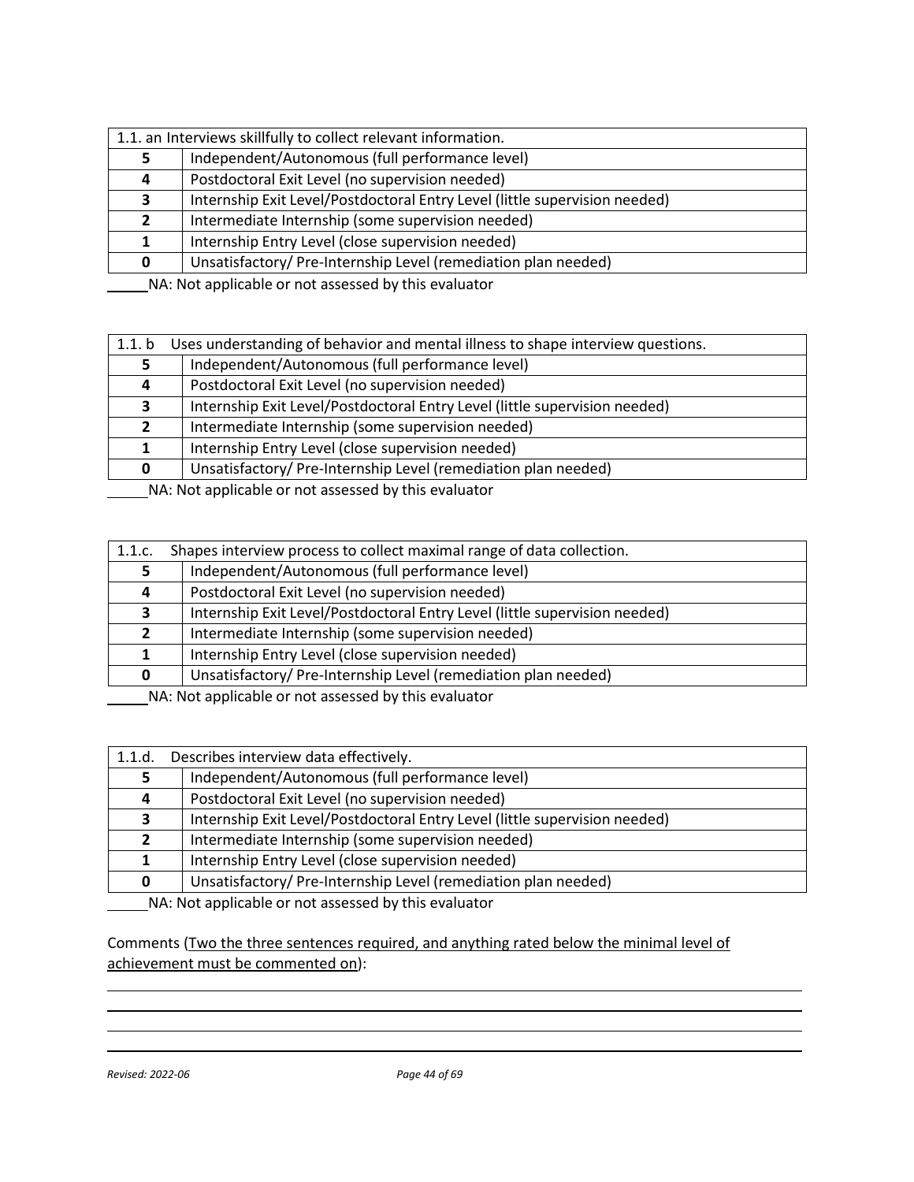| 1.1. an Interviews skillfully to collect relevant information. | |
|---|---|
| **5** | Independent/Autonomous (full performance level) |
| **4** | Postdoctoral Exit Level (no supervision needed) |
| **3** | Internship Exit Level/Postdoctoral Entry Level (little supervision needed) |
| **2** | Intermediate Internship (some supervision needed) |
| **1** | Internship Entry Level (close supervision needed) |
| **0** | Unsatisfactory/ Pre-Internship Level (remediation plan needed) |

_____NA: Not applicable or not assessed by this evaluator

| 1.1. b Uses understanding of behavior and mental illness to shape interview questions. | |
|---|---|
| **5** | Independent/Autonomous (full performance level) |
| **4** | Postdoctoral Exit Level (no supervision needed) |
| **3** | Internship Exit Level/Postdoctoral Entry Level (little supervision needed) |
| **2** | Intermediate Internship (some supervision needed) |
| **1** | Internship Entry Level (close supervision needed) |
| **0** | Unsatisfactory/ Pre-Internship Level (remediation plan needed) |

_____NA: Not applicable or not assessed by this evaluator

| 1.1.c. Shapes interview process to collect maximal range of data collection. | |
|---|---|
| **5** | Independent/Autonomous (full performance level) |
| **4** | Postdoctoral Exit Level (no supervision needed) |
| **3** | Internship Exit Level/Postdoctoral Entry Level (little supervision needed) |
| **2** | Intermediate Internship (some supervision needed) |
| **1** | Internship Entry Level (close supervision needed) |
| **0** | Unsatisfactory/ Pre-Internship Level (remediation plan needed) |

_____NA: Not applicable or not assessed by this evaluator

| 1.1.d. Describes interview data effectively. | |
|---|---|
| **5** | Independent/Autonomous (full performance level) |
| **4** | Postdoctoral Exit Level (no supervision needed) |
| **3** | Internship Exit Level/Postdoctoral Entry Level (little supervision needed) |
| **2** | Intermediate Internship (some supervision needed) |
| **1** | Internship Entry Level (close supervision needed) |
| **0** | Unsatisfactory/ Pre-Internship Level (remediation plan needed) |

_____NA: Not applicable or not assessed by this evaluator

Comments (Two the three sentences required, and anything rated below the minimal level of achievement must be commented on):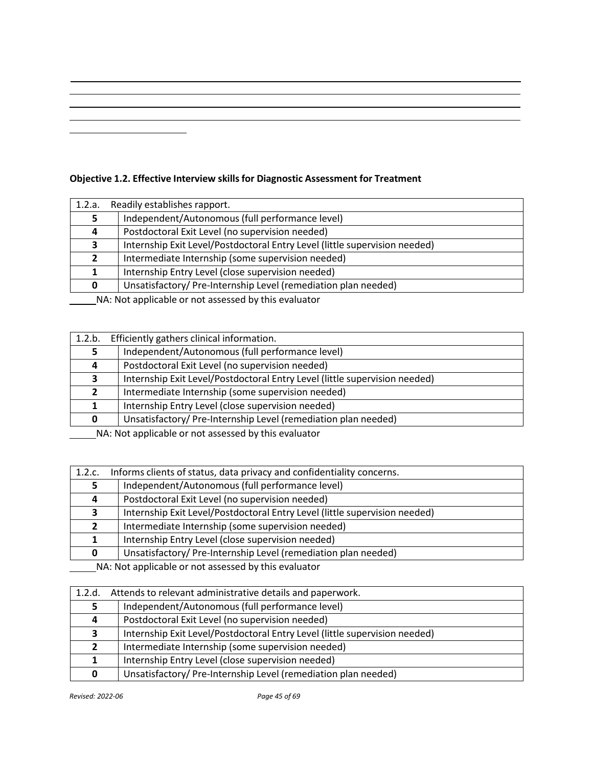______________________________________________________________________________
______________________________________________________________________________
______________________________________________________________________________
______________________________________________________________________________
____________

**Objective 1.2. Effective Interview skills for Diagnostic Assessment for Treatment**

| 1.2.a. | Readily establishes rapport. |
|---|---|
| **5** | Independent/Autonomous (full performance level) |
| **4** | Postdoctoral Exit Level (no supervision needed) |
| **3** | Internship Exit Level/Postdoctoral Entry Level (little supervision needed) |
| **2** | Intermediate Internship (some supervision needed) |
| **1** | Internship Entry Level (close supervision needed) |
| **0** | Unsatisfactory/ Pre-Internship Level (remediation plan needed) |

_____NA: Not applicable or not assessed by this evaluator

| 1.2.b. | Efficiently gathers clinical information. |
|---|---|
| **5** | Independent/Autonomous (full performance level) |
| **4** | Postdoctoral Exit Level (no supervision needed) |
| **3** | Internship Exit Level/Postdoctoral Entry Level (little supervision needed) |
| **2** | Intermediate Internship (some supervision needed) |
| **1** | Internship Entry Level (close supervision needed) |
| **0** | Unsatisfactory/ Pre-Internship Level (remediation plan needed) |

_____NA: Not applicable or not assessed by this evaluator

| 1.2.c. | Informs clients of status, data privacy and confidentiality concerns. |
|---|---|
| **5** | Independent/Autonomous (full performance level) |
| **4** | Postdoctoral Exit Level (no supervision needed) |
| **3** | Internship Exit Level/Postdoctoral Entry Level (little supervision needed) |
| **2** | Intermediate Internship (some supervision needed) |
| **1** | Internship Entry Level (close supervision needed) |
| **0** | Unsatisfactory/ Pre-Internship Level (remediation plan needed) |

_____NA: Not applicable or not assessed by this evaluator

| 1.2.d. | Attends to relevant administrative details and paperwork. |
|---|---|
| **5** | Independent/Autonomous (full performance level) |
| **4** | Postdoctoral Exit Level (no supervision needed) |
| **3** | Internship Exit Level/Postdoctoral Entry Level (little supervision needed) |
| **2** | Intermediate Internship (some supervision needed) |
| **1** | Internship Entry Level (close supervision needed) |
| **0** | Unsatisfactory/ Pre-Internship Level (remediation plan needed) |

*Revised: 2022-06*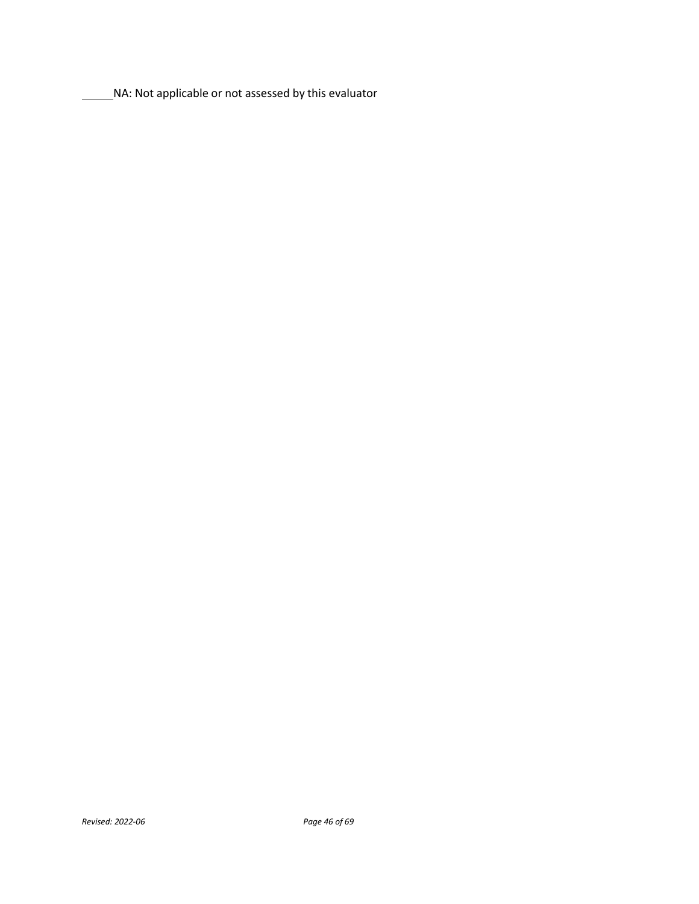_____NA: Not applicable or not assessed by this evaluator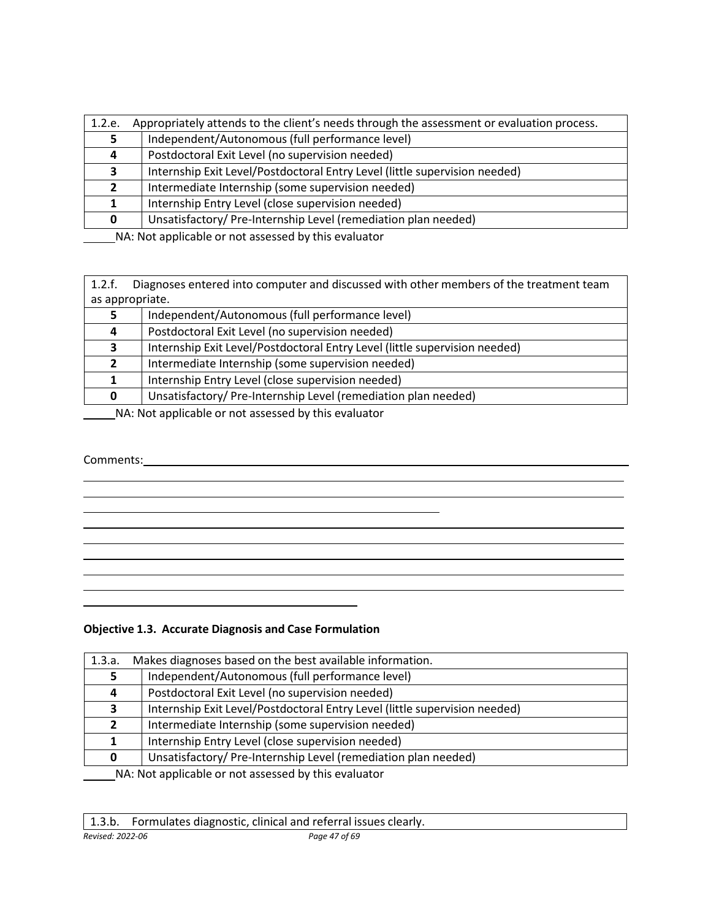| 1.2.e. Appropriately attends to the client's needs through the assessment or evaluation process. | |
|---|---|
| **5** | Independent/Autonomous (full performance level) |
| **4** | Postdoctoral Exit Level (no supervision needed) |
| **3** | Internship Exit Level/Postdoctoral Entry Level (little supervision needed) |
| **2** | Intermediate Internship (some supervision needed) |
| **1** | Internship Entry Level (close supervision needed) |
| **0** | Unsatisfactory/ Pre-Internship Level (remediation plan needed) |

_____NA: Not applicable or not assessed by this evaluator

| 1.2.f. Diagnoses entered into computer and discussed with other members of the treatment team as appropriate. | |
|---|---|
| **5** | Independent/Autonomous (full performance level) |
| **4** | Postdoctoral Exit Level (no supervision needed) |
| **3** | Internship Exit Level/Postdoctoral Entry Level (little supervision needed) |
| **2** | Intermediate Internship (some supervision needed) |
| **1** | Internship Entry Level (close supervision needed) |
| **0** | Unsatisfactory/ Pre-Internship Level (remediation plan needed) |

_____NA: Not applicable or not assessed by this evaluator

Comments:______________________________________________________________________________
______________________________________________________________________________
______________________________________________________________________________
______________________________________________________________________________
______________________________________________________________________________
______________________________________________________________________________
______________________________________________________________________________
______________________________________________________________________________
______________________________________________________________________________

**Objective 1.3. Accurate Diagnosis and Case Formulation**

| 1.3.a. Makes diagnoses based on the best available information. | |
|---|---|
| **5** | Independent/Autonomous (full performance level) |
| **4** | Postdoctoral Exit Level (no supervision needed) |
| **3** | Internship Exit Level/Postdoctoral Entry Level (little supervision needed) |
| **2** | Intermediate Internship (some supervision needed) |
| **1** | Internship Entry Level (close supervision needed) |
| **0** | Unsatisfactory/ Pre-Internship Level (remediation plan needed) |

_____NA: Not applicable or not assessed by this evaluator

| 1.3.b. Formulates diagnostic, clinical and referral issues clearly. |
|---|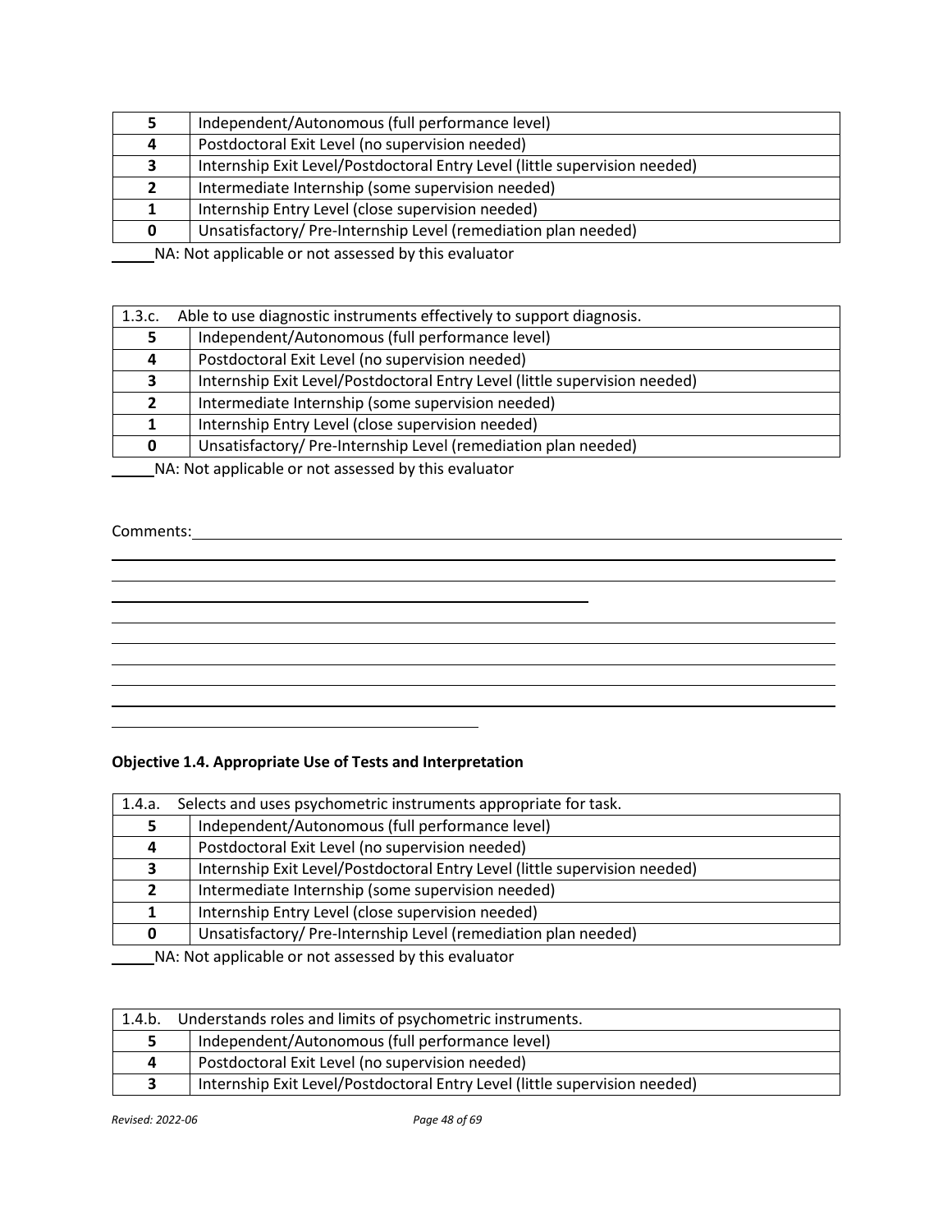| | |
|---|---|
| **5** | Independent/Autonomous (full performance level) |
| **4** | Postdoctoral Exit Level (no supervision needed) |
| **3** | Internship Exit Level/Postdoctoral Entry Level (little supervision needed) |
| **2** | Intermediate Internship (some supervision needed) |
| **1** | Internship Entry Level (close supervision needed) |
| **0** | Unsatisfactory/ Pre-Internship Level (remediation plan needed) |

_____NA: Not applicable or not assessed by this evaluator

| 1.3.c. Able to use diagnostic instruments effectively to support diagnosis. | |
|---|---|
| **5** | Independent/Autonomous (full performance level) |
| **4** | Postdoctoral Exit Level (no supervision needed) |
| **3** | Internship Exit Level/Postdoctoral Entry Level (little supervision needed) |
| **2** | Intermediate Internship (some supervision needed) |
| **1** | Internship Entry Level (close supervision needed) |
| **0** | Unsatisfactory/ Pre-Internship Level (remediation plan needed) |

_____NA: Not applicable or not assessed by this evaluator

Comments:\_\_\_\_\_\_\_\_\_\_\_\_\_\_\_\_\_\_\_\_\_\_\_\_\_\_\_\_\_\_\_\_\_\_\_\_\_\_\_\_\_\_\_\_\_\_\_\_\_\_\_\_\_\_\_\_\_\_\_\_\_\_\_\_\_\_\_\_

**Objective 1.4. Appropriate Use of Tests and Interpretation**

| 1.4.a. Selects and uses psychometric instruments appropriate for task. | |
|---|---|
| **5** | Independent/Autonomous (full performance level) |
| **4** | Postdoctoral Exit Level (no supervision needed) |
| **3** | Internship Exit Level/Postdoctoral Entry Level (little supervision needed) |
| **2** | Intermediate Internship (some supervision needed) |
| **1** | Internship Entry Level (close supervision needed) |
| **0** | Unsatisfactory/ Pre-Internship Level (remediation plan needed) |

_____NA: Not applicable or not assessed by this evaluator

| 1.4.b. Understands roles and limits of psychometric instruments. | |
|---|---|
| **5** | Independent/Autonomous (full performance level) |
| **4** | Postdoctoral Exit Level (no supervision needed) |
| **3** | Internship Exit Level/Postdoctoral Entry Level (little supervision needed) |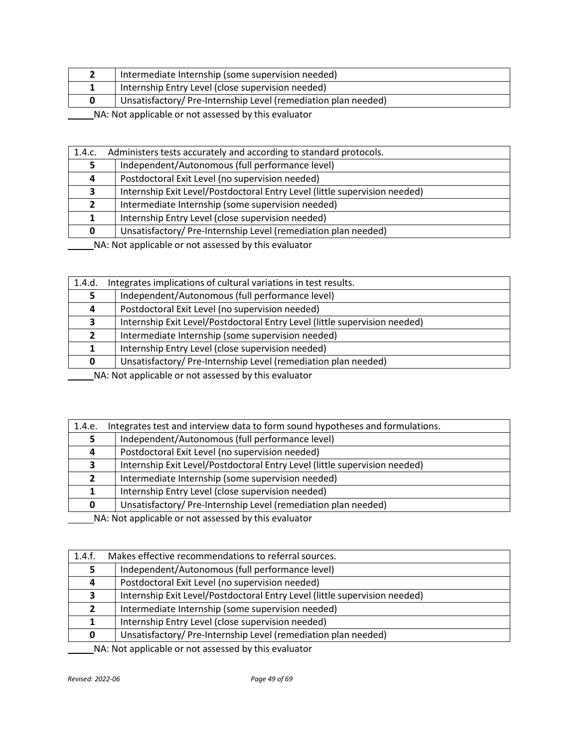| | |
|---|---|
| **2** | Intermediate Internship (some supervision needed) |
| **1** | Internship Entry Level (close supervision needed) |
| **0** | Unsatisfactory/ Pre-Internship Level (remediation plan needed) |

_____NA: Not applicable or not assessed by this evaluator

| 1.4.c. | Administers tests accurately and according to standard protocols. |
|---|---|
| **5** | Independent/Autonomous (full performance level) |
| **4** | Postdoctoral Exit Level (no supervision needed) |
| **3** | Internship Exit Level/Postdoctoral Entry Level (little supervision needed) |
| **2** | Intermediate Internship (some supervision needed) |
| **1** | Internship Entry Level (close supervision needed) |
| **0** | Unsatisfactory/ Pre-Internship Level (remediation plan needed) |

_____NA: Not applicable or not assessed by this evaluator

| 1.4.d. | Integrates implications of cultural variations in test results. |
|---|---|
| **5** | Independent/Autonomous (full performance level) |
| **4** | Postdoctoral Exit Level (no supervision needed) |
| **3** | Internship Exit Level/Postdoctoral Entry Level (little supervision needed) |
| **2** | Intermediate Internship (some supervision needed) |
| **1** | Internship Entry Level (close supervision needed) |
| **0** | Unsatisfactory/ Pre-Internship Level (remediation plan needed) |

_____NA: Not applicable or not assessed by this evaluator

| 1.4.e. | Integrates test and interview data to form sound hypotheses and formulations. |
|---|---|
| **5** | Independent/Autonomous (full performance level) |
| **4** | Postdoctoral Exit Level (no supervision needed) |
| **3** | Internship Exit Level/Postdoctoral Entry Level (little supervision needed) |
| **2** | Intermediate Internship (some supervision needed) |
| **1** | Internship Entry Level (close supervision needed) |
| **0** | Unsatisfactory/ Pre-Internship Level (remediation plan needed) |

_____NA: Not applicable or not assessed by this evaluator

| 1.4.f. | Makes effective recommendations to referral sources. |
|---|---|
| **5** | Independent/Autonomous (full performance level) |
| **4** | Postdoctoral Exit Level (no supervision needed) |
| **3** | Internship Exit Level/Postdoctoral Entry Level (little supervision needed) |
| **2** | Intermediate Internship (some supervision needed) |
| **1** | Internship Entry Level (close supervision needed) |
| **0** | Unsatisfactory/ Pre-Internship Level (remediation plan needed) |

_____NA: Not applicable or not assessed by this evaluator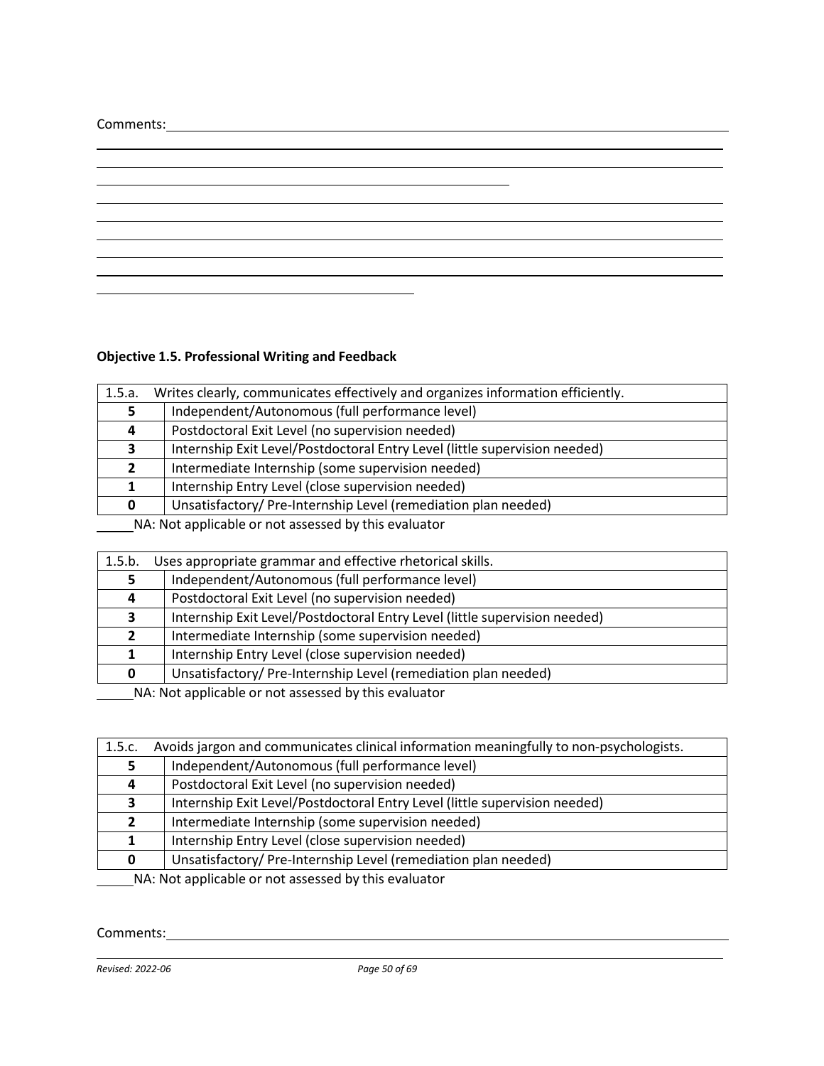Comments:

### Objective 1.5. Professional Writing and Feedback

| 1.5.a. | Writes clearly, communicates effectively and organizes information efficiently. |
|---|---|
| **5** | Independent/Autonomous (full performance level) |
| **4** | Postdoctoral Exit Level (no supervision needed) |
| **3** | Internship Exit Level/Postdoctoral Entry Level (little supervision needed) |
| **2** | Intermediate Internship (some supervision needed) |
| **1** | Internship Entry Level (close supervision needed) |
| **0** | Unsatisfactory/ Pre-Internship Level (remediation plan needed) |

_____NA: Not applicable or not assessed by this evaluator

| 1.5.b. | Uses appropriate grammar and effective rhetorical skills. |
|---|---|
| **5** | Independent/Autonomous (full performance level) |
| **4** | Postdoctoral Exit Level (no supervision needed) |
| **3** | Internship Exit Level/Postdoctoral Entry Level (little supervision needed) |
| **2** | Intermediate Internship (some supervision needed) |
| **1** | Internship Entry Level (close supervision needed) |
| **0** | Unsatisfactory/ Pre-Internship Level (remediation plan needed) |

_____NA: Not applicable or not assessed by this evaluator

| 1.5.c. | Avoids jargon and communicates clinical information meaningfully to non-psychologists. |
|---|---|
| **5** | Independent/Autonomous (full performance level) |
| **4** | Postdoctoral Exit Level (no supervision needed) |
| **3** | Internship Exit Level/Postdoctoral Entry Level (little supervision needed) |
| **2** | Intermediate Internship (some supervision needed) |
| **1** | Internship Entry Level (close supervision needed) |
| **0** | Unsatisfactory/ Pre-Internship Level (remediation plan needed) |

_____NA: Not applicable or not assessed by this evaluator

Comments: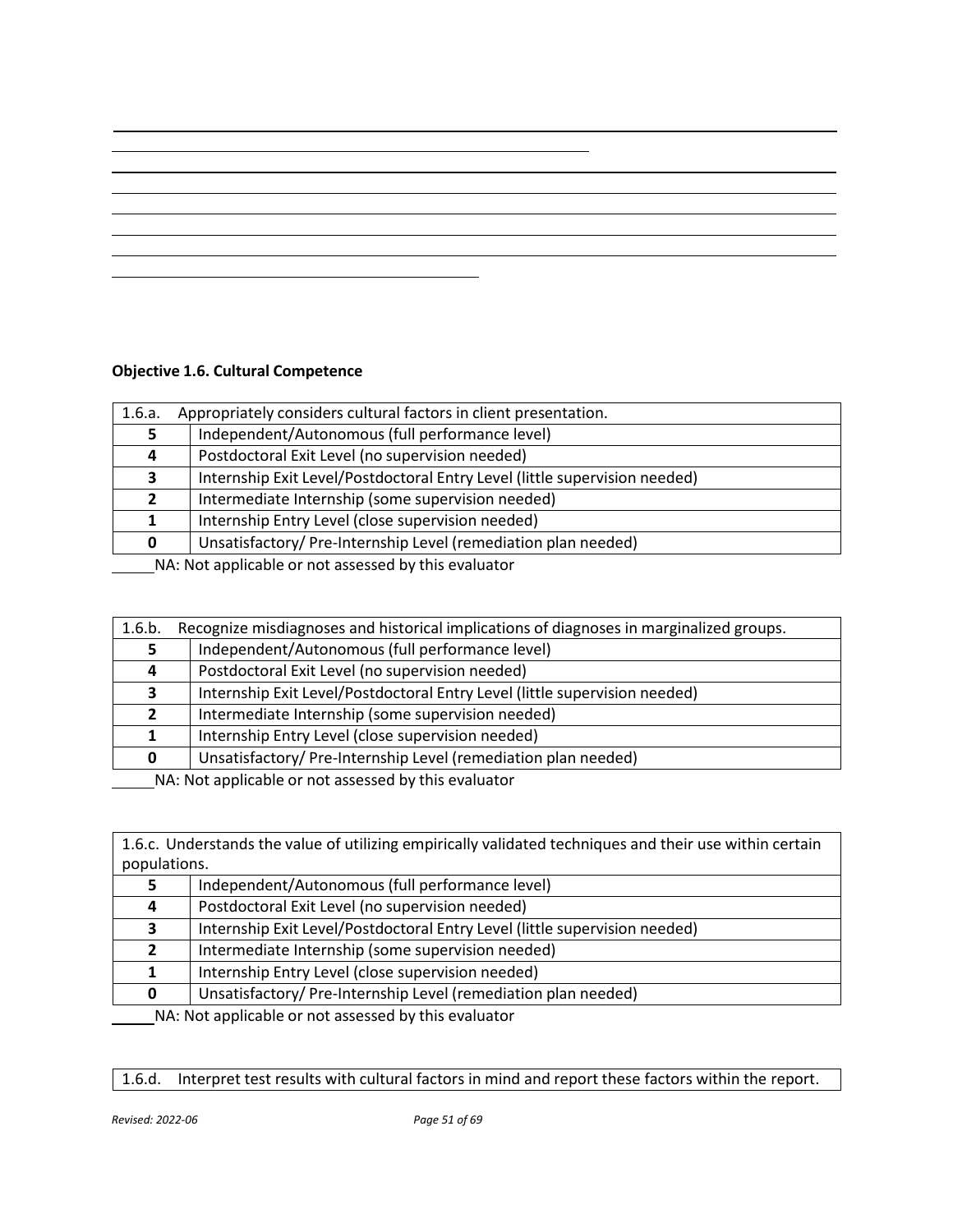**Objective 1.6. Cultural Competence**

| 1.6.a. Appropriately considers cultural factors in client presentation. | |
|---|---|
| **5** | Independent/Autonomous (full performance level) |
| **4** | Postdoctoral Exit Level (no supervision needed) |
| **3** | Internship Exit Level/Postdoctoral Entry Level (little supervision needed) |
| **2** | Intermediate Internship (some supervision needed) |
| **1** | Internship Entry Level (close supervision needed) |
| **0** | Unsatisfactory/ Pre-Internship Level (remediation plan needed) |

_____NA: Not applicable or not assessed by this evaluator

| 1.6.b. Recognize misdiagnoses and historical implications of diagnoses in marginalized groups. | |
|---|---|
| **5** | Independent/Autonomous (full performance level) |
| **4** | Postdoctoral Exit Level (no supervision needed) |
| **3** | Internship Exit Level/Postdoctoral Entry Level (little supervision needed) |
| **2** | Intermediate Internship (some supervision needed) |
| **1** | Internship Entry Level (close supervision needed) |
| **0** | Unsatisfactory/ Pre-Internship Level (remediation plan needed) |

_____NA: Not applicable or not assessed by this evaluator

| 1.6.c. Understands the value of utilizing empirically validated techniques and their use within certain populations. | |
|---|---|
| **5** | Independent/Autonomous (full performance level) |
| **4** | Postdoctoral Exit Level (no supervision needed) |
| **3** | Internship Exit Level/Postdoctoral Entry Level (little supervision needed) |
| **2** | Intermediate Internship (some supervision needed) |
| **1** | Internship Entry Level (close supervision needed) |
| **0** | Unsatisfactory/ Pre-Internship Level (remediation plan needed) |

_____NA: Not applicable or not assessed by this evaluator

| 1.6.d. Interpret test results with cultural factors in mind and report these factors within the report. |
|---|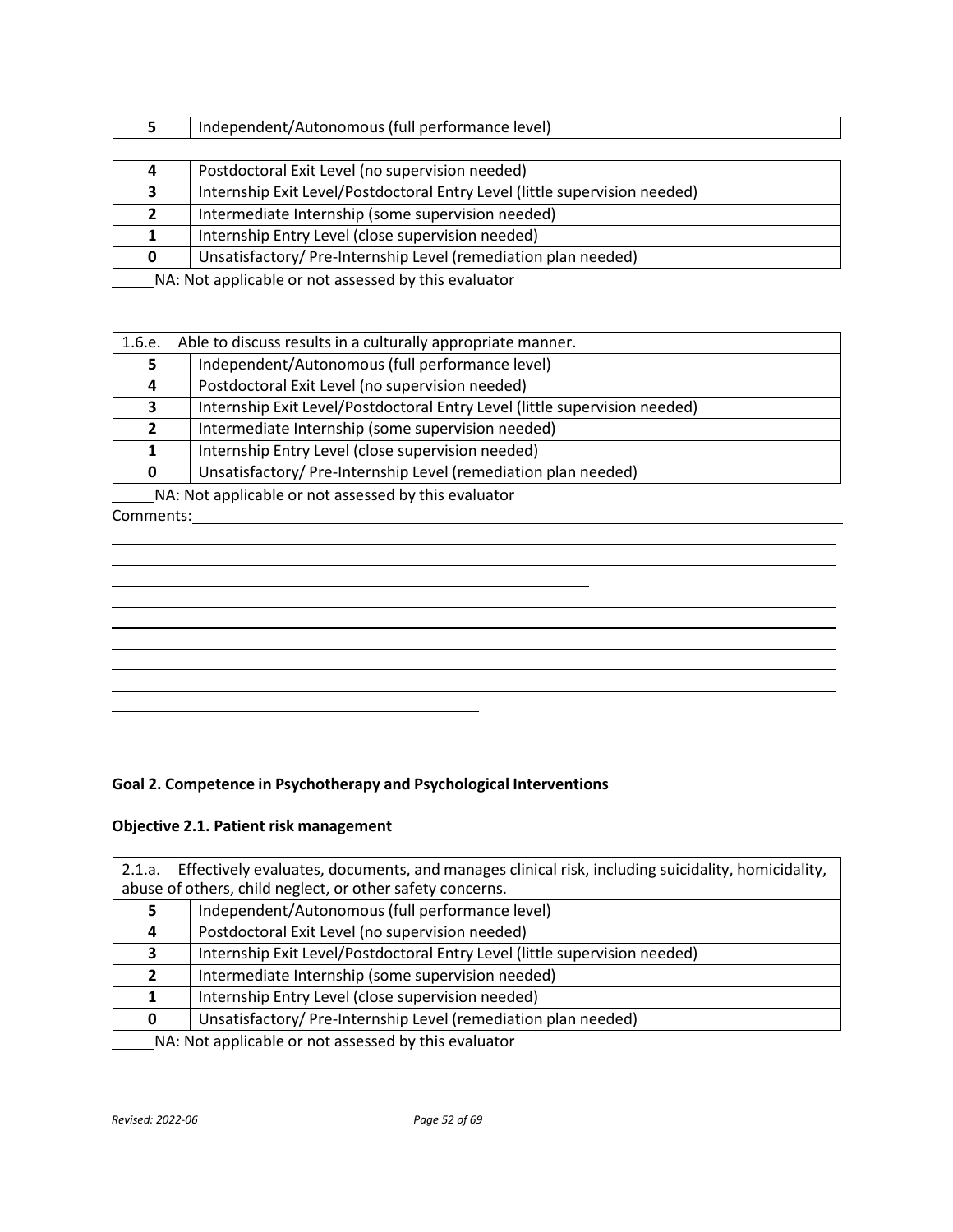| 5 | Independent/Autonomous (full performance level) |
|---|---|

| 4 | Postdoctoral Exit Level (no supervision needed) |
|---|---|
| 3 | Internship Exit Level/Postdoctoral Entry Level (little supervision needed) |
| 2 | Intermediate Internship (some supervision needed) |
| 1 | Internship Entry Level (close supervision needed) |
| 0 | Unsatisfactory/ Pre-Internship Level (remediation plan needed) |

_____NA: Not applicable or not assessed by this evaluator

| 1.6.e. Able to discuss results in a culturally appropriate manner. | |
|---|---|
| 5 | Independent/Autonomous (full performance level) |
| 4 | Postdoctoral Exit Level (no supervision needed) |
| 3 | Internship Exit Level/Postdoctoral Entry Level (little supervision needed) |
| 2 | Intermediate Internship (some supervision needed) |
| 1 | Internship Entry Level (close supervision needed) |
| 0 | Unsatisfactory/ Pre-Internship Level (remediation plan needed) |

_____NA: Not applicable or not assessed by this evaluator

Comments:________________________________________________________________________

**Goal 2. Competence in Psychotherapy and Psychological Interventions**

**Objective 2.1. Patient risk management**

| 2.1.a. Effectively evaluates, documents, and manages clinical risk, including suicidality, homicidality, abuse of others, child neglect, or other safety concerns. | |
|---|---|
| 5 | Independent/Autonomous (full performance level) |
| 4 | Postdoctoral Exit Level (no supervision needed) |
| 3 | Internship Exit Level/Postdoctoral Entry Level (little supervision needed) |
| 2 | Intermediate Internship (some supervision needed) |
| 1 | Internship Entry Level (close supervision needed) |
| 0 | Unsatisfactory/ Pre-Internship Level (remediation plan needed) |

_____NA: Not applicable or not assessed by this evaluator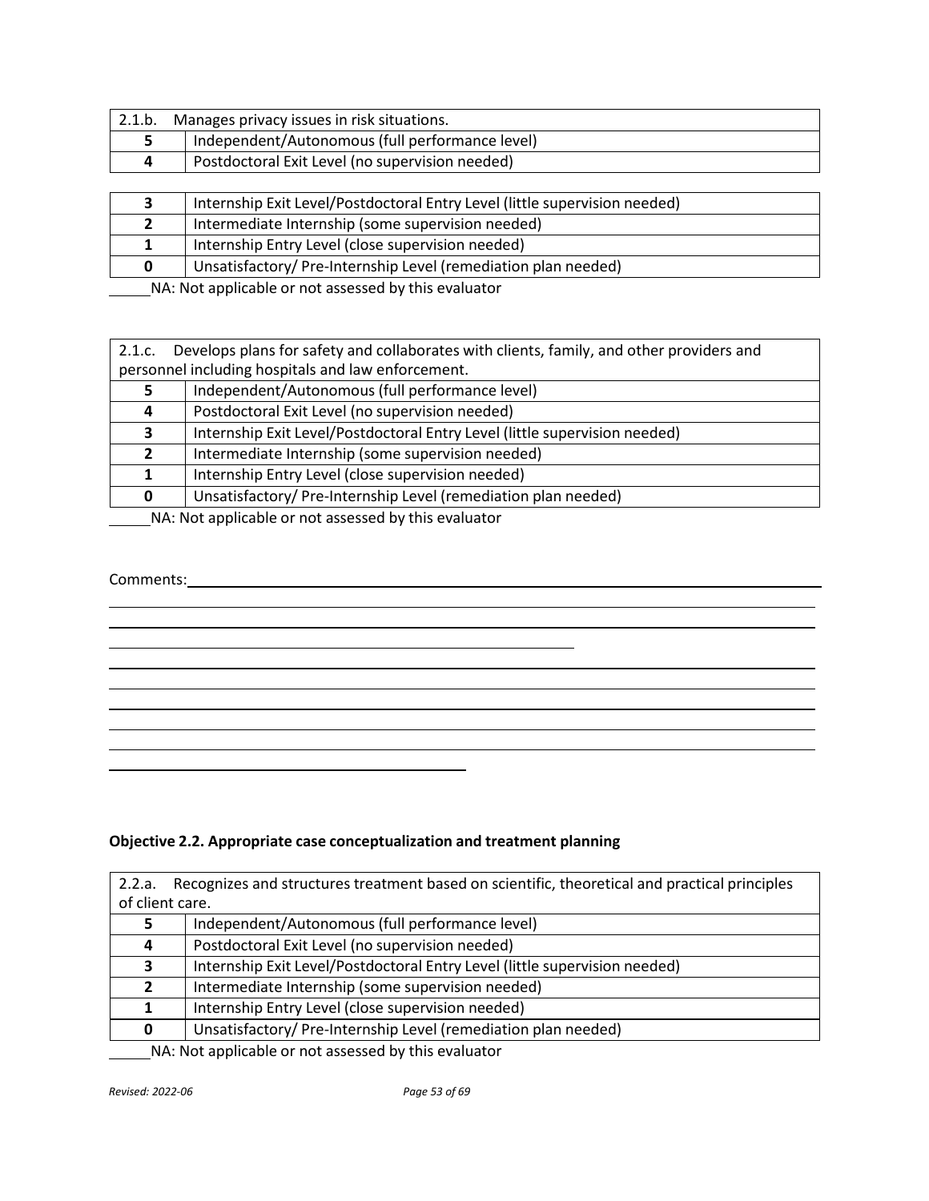| 2.1.b. Manages privacy issues in risk situations. | |
|---|---|
| **5** | Independent/Autonomous (full performance level) |
| **4** | Postdoctoral Exit Level (no supervision needed) |
| **3** | Internship Exit Level/Postdoctoral Entry Level (little supervision needed) |
| **2** | Intermediate Internship (some supervision needed) |
| **1** | Internship Entry Level (close supervision needed) |
| **0** | Unsatisfactory/ Pre-Internship Level (remediation plan needed) |

_____NA: Not applicable or not assessed by this evaluator

| 2.1.c. Develops plans for safety and collaborates with clients, family, and other providers and personnel including hospitals and law enforcement. | |
|---|---|
| **5** | Independent/Autonomous (full performance level) |
| **4** | Postdoctoral Exit Level (no supervision needed) |
| **3** | Internship Exit Level/Postdoctoral Entry Level (little supervision needed) |
| **2** | Intermediate Internship (some supervision needed) |
| **1** | Internship Entry Level (close supervision needed) |
| **0** | Unsatisfactory/ Pre-Internship Level (remediation plan needed) |

_____NA: Not applicable or not assessed by this evaluator

Comments:_______________________________________________________________

**Objective 2.2. Appropriate case conceptualization and treatment planning**

| 2.2.a. Recognizes and structures treatment based on scientific, theoretical and practical principles of client care. | |
|---|---|
| **5** | Independent/Autonomous (full performance level) |
| **4** | Postdoctoral Exit Level (no supervision needed) |
| **3** | Internship Exit Level/Postdoctoral Entry Level (little supervision needed) |
| **2** | Intermediate Internship (some supervision needed) |
| **1** | Internship Entry Level (close supervision needed) |
| **0** | Unsatisfactory/ Pre-Internship Level (remediation plan needed) |

_____NA: Not applicable or not assessed by this evaluator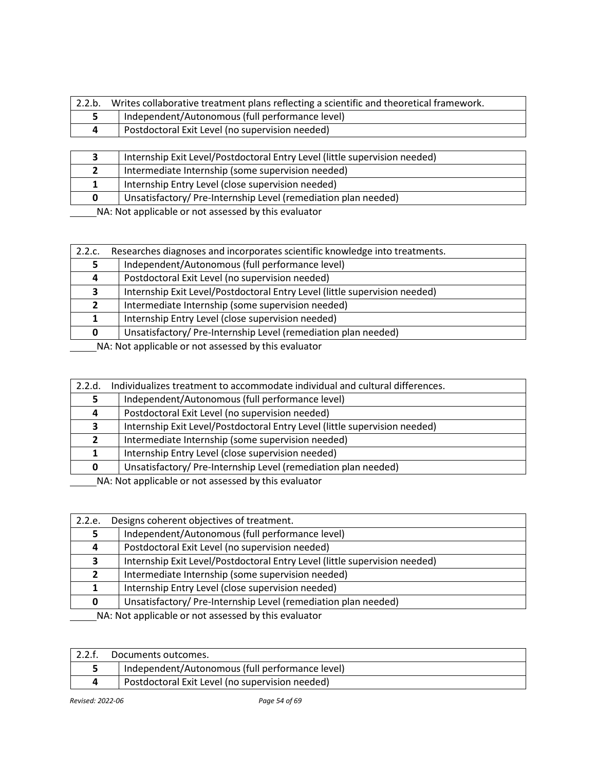| 2.2.b. | Writes collaborative treatment plans reflecting a scientific and theoretical framework. |
|---|---|
| **5** | Independent/Autonomous (full performance level) |
| **4** | Postdoctoral Exit Level (no supervision needed) |
| **3** | Internship Exit Level/Postdoctoral Entry Level (little supervision needed) |
| **2** | Intermediate Internship (some supervision needed) |
| **1** | Internship Entry Level (close supervision needed) |
| **0** | Unsatisfactory/ Pre-Internship Level (remediation plan needed) |

_____NA: Not applicable or not assessed by this evaluator

| 2.2.c. | Researches diagnoses and incorporates scientific knowledge into treatments. |
|---|---|
| **5** | Independent/Autonomous (full performance level) |
| **4** | Postdoctoral Exit Level (no supervision needed) |
| **3** | Internship Exit Level/Postdoctoral Entry Level (little supervision needed) |
| **2** | Intermediate Internship (some supervision needed) |
| **1** | Internship Entry Level (close supervision needed) |
| **0** | Unsatisfactory/ Pre-Internship Level (remediation plan needed) |

_____NA: Not applicable or not assessed by this evaluator

| 2.2.d. | Individualizes treatment to accommodate individual and cultural differences. |
|---|---|
| **5** | Independent/Autonomous (full performance level) |
| **4** | Postdoctoral Exit Level (no supervision needed) |
| **3** | Internship Exit Level/Postdoctoral Entry Level (little supervision needed) |
| **2** | Intermediate Internship (some supervision needed) |
| **1** | Internship Entry Level (close supervision needed) |
| **0** | Unsatisfactory/ Pre-Internship Level (remediation plan needed) |

_____NA: Not applicable or not assessed by this evaluator

| 2.2.e. | Designs coherent objectives of treatment. |
|---|---|
| **5** | Independent/Autonomous (full performance level) |
| **4** | Postdoctoral Exit Level (no supervision needed) |
| **3** | Internship Exit Level/Postdoctoral Entry Level (little supervision needed) |
| **2** | Intermediate Internship (some supervision needed) |
| **1** | Internship Entry Level (close supervision needed) |
| **0** | Unsatisfactory/ Pre-Internship Level (remediation plan needed) |

_____NA: Not applicable or not assessed by this evaluator

| 2.2.f. | Documents outcomes. |
|---|---|
| **5** | Independent/Autonomous (full performance level) |
| **4** | Postdoctoral Exit Level (no supervision needed) |

*Revised: 2022-06*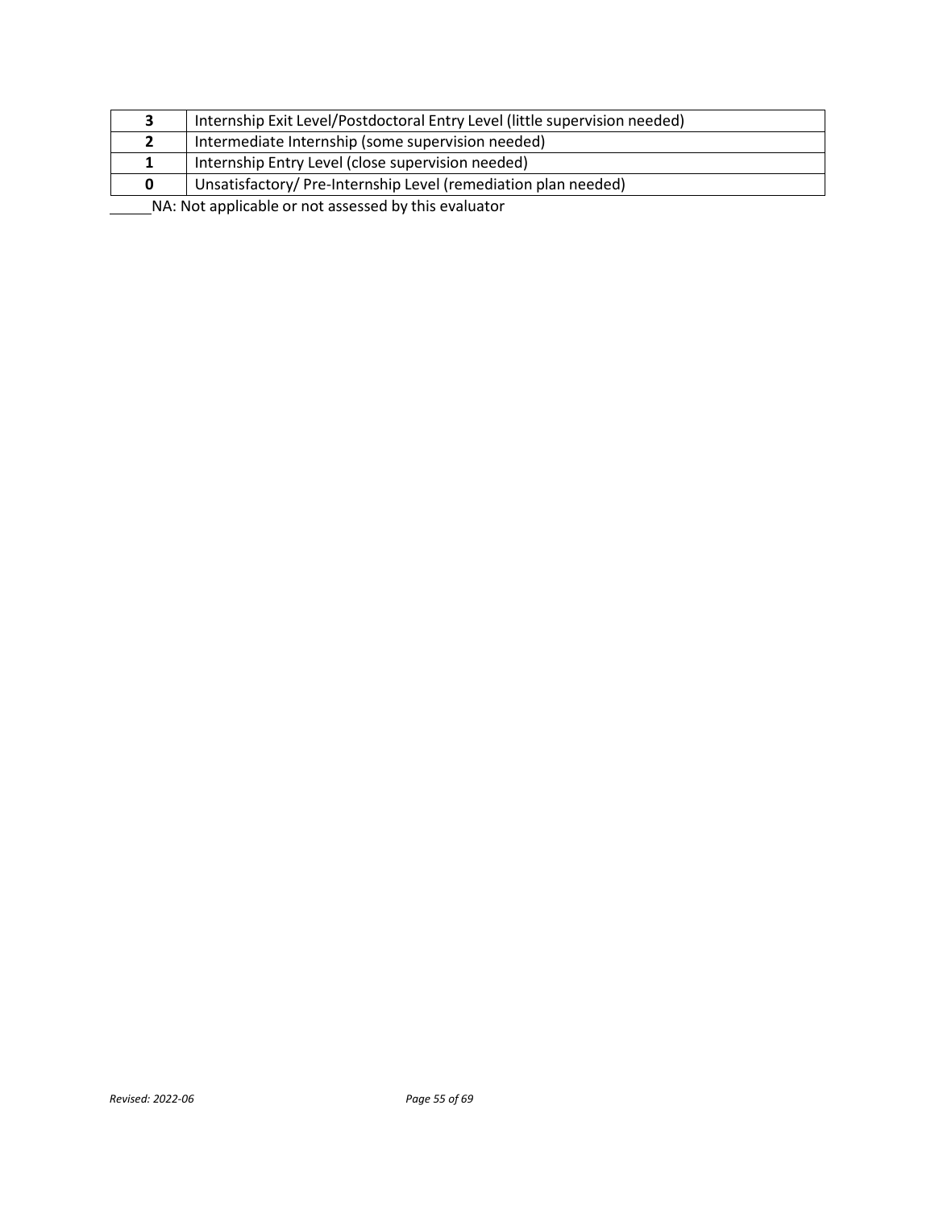| **3** | Internship Exit Level/Postdoctoral Entry Level (little supervision needed) |
|---|---|
| **2** | Intermediate Internship (some supervision needed) |
| **1** | Internship Entry Level (close supervision needed) |
| **0** | Unsatisfactory/ Pre-Internship Level (remediation plan needed) |

_____NA: Not applicable or not assessed by this evaluator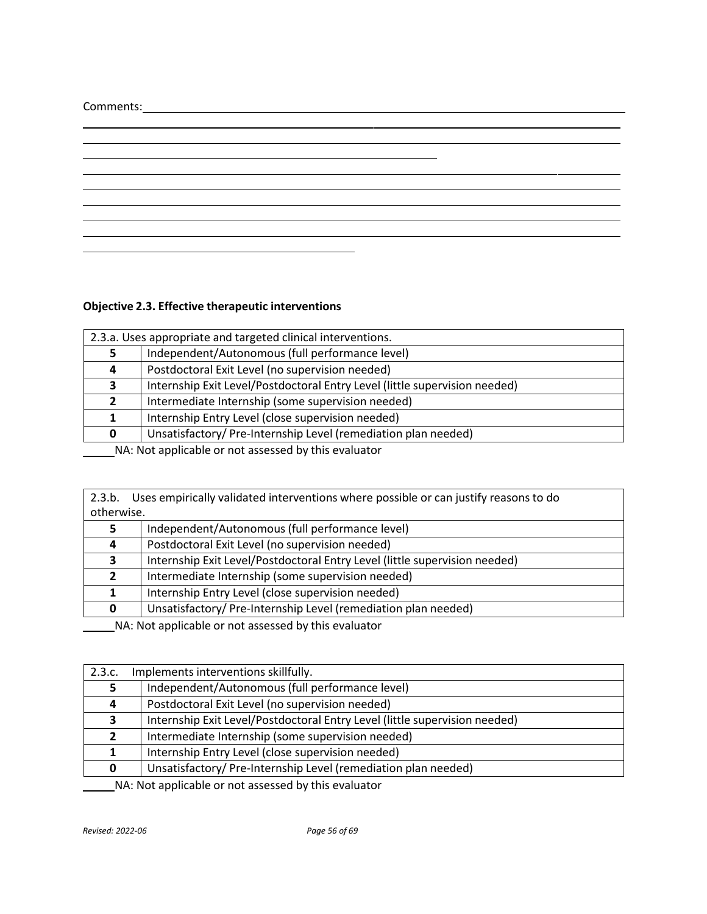Comments:\_\_\_\_\_\_\_\_\_\_\_\_\_\_\_\_\_\_\_\_\_\_\_\_\_\_\_\_\_\_\_\_\_\_\_\_\_\_\_\_\_\_\_\_\_\_\_\_\_\_\_\_\_\_\_\_\_\_\_\_\_\_\_\_\_\_\_\_\_\_\_\_\_\_\_\_\_\_\_\_\_\_

**Objective 2.3. Effective therapeutic interventions**

| 2.3.a. Uses appropriate and targeted clinical interventions. | |
|---|---|
| **5** | Independent/Autonomous (full performance level) |
| **4** | Postdoctoral Exit Level (no supervision needed) |
| **3** | Internship Exit Level/Postdoctoral Entry Level (little supervision needed) |
| **2** | Intermediate Internship (some supervision needed) |
| **1** | Internship Entry Level (close supervision needed) |
| **0** | Unsatisfactory/ Pre-Internship Level (remediation plan needed) |

_____NA: Not applicable or not assessed by this evaluator

| 2.3.b. Uses empirically validated interventions where possible or can justify reasons to do otherwise. | |
|---|---|
| **5** | Independent/Autonomous (full performance level) |
| **4** | Postdoctoral Exit Level (no supervision needed) |
| **3** | Internship Exit Level/Postdoctoral Entry Level (little supervision needed) |
| **2** | Intermediate Internship (some supervision needed) |
| **1** | Internship Entry Level (close supervision needed) |
| **0** | Unsatisfactory/ Pre-Internship Level (remediation plan needed) |

_____NA: Not applicable or not assessed by this evaluator

| 2.3.c. Implements interventions skillfully. | |
|---|---|
| **5** | Independent/Autonomous (full performance level) |
| **4** | Postdoctoral Exit Level (no supervision needed) |
| **3** | Internship Exit Level/Postdoctoral Entry Level (little supervision needed) |
| **2** | Intermediate Internship (some supervision needed) |
| **1** | Internship Entry Level (close supervision needed) |
| **0** | Unsatisfactory/ Pre-Internship Level (remediation plan needed) |

_____NA: Not applicable or not assessed by this evaluator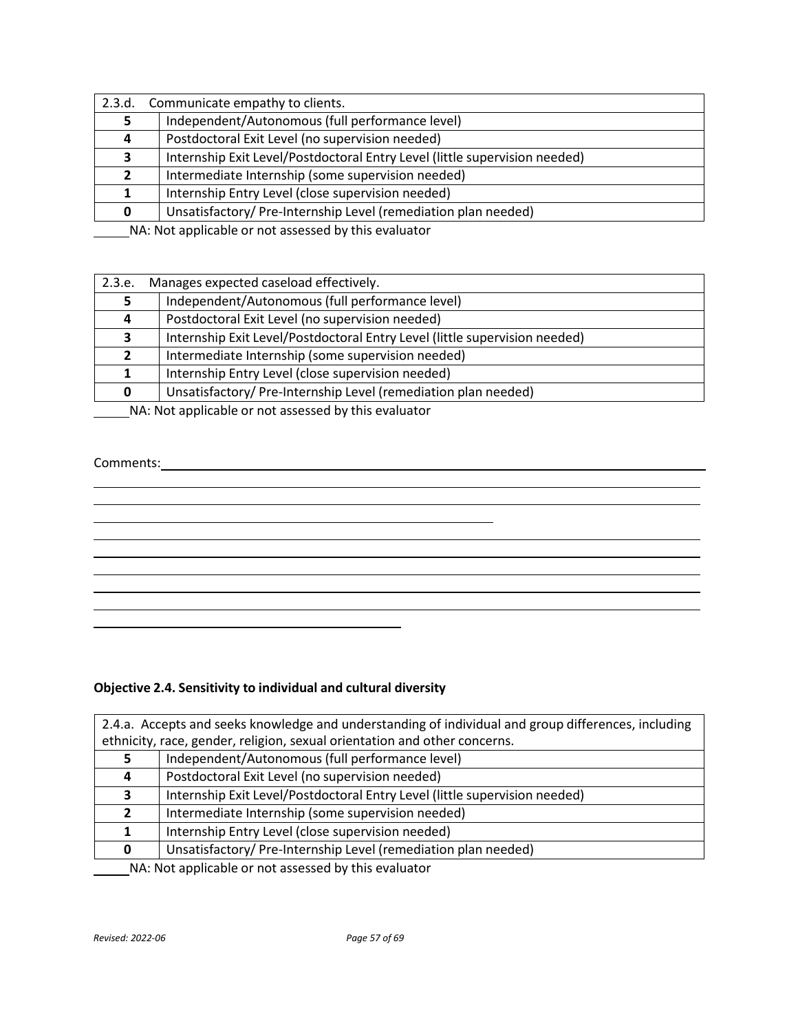| 2.3.d. Communicate empathy to clients. | |
|---|---|
| **5** | Independent/Autonomous (full performance level) |
| **4** | Postdoctoral Exit Level (no supervision needed) |
| **3** | Internship Exit Level/Postdoctoral Entry Level (little supervision needed) |
| **2** | Intermediate Internship (some supervision needed) |
| **1** | Internship Entry Level (close supervision needed) |
| **0** | Unsatisfactory/ Pre-Internship Level (remediation plan needed) |

_____NA: Not applicable or not assessed by this evaluator

| 2.3.e. Manages expected caseload effectively. | |
|---|---|
| **5** | Independent/Autonomous (full performance level) |
| **4** | Postdoctoral Exit Level (no supervision needed) |
| **3** | Internship Exit Level/Postdoctoral Entry Level (little supervision needed) |
| **2** | Intermediate Internship (some supervision needed) |
| **1** | Internship Entry Level (close supervision needed) |
| **0** | Unsatisfactory/ Pre-Internship Level (remediation plan needed) |

_____NA: Not applicable or not assessed by this evaluator

Comments:________________________________________________________________________

_________________________________________________________________________________

_________________________________________________________________________________

_______________________________________________________

_________________________________________________________________________________

_________________________________________________________________________________

_________________________________________________________________________________

_________________________________________________________________________________

_________________________________________________________________________________

___________________________________________

**Objective 2.4. Sensitivity to individual and cultural diversity**

| 2.4.a. Accepts and seeks knowledge and understanding of individual and group differences, including ethnicity, race, gender, religion, sexual orientation and other concerns. | |
|---|---|
| **5** | Independent/Autonomous (full performance level) |
| **4** | Postdoctoral Exit Level (no supervision needed) |
| **3** | Internship Exit Level/Postdoctoral Entry Level (little supervision needed) |
| **2** | Intermediate Internship (some supervision needed) |
| **1** | Internship Entry Level (close supervision needed) |
| **0** | Unsatisfactory/ Pre-Internship Level (remediation plan needed) |

_____NA: Not applicable or not assessed by this evaluator

*Revised: 2022-06*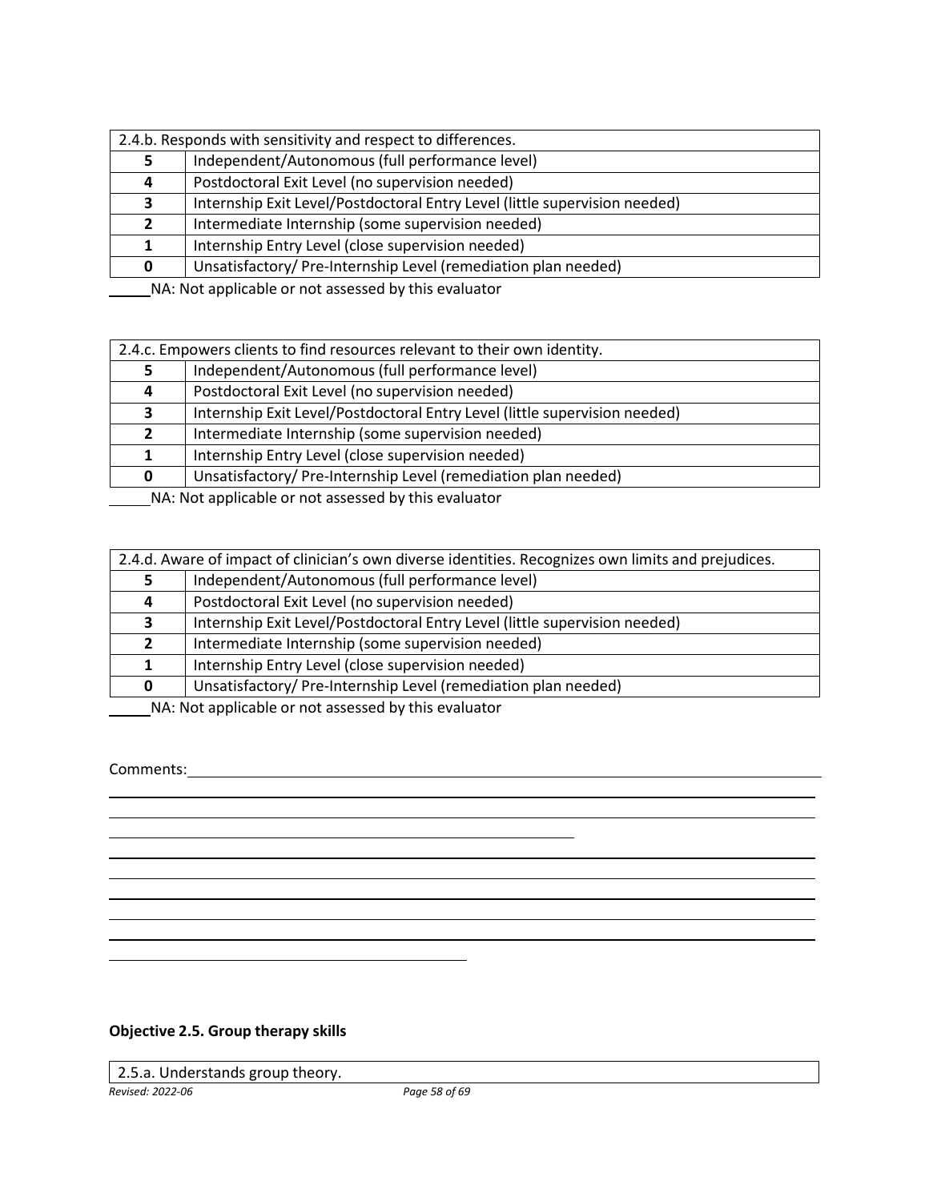| 2.4.b. Responds with sensitivity and respect to differences. | |
|---|---|
| **5** | Independent/Autonomous (full performance level) |
| **4** | Postdoctoral Exit Level (no supervision needed) |
| **3** | Internship Exit Level/Postdoctoral Entry Level (little supervision needed) |
| **2** | Intermediate Internship (some supervision needed) |
| **1** | Internship Entry Level (close supervision needed) |
| **0** | Unsatisfactory/ Pre-Internship Level (remediation plan needed) |

_____NA: Not applicable or not assessed by this evaluator

| 2.4.c. Empowers clients to find resources relevant to their own identity. | |
|---|---|
| **5** | Independent/Autonomous (full performance level) |
| **4** | Postdoctoral Exit Level (no supervision needed) |
| **3** | Internship Exit Level/Postdoctoral Entry Level (little supervision needed) |
| **2** | Intermediate Internship (some supervision needed) |
| **1** | Internship Entry Level (close supervision needed) |
| **0** | Unsatisfactory/ Pre-Internship Level (remediation plan needed) |

_____NA: Not applicable or not assessed by this evaluator

| 2.4.d. Aware of impact of clinician's own diverse identities. Recognizes own limits and prejudices. | |
|---|---|
| **5** | Independent/Autonomous (full performance level) |
| **4** | Postdoctoral Exit Level (no supervision needed) |
| **3** | Internship Exit Level/Postdoctoral Entry Level (little supervision needed) |
| **2** | Intermediate Internship (some supervision needed) |
| **1** | Internship Entry Level (close supervision needed) |
| **0** | Unsatisfactory/ Pre-Internship Level (remediation plan needed) |

_____NA: Not applicable or not assessed by this evaluator

Comments:\_\_\_\_\_\_\_\_\_\_\_\_\_\_\_\_\_\_\_\_\_\_\_\_\_\_\_\_\_\_\_\_\_\_\_\_\_\_\_\_\_\_\_\_\_\_\_\_\_\_\_\_\_\_\_\_\_\_\_\_\_\_\_\_\_\_\_\_\_\_

**Objective 2.5. Group therapy skills**

| 2.5.a. Understands group theory. |
|---|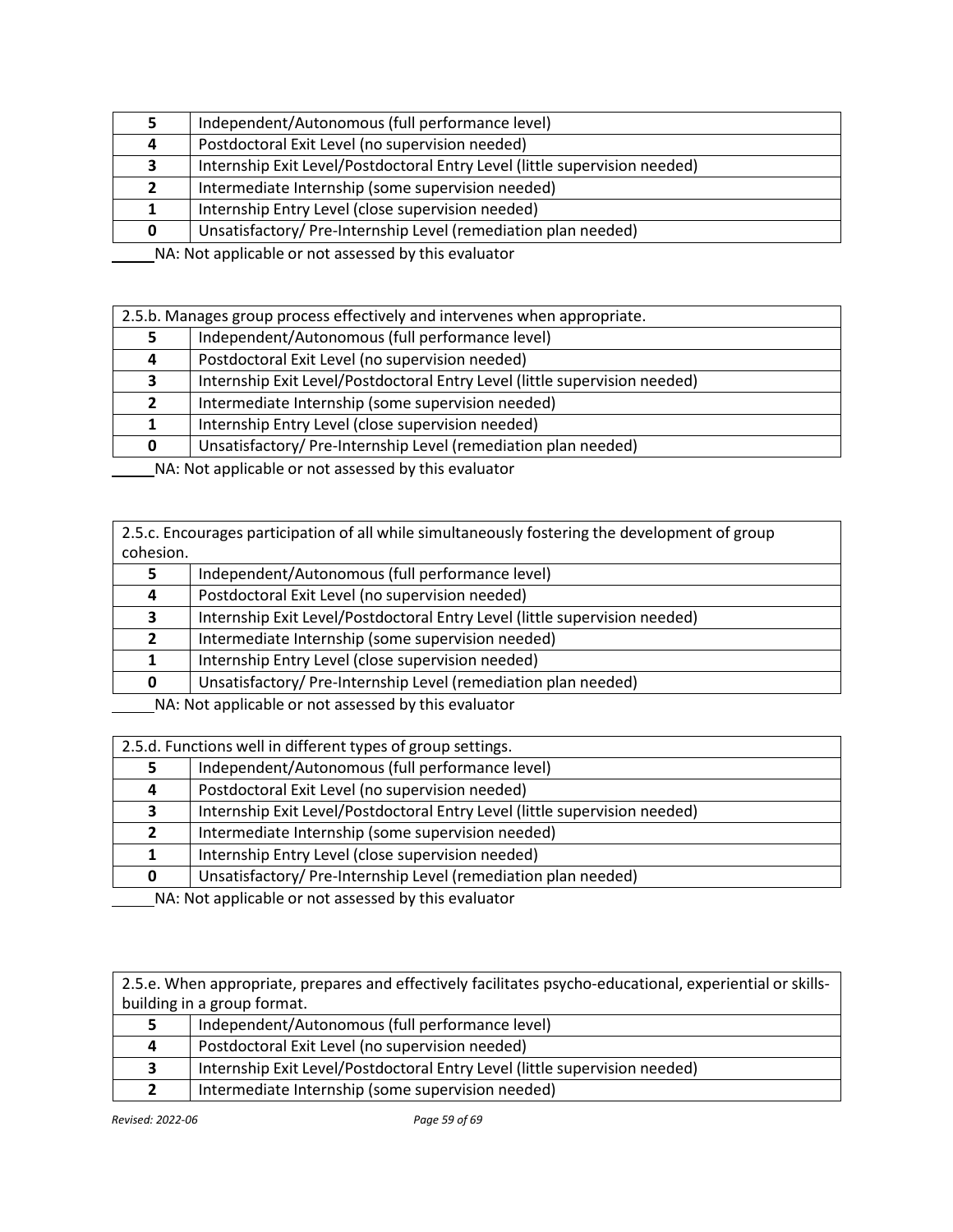| | |
|---|---|
| **5** | Independent/Autonomous (full performance level) |
| **4** | Postdoctoral Exit Level (no supervision needed) |
| **3** | Internship Exit Level/Postdoctoral Entry Level (little supervision needed) |
| **2** | Intermediate Internship (some supervision needed) |
| **1** | Internship Entry Level (close supervision needed) |
| **0** | Unsatisfactory/ Pre-Internship Level (remediation plan needed) |

_____NA: Not applicable or not assessed by this evaluator

| 2.5.b. Manages group process effectively and intervenes when appropriate. | |
|---|---|
| **5** | Independent/Autonomous (full performance level) |
| **4** | Postdoctoral Exit Level (no supervision needed) |
| **3** | Internship Exit Level/Postdoctoral Entry Level (little supervision needed) |
| **2** | Intermediate Internship (some supervision needed) |
| **1** | Internship Entry Level (close supervision needed) |
| **0** | Unsatisfactory/ Pre-Internship Level (remediation plan needed) |

_____NA: Not applicable or not assessed by this evaluator

| 2.5.c. Encourages participation of all while simultaneously fostering the development of group cohesion. | |
|---|---|
| **5** | Independent/Autonomous (full performance level) |
| **4** | Postdoctoral Exit Level (no supervision needed) |
| **3** | Internship Exit Level/Postdoctoral Entry Level (little supervision needed) |
| **2** | Intermediate Internship (some supervision needed) |
| **1** | Internship Entry Level (close supervision needed) |
| **0** | Unsatisfactory/ Pre-Internship Level (remediation plan needed) |

_____NA: Not applicable or not assessed by this evaluator

| 2.5.d. Functions well in different types of group settings. | |
|---|---|
| **5** | Independent/Autonomous (full performance level) |
| **4** | Postdoctoral Exit Level (no supervision needed) |
| **3** | Internship Exit Level/Postdoctoral Entry Level (little supervision needed) |
| **2** | Intermediate Internship (some supervision needed) |
| **1** | Internship Entry Level (close supervision needed) |
| **0** | Unsatisfactory/ Pre-Internship Level (remediation plan needed) |

_____NA: Not applicable or not assessed by this evaluator

| 2.5.e. When appropriate, prepares and effectively facilitates psycho-educational, experiential or skills-building in a group format. | |
|---|---|
| **5** | Independent/Autonomous (full performance level) |
| **4** | Postdoctoral Exit Level (no supervision needed) |
| **3** | Internship Exit Level/Postdoctoral Entry Level (little supervision needed) |
| **2** | Intermediate Internship (some supervision needed) |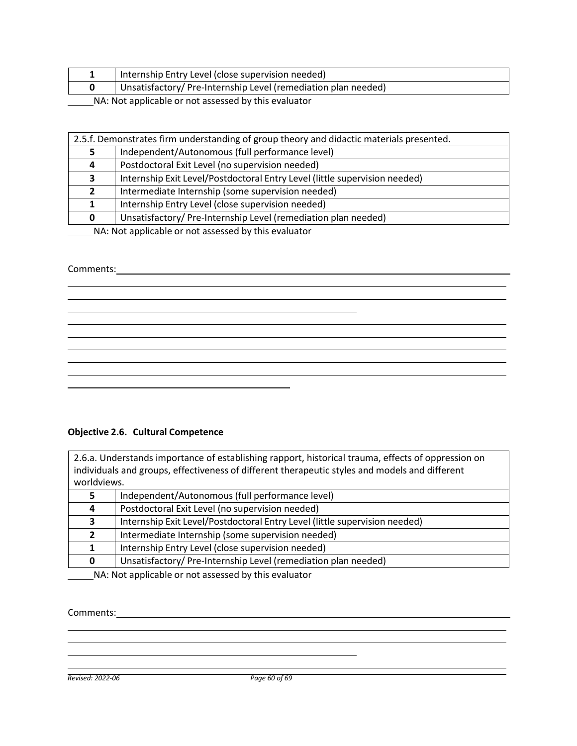| 1 | Internship Entry Level (close supervision needed) |
|---|---|
| 0 | Unsatisfactory/ Pre-Internship Level (remediation plan needed) |

_____NA: Not applicable or not assessed by this evaluator

| 2.5.f. Demonstrates firm understanding of group theory and didactic materials presented. | |
|---|---|
| 5 | Independent/Autonomous (full performance level) |
| 4 | Postdoctoral Exit Level (no supervision needed) |
| 3 | Internship Exit Level/Postdoctoral Entry Level (little supervision needed) |
| 2 | Intermediate Internship (some supervision needed) |
| 1 | Internship Entry Level (close supervision needed) |
| 0 | Unsatisfactory/ Pre-Internship Level (remediation plan needed) |

_____NA: Not applicable or not assessed by this evaluator

Comments:________________________________________________________________________

**Objective 2.6. Cultural Competence**

| 2.6.a. Understands importance of establishing rapport, historical trauma, effects of oppression on individuals and groups, effectiveness of different therapeutic styles and models and different worldviews. | |
|---|---|
| 5 | Independent/Autonomous (full performance level) |
| 4 | Postdoctoral Exit Level (no supervision needed) |
| 3 | Internship Exit Level/Postdoctoral Entry Level (little supervision needed) |
| 2 | Intermediate Internship (some supervision needed) |
| 1 | Internship Entry Level (close supervision needed) |
| 0 | Unsatisfactory/ Pre-Internship Level (remediation plan needed) |

_____NA: Not applicable or not assessed by this evaluator

Comments:________________________________________________________________________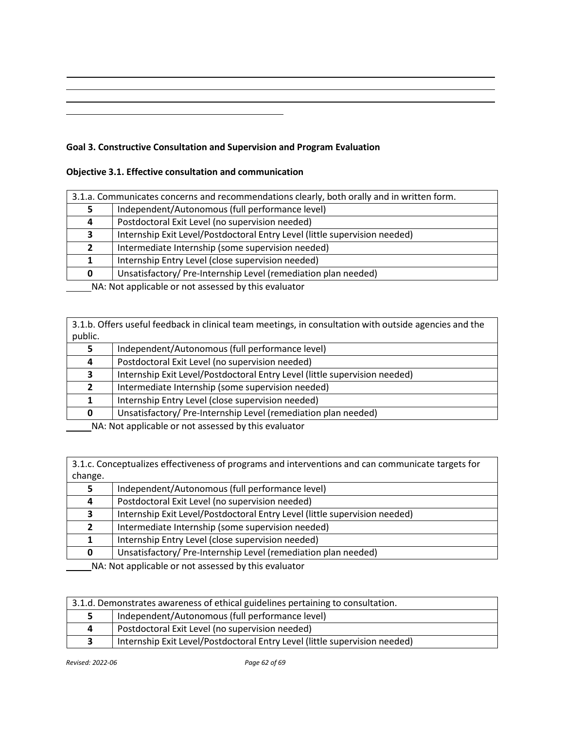## Goal 3. Constructive Consultation and Supervision and Program Evaluation

### Objective 3.1. Effective consultation and communication

| 3.1.a. Communicates concerns and recommendations clearly, both orally and in written form. | |
|---|---|
| **5** | Independent/Autonomous (full performance level) |
| **4** | Postdoctoral Exit Level (no supervision needed) |
| **3** | Internship Exit Level/Postdoctoral Entry Level (little supervision needed) |
| **2** | Intermediate Internship (some supervision needed) |
| **1** | Internship Entry Level (close supervision needed) |
| **0** | Unsatisfactory/ Pre-Internship Level (remediation plan needed) |

_____NA: Not applicable or not assessed by this evaluator

| 3.1.b. Offers useful feedback in clinical team meetings, in consultation with outside agencies and the public. | |
|---|---|
| **5** | Independent/Autonomous (full performance level) |
| **4** | Postdoctoral Exit Level (no supervision needed) |
| **3** | Internship Exit Level/Postdoctoral Entry Level (little supervision needed) |
| **2** | Intermediate Internship (some supervision needed) |
| **1** | Internship Entry Level (close supervision needed) |
| **0** | Unsatisfactory/ Pre-Internship Level (remediation plan needed) |

_____NA: Not applicable or not assessed by this evaluator

| 3.1.c. Conceptualizes effectiveness of programs and interventions and can communicate targets for change. | |
|---|---|
| **5** | Independent/Autonomous (full performance level) |
| **4** | Postdoctoral Exit Level (no supervision needed) |
| **3** | Internship Exit Level/Postdoctoral Entry Level (little supervision needed) |
| **2** | Intermediate Internship (some supervision needed) |
| **1** | Internship Entry Level (close supervision needed) |
| **0** | Unsatisfactory/ Pre-Internship Level (remediation plan needed) |

_____NA: Not applicable or not assessed by this evaluator

| 3.1.d. Demonstrates awareness of ethical guidelines pertaining to consultation. | |
|---|---|
| **5** | Independent/Autonomous (full performance level) |
| **4** | Postdoctoral Exit Level (no supervision needed) |
| **3** | Internship Exit Level/Postdoctoral Entry Level (little supervision needed) |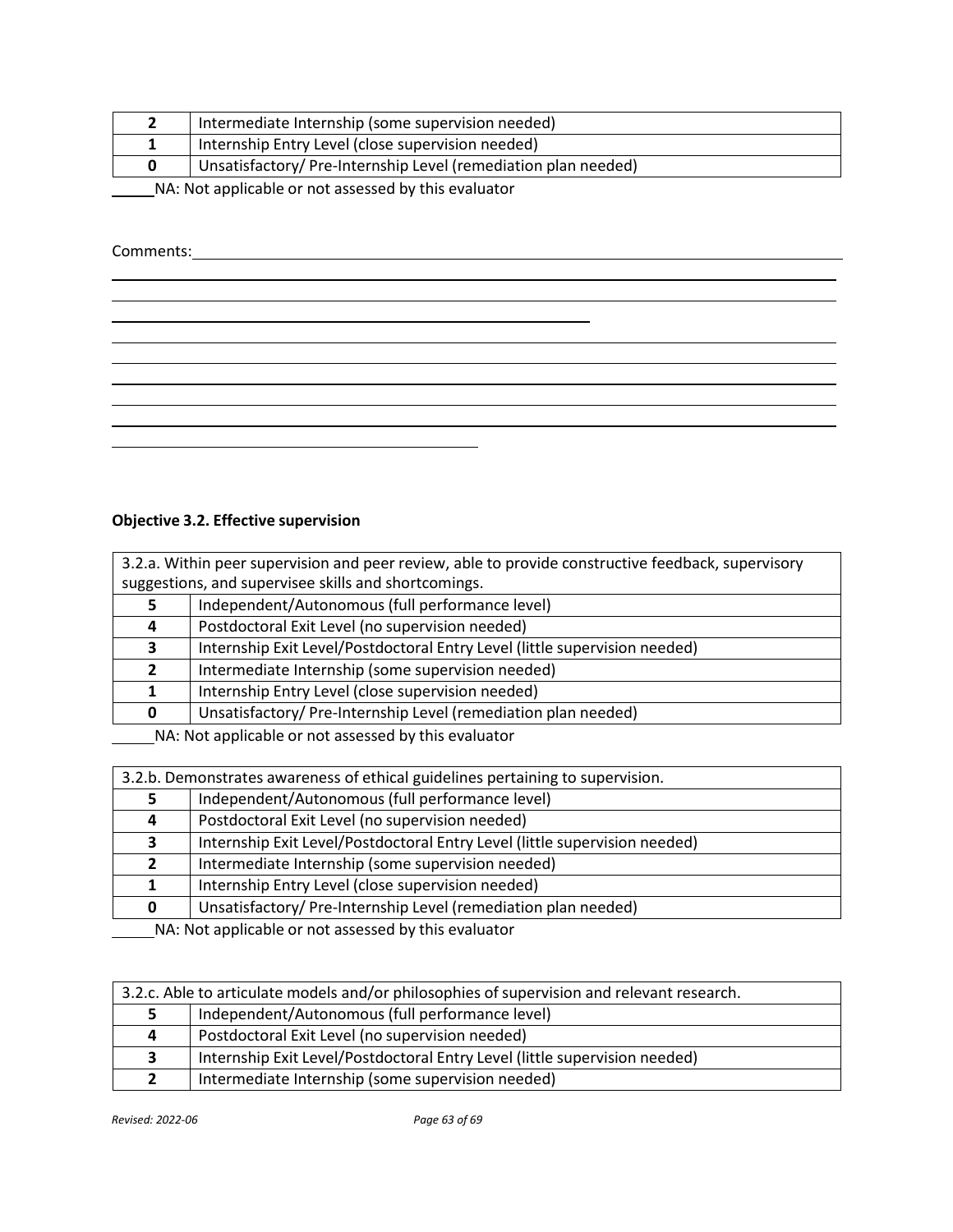| | |
|---|---|
| **2** | Intermediate Internship (some supervision needed) |
| **1** | Internship Entry Level (close supervision needed) |
| **0** | Unsatisfactory/ Pre-Internship Level (remediation plan needed) |

_____NA: Not applicable or not assessed by this evaluator

Comments:_______________________________________________________________________________

**Objective 3.2. Effective supervision**

| 3.2.a. Within peer supervision and peer review, able to provide constructive feedback, supervisory suggestions, and supervisee skills and shortcomings. | |
|---|---|
| **5** | Independent/Autonomous (full performance level) |
| **4** | Postdoctoral Exit Level (no supervision needed) |
| **3** | Internship Exit Level/Postdoctoral Entry Level (little supervision needed) |
| **2** | Intermediate Internship (some supervision needed) |
| **1** | Internship Entry Level (close supervision needed) |
| **0** | Unsatisfactory/ Pre-Internship Level (remediation plan needed) |

_____NA: Not applicable or not assessed by this evaluator

| 3.2.b. Demonstrates awareness of ethical guidelines pertaining to supervision. | |
|---|---|
| **5** | Independent/Autonomous (full performance level) |
| **4** | Postdoctoral Exit Level (no supervision needed) |
| **3** | Internship Exit Level/Postdoctoral Entry Level (little supervision needed) |
| **2** | Intermediate Internship (some supervision needed) |
| **1** | Internship Entry Level (close supervision needed) |
| **0** | Unsatisfactory/ Pre-Internship Level (remediation plan needed) |

_____NA: Not applicable or not assessed by this evaluator

| 3.2.c. Able to articulate models and/or philosophies of supervision and relevant research. | |
|---|---|
| **5** | Independent/Autonomous (full performance level) |
| **4** | Postdoctoral Exit Level (no supervision needed) |
| **3** | Internship Exit Level/Postdoctoral Entry Level (little supervision needed) |
| **2** | Intermediate Internship (some supervision needed) |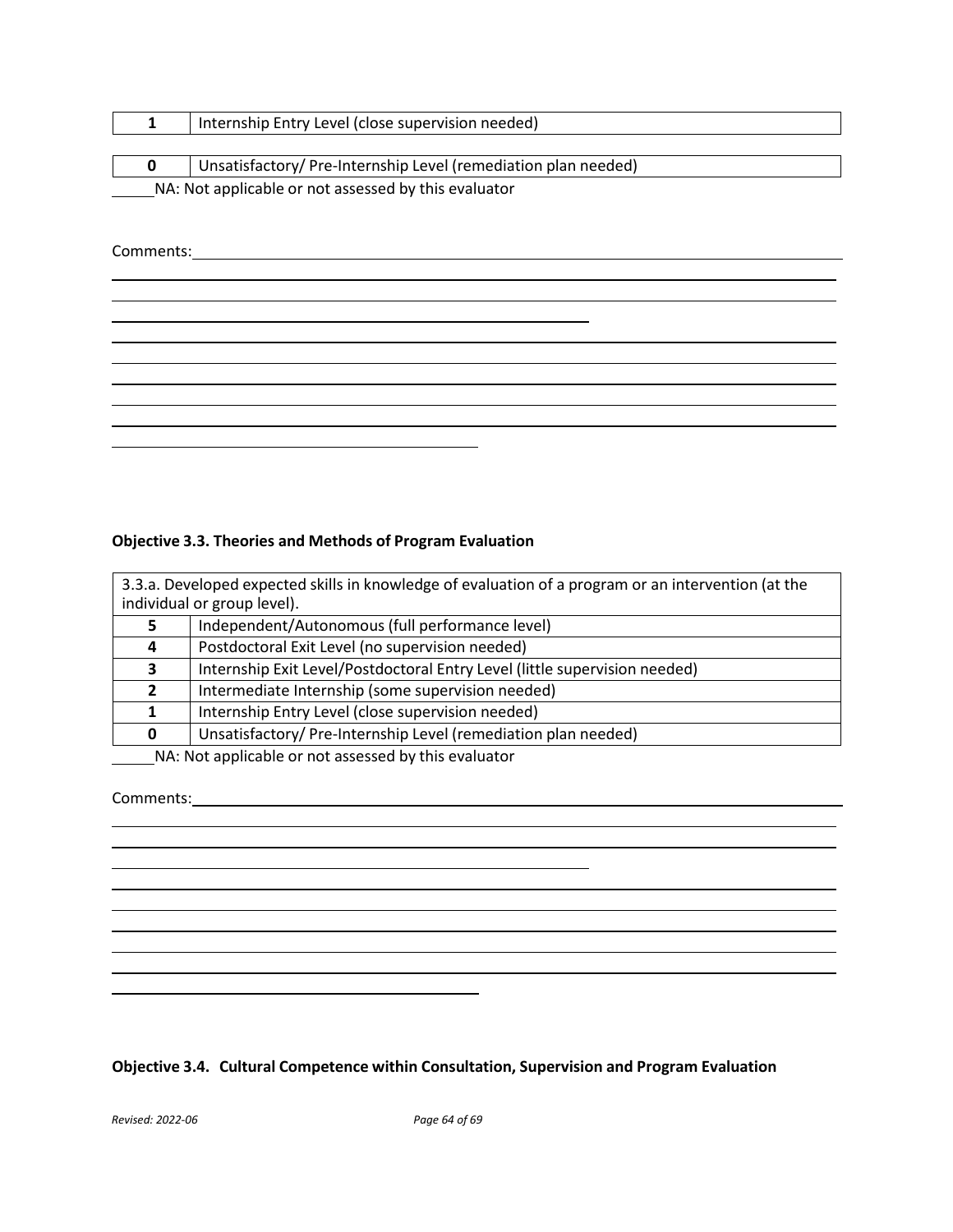| 1 | Internship Entry Level (close supervision needed) |
|---|---|

| 0 | Unsatisfactory/ Pre-Internship Level (remediation plan needed) |
|---|---|

_____NA: Not applicable or not assessed by this evaluator

Comments:

### Objective 3.3. Theories and Methods of Program Evaluation

| 3.3.a. Developed expected skills in knowledge of evaluation of a program or an intervention (at the individual or group level). | |
|---|---|
| 5 | Independent/Autonomous (full performance level) |
| 4 | Postdoctoral Exit Level (no supervision needed) |
| 3 | Internship Exit Level/Postdoctoral Entry Level (little supervision needed) |
| 2 | Intermediate Internship (some supervision needed) |
| 1 | Internship Entry Level (close supervision needed) |
| 0 | Unsatisfactory/ Pre-Internship Level (remediation plan needed) |

_____NA: Not applicable or not assessed by this evaluator

Comments:

### Objective 3.4. Cultural Competence within Consultation, Supervision and Program Evaluation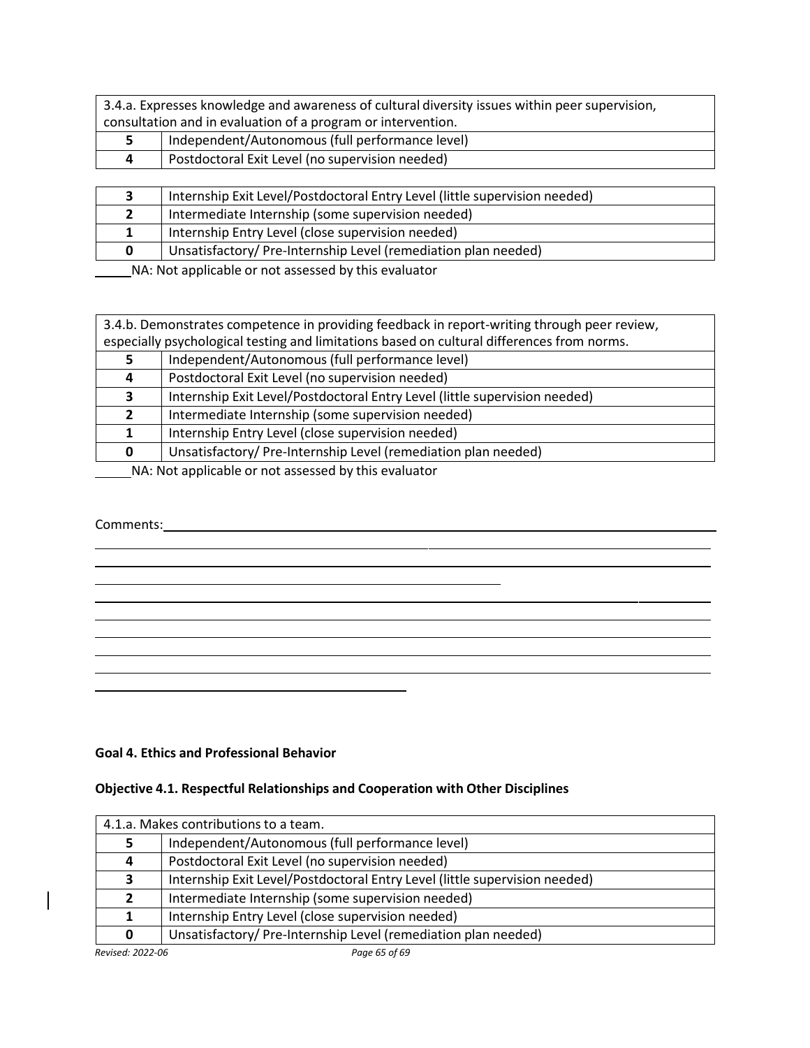| 3.4.a. Expresses knowledge and awareness of cultural diversity issues within peer supervision, consultation and in evaluation of a program or intervention. | |
|---|---|
| **5** | Independent/Autonomous (full performance level) |
| **4** | Postdoctoral Exit Level (no supervision needed) |
| **3** | Internship Exit Level/Postdoctoral Entry Level (little supervision needed) |
| **2** | Intermediate Internship (some supervision needed) |
| **1** | Internship Entry Level (close supervision needed) |
| **0** | Unsatisfactory/ Pre-Internship Level (remediation plan needed) |

_____NA: Not applicable or not assessed by this evaluator

| 3.4.b. Demonstrates competence in providing feedback in report-writing through peer review, especially psychological testing and limitations based on cultural differences from norms. | |
|---|---|
| **5** | Independent/Autonomous (full performance level) |
| **4** | Postdoctoral Exit Level (no supervision needed) |
| **3** | Internship Exit Level/Postdoctoral Entry Level (little supervision needed) |
| **2** | Intermediate Internship (some supervision needed) |
| **1** | Internship Entry Level (close supervision needed) |
| **0** | Unsatisfactory/ Pre-Internship Level (remediation plan needed) |

_____NA: Not applicable or not assessed by this evaluator

Comments:____________________________________________________________________________

______________________________________________________________________________________

______________________________________________________________________________________

______________________________________________________________________________________

______________________________________________________________________________________

______________________________________________________________________________________

______________________________________________________________________________________

______________________________________________________________________________________

______________________________________________________________________________________

**Goal 4. Ethics and Professional Behavior**

**Objective 4.1. Respectful Relationships and Cooperation with Other Disciplines**

| 4.1.a. Makes contributions to a team. | |
|---|---|
| **5** | Independent/Autonomous (full performance level) |
| **4** | Postdoctoral Exit Level (no supervision needed) |
| **3** | Internship Exit Level/Postdoctoral Entry Level (little supervision needed) |
| **2** | Intermediate Internship (some supervision needed) |
| **1** | Internship Entry Level (close supervision needed) |
| **0** | Unsatisfactory/ Pre-Internship Level (remediation plan needed) |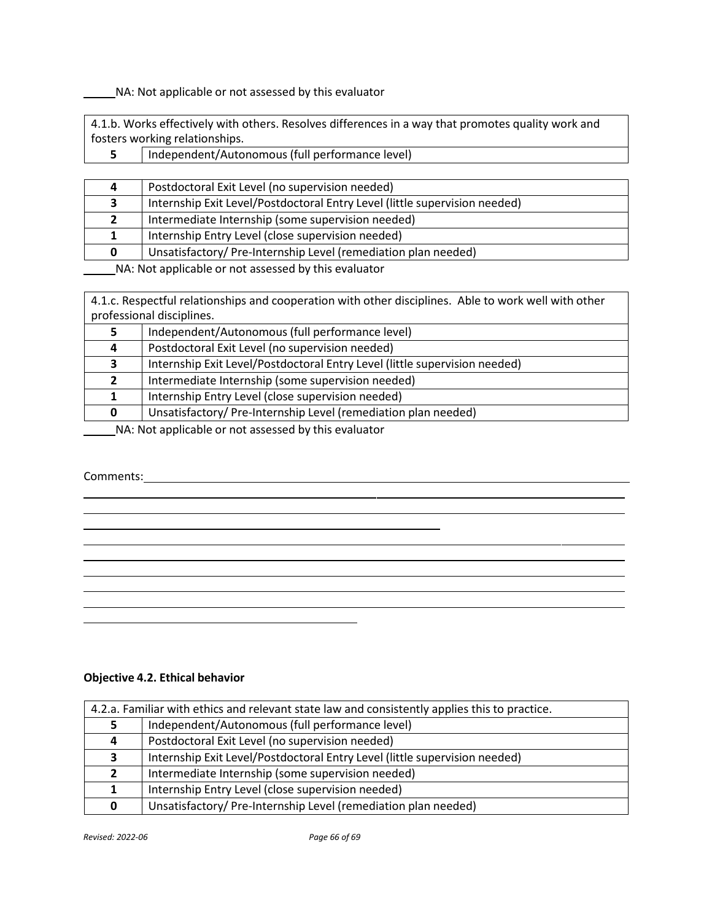\_\_\_\_\_NA: Not applicable or not assessed by this evaluator

| 4.1.b. Works effectively with others. Resolves differences in a way that promotes quality work and fosters working relationships. | |
|---|---|
| **5** | Independent/Autonomous (full performance level) |
| **4** | Postdoctoral Exit Level (no supervision needed) |
| **3** | Internship Exit Level/Postdoctoral Entry Level (little supervision needed) |
| **2** | Intermediate Internship (some supervision needed) |
| **1** | Internship Entry Level (close supervision needed) |
| **0** | Unsatisfactory/ Pre-Internship Level (remediation plan needed) |

\_\_\_\_\_NA: Not applicable or not assessed by this evaluator

| 4.1.c. Respectful relationships and cooperation with other disciplines. Able to work well with other professional disciplines. | |
|---|---|
| **5** | Independent/Autonomous (full performance level) |
| **4** | Postdoctoral Exit Level (no supervision needed) |
| **3** | Internship Exit Level/Postdoctoral Entry Level (little supervision needed) |
| **2** | Intermediate Internship (some supervision needed) |
| **1** | Internship Entry Level (close supervision needed) |
| **0** | Unsatisfactory/ Pre-Internship Level (remediation plan needed) |

\_\_\_\_\_NA: Not applicable or not assessed by this evaluator

Comments:\_\_\_\_\_\_\_\_\_\_\_\_\_\_\_\_\_\_\_\_\_\_\_\_\_\_\_\_\_\_\_\_\_\_\_\_\_\_\_\_\_\_\_\_\_\_\_\_\_\_\_\_\_\_\_\_\_\_\_\_\_\_\_\_\_\_\_\_\_\_\_\_\_\_\_\_\_\_

**Objective 4.2. Ethical behavior**

| 4.2.a. Familiar with ethics and relevant state law and consistently applies this to practice. | |
|---|---|
| **5** | Independent/Autonomous (full performance level) |
| **4** | Postdoctoral Exit Level (no supervision needed) |
| **3** | Internship Exit Level/Postdoctoral Entry Level (little supervision needed) |
| **2** | Intermediate Internship (some supervision needed) |
| **1** | Internship Entry Level (close supervision needed) |
| **0** | Unsatisfactory/ Pre-Internship Level (remediation plan needed) |

*Revised: 2022-06*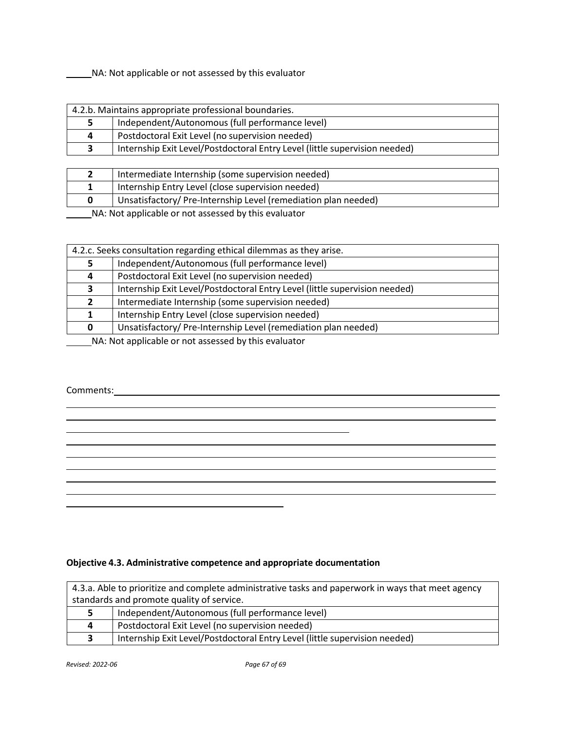\_\_\_\_\_NA: Not applicable or not assessed by this evaluator

| 4.2.b. Maintains appropriate professional boundaries. | |
|---|---|
| **5** | Independent/Autonomous (full performance level) |
| **4** | Postdoctoral Exit Level (no supervision needed) |
| **3** | Internship Exit Level/Postdoctoral Entry Level (little supervision needed) |
| **2** | Intermediate Internship (some supervision needed) |
| **1** | Internship Entry Level (close supervision needed) |
| **0** | Unsatisfactory/ Pre-Internship Level (remediation plan needed) |

\_\_\_\_\_NA: Not applicable or not assessed by this evaluator

| 4.2.c. Seeks consultation regarding ethical dilemmas as they arise. | |
|---|---|
| **5** | Independent/Autonomous (full performance level) |
| **4** | Postdoctoral Exit Level (no supervision needed) |
| **3** | Internship Exit Level/Postdoctoral Entry Level (little supervision needed) |
| **2** | Intermediate Internship (some supervision needed) |
| **1** | Internship Entry Level (close supervision needed) |
| **0** | Unsatisfactory/ Pre-Internship Level (remediation plan needed) |

\_\_\_\_\_NA: Not applicable or not assessed by this evaluator

Comments:\_\_\_\_\_\_\_\_\_\_\_\_\_\_\_\_\_\_\_\_\_\_\_\_\_\_\_\_\_\_\_\_\_\_\_\_\_\_\_\_\_\_\_\_\_\_\_\_\_\_\_\_\_\_\_\_\_\_\_\_\_\_\_\_\_\_\_\_\_\_

**Objective 4.3. Administrative competence and appropriate documentation**

| 4.3.a. Able to prioritize and complete administrative tasks and paperwork in ways that meet agency standards and promote quality of service. | |
|---|---|
| **5** | Independent/Autonomous (full performance level) |
| **4** | Postdoctoral Exit Level (no supervision needed) |
| **3** | Internship Exit Level/Postdoctoral Entry Level (little supervision needed) |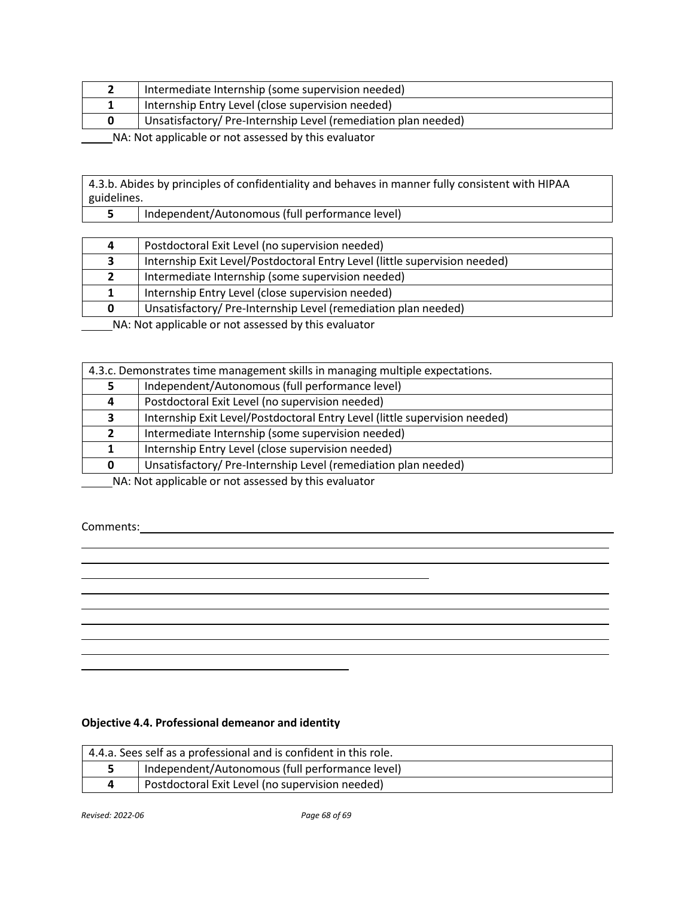| | |
|---|---|
| **2** | Intermediate Internship (some supervision needed) |
| **1** | Internship Entry Level (close supervision needed) |
| **0** | Unsatisfactory/ Pre-Internship Level (remediation plan needed) |

_____NA: Not applicable or not assessed by this evaluator

| 4.3.b. Abides by principles of confidentiality and behaves in manner fully consistent with HIPAA guidelines. | |
|---|---|
| **5** | Independent/Autonomous (full performance level) |
| **4** | Postdoctoral Exit Level (no supervision needed) |
| **3** | Internship Exit Level/Postdoctoral Entry Level (little supervision needed) |
| **2** | Intermediate Internship (some supervision needed) |
| **1** | Internship Entry Level (close supervision needed) |
| **0** | Unsatisfactory/ Pre-Internship Level (remediation plan needed) |

_____NA: Not applicable or not assessed by this evaluator

| 4.3.c. Demonstrates time management skills in managing multiple expectations. | |
|---|---|
| **5** | Independent/Autonomous (full performance level) |
| **4** | Postdoctoral Exit Level (no supervision needed) |
| **3** | Internship Exit Level/Postdoctoral Entry Level (little supervision needed) |
| **2** | Intermediate Internship (some supervision needed) |
| **1** | Internship Entry Level (close supervision needed) |
| **0** | Unsatisfactory/ Pre-Internship Level (remediation plan needed) |

_____NA: Not applicable or not assessed by this evaluator

Comments:_______________________________________________________________________________

______________________________________________________________________________________

______________________________________________________________________________________

______________________________________________________________________________________

______________________________________________________________________________________

______________________________________________________________________________________

______________________________________________________________________________________

______________________________________________________________________________________

**Objective 4.4. Professional demeanor and identity**

| 4.4.a. Sees self as a professional and is confident in this role. | |
|---|---|
| **5** | Independent/Autonomous (full performance level) |
| **4** | Postdoctoral Exit Level (no supervision needed) |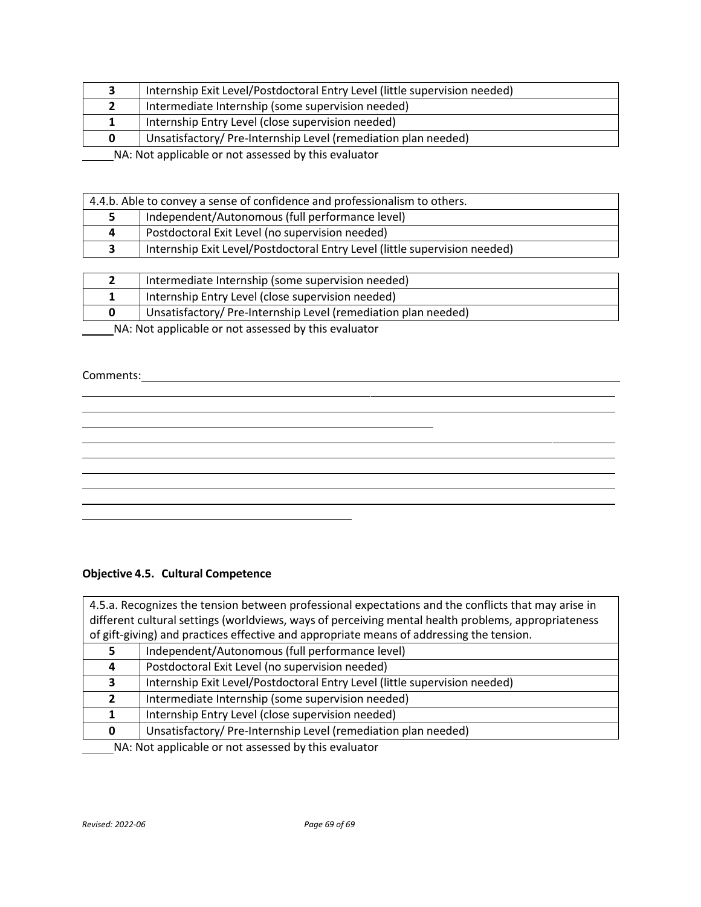| | |
|---|---|
| **3** | Internship Exit Level/Postdoctoral Entry Level (little supervision needed) |
| **2** | Intermediate Internship (some supervision needed) |
| **1** | Internship Entry Level (close supervision needed) |
| **0** | Unsatisfactory/ Pre-Internship Level (remediation plan needed) |

_____NA: Not applicable or not assessed by this evaluator

| 4.4.b. Able to convey a sense of confidence and professionalism to others. | |
|---|---|
| **5** | Independent/Autonomous (full performance level) |
| **4** | Postdoctoral Exit Level (no supervision needed) |
| **3** | Internship Exit Level/Postdoctoral Entry Level (little supervision needed) |
| **2** | Intermediate Internship (some supervision needed) |
| **1** | Internship Entry Level (close supervision needed) |
| **0** | Unsatisfactory/ Pre-Internship Level (remediation plan needed) |

_____NA: Not applicable or not assessed by this evaluator

Comments:______________________________________________________________________________

**Objective 4.5. Cultural Competence**

| 4.5.a. Recognizes the tension between professional expectations and the conflicts that may arise in different cultural settings (worldviews, ways of perceiving mental health problems, appropriateness of gift-giving) and practices effective and appropriate means of addressing the tension. | |
|---|---|
| **5** | Independent/Autonomous (full performance level) |
| **4** | Postdoctoral Exit Level (no supervision needed) |
| **3** | Internship Exit Level/Postdoctoral Entry Level (little supervision needed) |
| **2** | Intermediate Internship (some supervision needed) |
| **1** | Internship Entry Level (close supervision needed) |
| **0** | Unsatisfactory/ Pre-Internship Level (remediation plan needed) |

_____NA: Not applicable or not assessed by this evaluator

*Revised: 2022-06*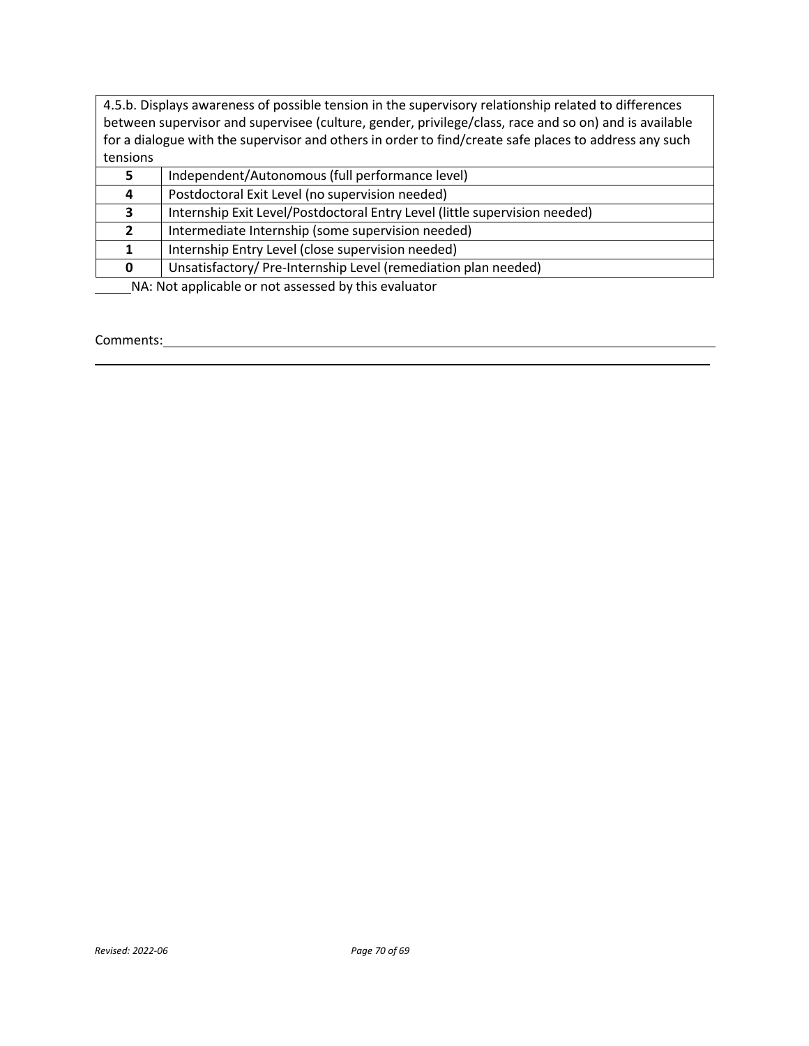| 4.5.b. Displays awareness of possible tension in the supervisory relationship related to differences between supervisor and supervisee (culture, gender, privilege/class, race and so on) and is available for a dialogue with the supervisor and others in order to find/create safe places to address any such tensions | |
|---|---|
| **5** | Independent/Autonomous (full performance level) |
| **4** | Postdoctoral Exit Level (no supervision needed) |
| **3** | Internship Exit Level/Postdoctoral Entry Level (little supervision needed) |
| **2** | Intermediate Internship (some supervision needed) |
| **1** | Internship Entry Level (close supervision needed) |
| **0** | Unsatisfactory/ Pre-Internship Level (remediation plan needed) |

_____NA: Not applicable or not assessed by this evaluator

Comments:_____________________________________________________________________________

______________________________________________________________________________________

*Revised: 2022-06*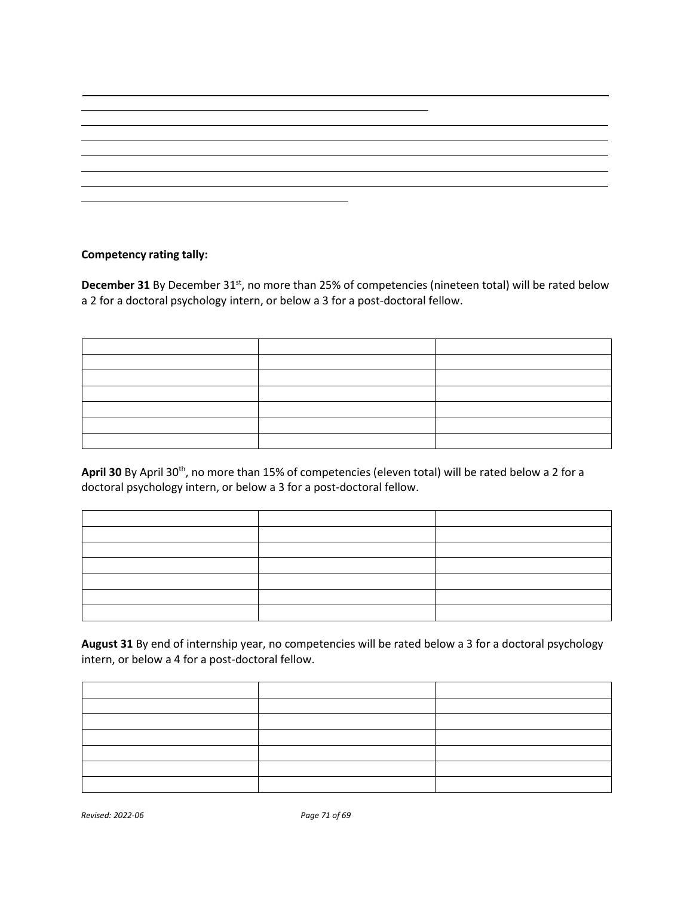**Competency rating tally:**

**December 31** By December 31st, no more than 25% of competencies (nineteen total) will be rated below a 2 for a doctoral psychology intern, or below a 3 for a post-doctoral fellow.

| | | |
|---|---|---|
| | | |
| | | |
| | | |
| | | |
| | | |
| | | |

**April 30** By April 30th, no more than 15% of competencies (eleven total) will be rated below a 2 for a doctoral psychology intern, or below a 3 for a post-doctoral fellow.

| | | |
|---|---|---|
| | | |
| | | |
| | | |
| | | |
| | | |
| | | |

**August 31** By end of internship year, no competencies will be rated below a 3 for a doctoral psychology intern, or below a 4 for a post-doctoral fellow.

| | | |
|---|---|---|
| | | |
| | | |
| | | |
| | | |
| | | |
| | | |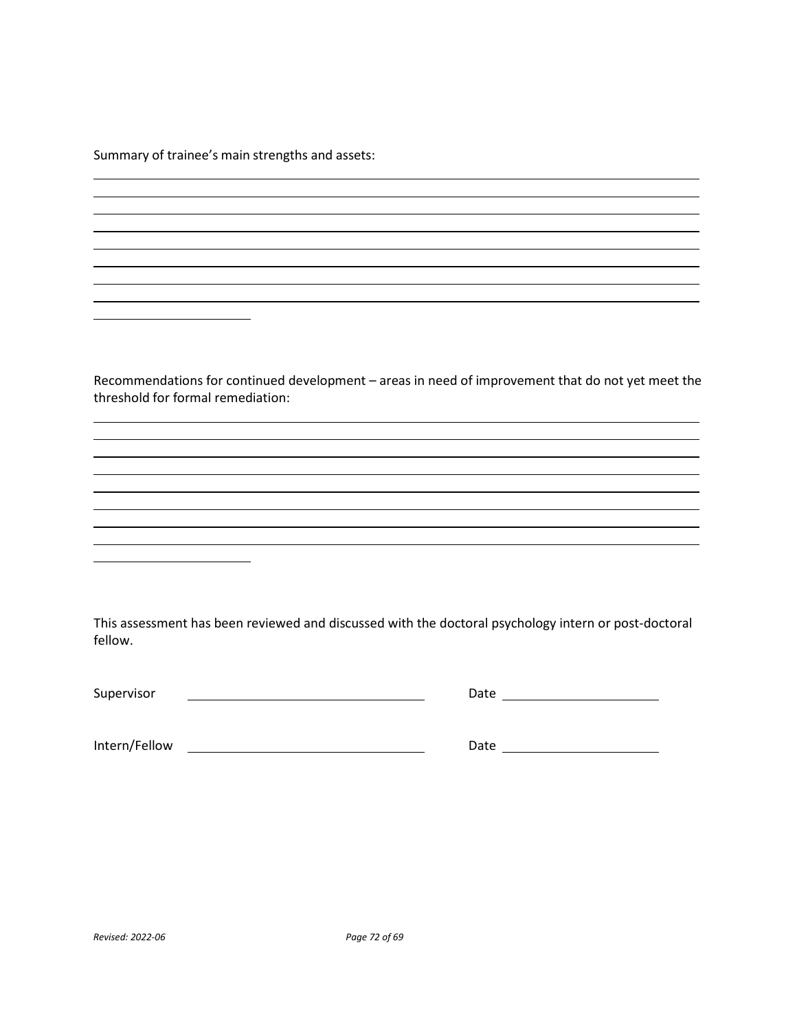Summary of trainee's main strengths and assets:

Recommendations for continued development – areas in need of improvement that do not yet meet the threshold for formal remediation:

This assessment has been reviewed and discussed with the doctoral psychology intern or post-doctoral fellow.

Supervisor ______________________________ Date ____________________

Intern/Fellow ______________________________ Date ____________________